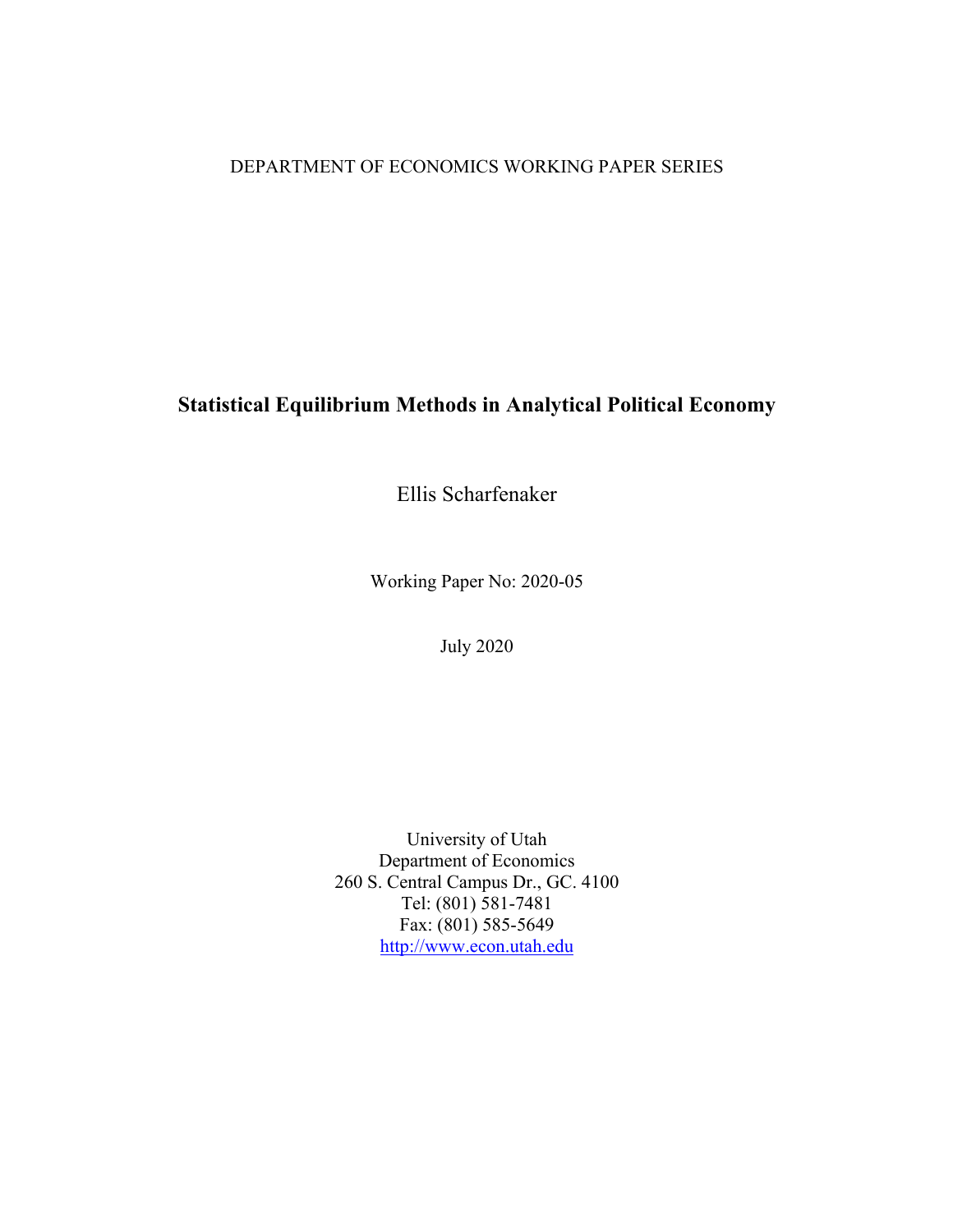DEPARTMENT OF ECONOMICS WORKING PAPER SERIES

# Statistical Equilibrium Methods in Analytical Political Economy

Ellis Scharfenaker

Working Paper No: 2020-05

July 2020

University of Utah
Department of Economics
260 S. Central Campus Dr., GC. 4100
Tel: (801) 581-7481
Fax: (801) 585-5649
http://www.econ.utah.edu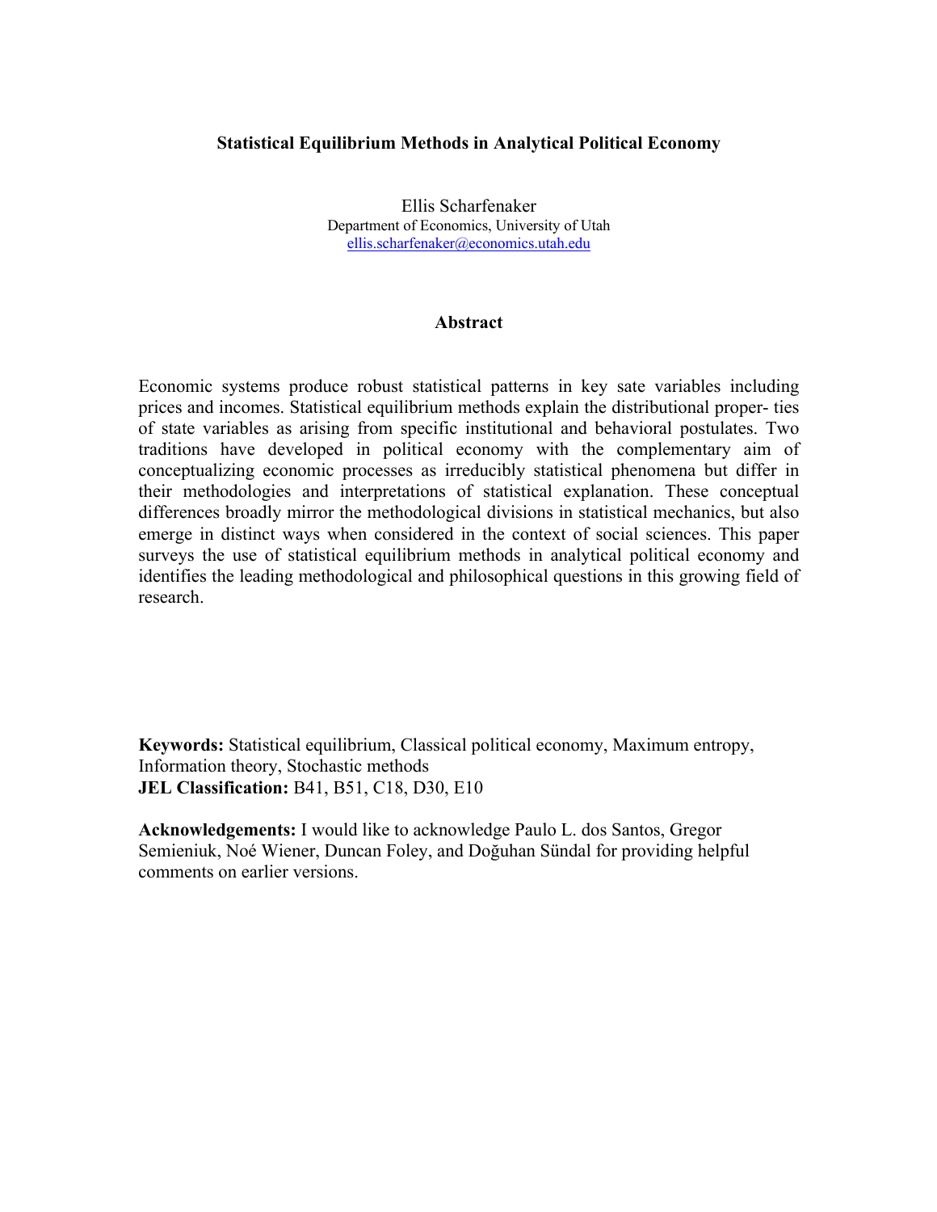**Statistical Equilibrium Methods in Analytical Political Economy**

Ellis Scharfenaker
Department of Economics, University of Utah
ellis.scharfenaker@economics.utah.edu

**Abstract**

Economic systems produce robust statistical patterns in key sate variables including prices and incomes. Statistical equilibrium methods explain the distributional proper- ties of state variables as arising from specific institutional and behavioral postulates. Two traditions have developed in political economy with the complementary aim of conceptualizing economic processes as irreducibly statistical phenomena but differ in their methodologies and interpretations of statistical explanation. These conceptual differences broadly mirror the methodological divisions in statistical mechanics, but also emerge in distinct ways when considered in the context of social sciences. This paper surveys the use of statistical equilibrium methods in analytical political economy and identifies the leading methodological and philosophical questions in this growing field of research.

**Keywords:** Statistical equilibrium, Classical political economy, Maximum entropy, Information theory, Stochastic methods
**JEL Classification:** B41, B51, C18, D30, E10

**Acknowledgements:** I would like to acknowledge Paulo L. dos Santos, Gregor Semieniuk, Noé Wiener, Duncan Foley, and Doğuhan Sündal for providing helpful comments on earlier versions.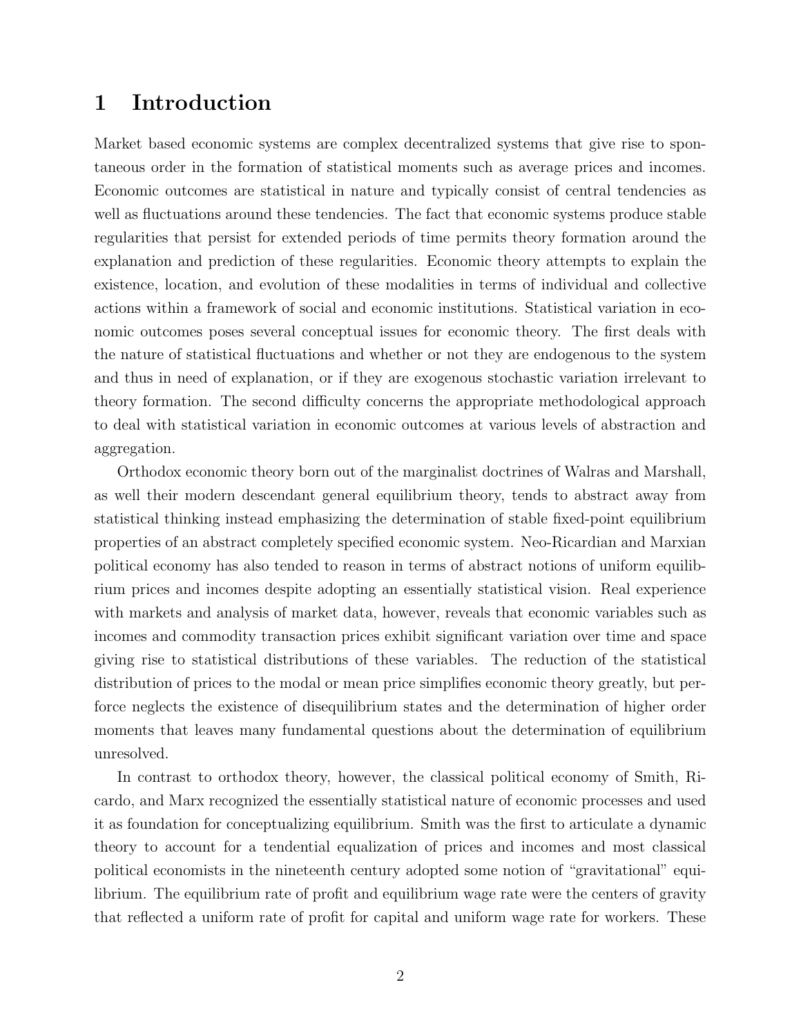# 1 Introduction

Market based economic systems are complex decentralized systems that give rise to spontaneous order in the formation of statistical moments such as average prices and incomes. Economic outcomes are statistical in nature and typically consist of central tendencies as well as fluctuations around these tendencies. The fact that economic systems produce stable regularities that persist for extended periods of time permits theory formation around the explanation and prediction of these regularities. Economic theory attempts to explain the existence, location, and evolution of these modalities in terms of individual and collective actions within a framework of social and economic institutions. Statistical variation in economic outcomes poses several conceptual issues for economic theory. The first deals with the nature of statistical fluctuations and whether or not they are endogenous to the system and thus in need of explanation, or if they are exogenous stochastic variation irrelevant to theory formation. The second difficulty concerns the appropriate methodological approach to deal with statistical variation in economic outcomes at various levels of abstraction and aggregation.

Orthodox economic theory born out of the marginalist doctrines of Walras and Marshall, as well their modern descendant general equilibrium theory, tends to abstract away from statistical thinking instead emphasizing the determination of stable fixed-point equilibrium properties of an abstract completely specified economic system. Neo-Ricardian and Marxian political economy has also tended to reason in terms of abstract notions of uniform equilibrium prices and incomes despite adopting an essentially statistical vision. Real experience with markets and analysis of market data, however, reveals that economic variables such as incomes and commodity transaction prices exhibit significant variation over time and space giving rise to statistical distributions of these variables. The reduction of the statistical distribution of prices to the modal or mean price simplifies economic theory greatly, but perforce neglects the existence of disequilibrium states and the determination of higher order moments that leaves many fundamental questions about the determination of equilibrium unresolved.

In contrast to orthodox theory, however, the classical political economy of Smith, Ricardo, and Marx recognized the essentially statistical nature of economic processes and used it as foundation for conceptualizing equilibrium. Smith was the first to articulate a dynamic theory to account for a tendential equalization of prices and incomes and most classical political economists in the nineteenth century adopted some notion of "gravitational" equilibrium. The equilibrium rate of profit and equilibrium wage rate were the centers of gravity that reflected a uniform rate of profit for capital and uniform wage rate for workers. These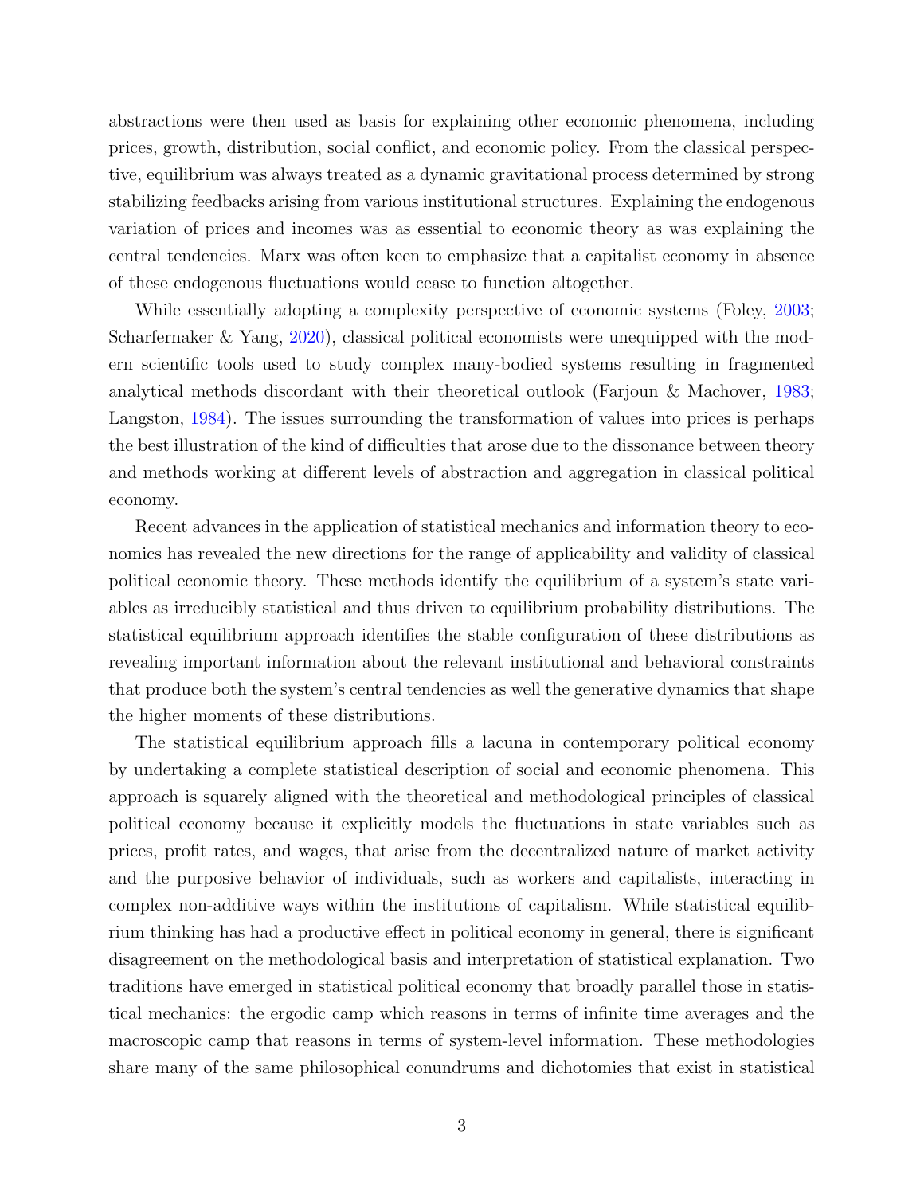abstractions were then used as basis for explaining other economic phenomena, including prices, growth, distribution, social conflict, and economic policy. From the classical perspective, equilibrium was always treated as a dynamic gravitational process determined by strong stabilizing feedbacks arising from various institutional structures. Explaining the endogenous variation of prices and incomes was as essential to economic theory as was explaining the central tendencies. Marx was often keen to emphasize that a capitalist economy in absence of these endogenous fluctuations would cease to function altogether.

While essentially adopting a complexity perspective of economic systems (Foley, 2003; Scharfernaker & Yang, 2020), classical political economists were unequipped with the modern scientific tools used to study complex many-bodied systems resulting in fragmented analytical methods discordant with their theoretical outlook (Farjoun & Machover, 1983; Langston, 1984). The issues surrounding the transformation of values into prices is perhaps the best illustration of the kind of difficulties that arose due to the dissonance between theory and methods working at different levels of abstraction and aggregation in classical political economy.

Recent advances in the application of statistical mechanics and information theory to economics has revealed the new directions for the range of applicability and validity of classical political economic theory. These methods identify the equilibrium of a system's state variables as irreducibly statistical and thus driven to equilibrium probability distributions. The statistical equilibrium approach identifies the stable configuration of these distributions as revealing important information about the relevant institutional and behavioral constraints that produce both the system's central tendencies as well the generative dynamics that shape the higher moments of these distributions.

The statistical equilibrium approach fills a lacuna in contemporary political economy by undertaking a complete statistical description of social and economic phenomena. This approach is squarely aligned with the theoretical and methodological principles of classical political economy because it explicitly models the fluctuations in state variables such as prices, profit rates, and wages, that arise from the decentralized nature of market activity and the purposive behavior of individuals, such as workers and capitalists, interacting in complex non-additive ways within the institutions of capitalism. While statistical equilibrium thinking has had a productive effect in political economy in general, there is significant disagreement on the methodological basis and interpretation of statistical explanation. Two traditions have emerged in statistical political economy that broadly parallel those in statistical mechanics: the ergodic camp which reasons in terms of infinite time averages and the macroscopic camp that reasons in terms of system-level information. These methodologies share many of the same philosophical conundrums and dichotomies that exist in statistical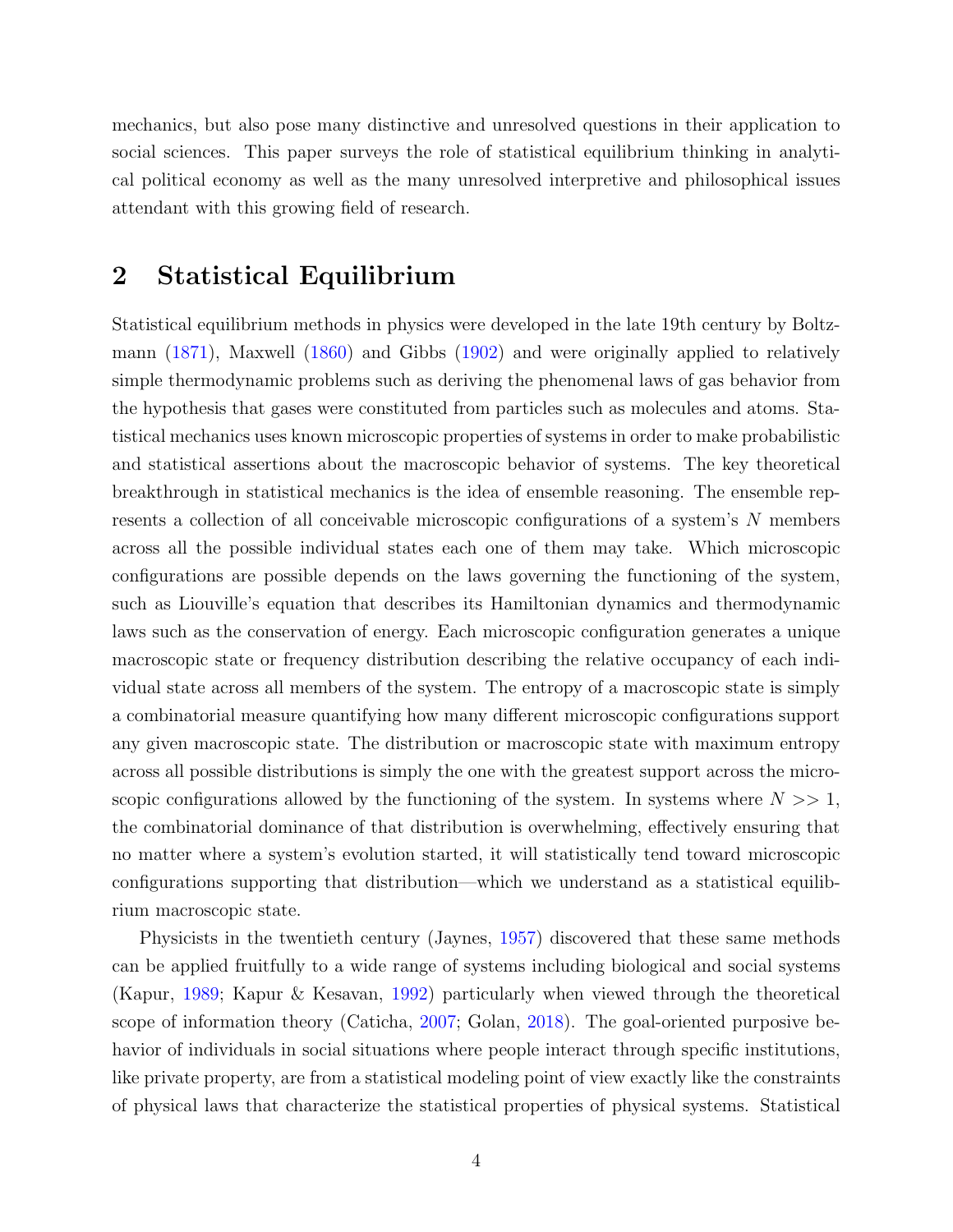mechanics, but also pose many distinctive and unresolved questions in their application to social sciences. This paper surveys the role of statistical equilibrium thinking in analytical political economy as well as the many unresolved interpretive and philosophical issues attendant with this growing field of research.

## 2 Statistical Equilibrium

Statistical equilibrium methods in physics were developed in the late 19th century by Boltzmann (1871), Maxwell (1860) and Gibbs (1902) and were originally applied to relatively simple thermodynamic problems such as deriving the phenomenal laws of gas behavior from the hypothesis that gases were constituted from particles such as molecules and atoms. Statistical mechanics uses known microscopic properties of systems in order to make probabilistic and statistical assertions about the macroscopic behavior of systems. The key theoretical breakthrough in statistical mechanics is the idea of ensemble reasoning. The ensemble represents a collection of all conceivable microscopic configurations of a system's $N$ members across all the possible individual states each one of them may take. Which microscopic configurations are possible depends on the laws governing the functioning of the system, such as Liouville's equation that describes its Hamiltonian dynamics and thermodynamic laws such as the conservation of energy. Each microscopic configuration generates a unique macroscopic state or frequency distribution describing the relative occupancy of each individual state across all members of the system. The entropy of a macroscopic state is simply a combinatorial measure quantifying how many different microscopic configurations support any given macroscopic state. The distribution or macroscopic state with maximum entropy across all possible distributions is simply the one with the greatest support across the microscopic configurations allowed by the functioning of the system. In systems where $N >> 1$, the combinatorial dominance of that distribution is overwhelming, effectively ensuring that no matter where a system's evolution started, it will statistically tend toward microscopic configurations supporting that distribution—which we understand as a statistical equilibrium macroscopic state.

Physicists in the twentieth century (Jaynes, 1957) discovered that these same methods can be applied fruitfully to a wide range of systems including biological and social systems (Kapur, 1989; Kapur & Kesavan, 1992) particularly when viewed through the theoretical scope of information theory (Caticha, 2007; Golan, 2018). The goal-oriented purposive behavior of individuals in social situations where people interact through specific institutions, like private property, are from a statistical modeling point of view exactly like the constraints of physical laws that characterize the statistical properties of physical systems. Statistical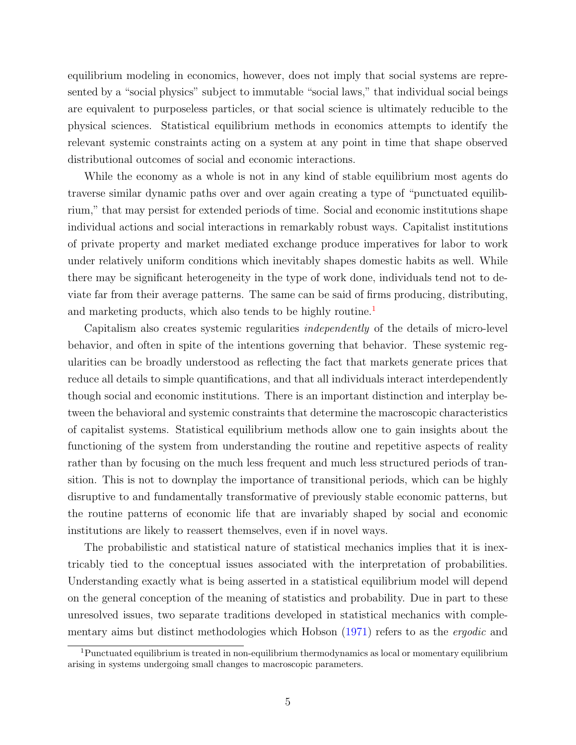equilibrium modeling in economics, however, does not imply that social systems are represented by a "social physics" subject to immutable "social laws," that individual social beings are equivalent to purposeless particles, or that social science is ultimately reducible to the physical sciences. Statistical equilibrium methods in economics attempts to identify the relevant systemic constraints acting on a system at any point in time that shape observed distributional outcomes of social and economic interactions.

While the economy as a whole is not in any kind of stable equilibrium most agents do traverse similar dynamic paths over and over again creating a type of "punctuated equilibrium," that may persist for extended periods of time. Social and economic institutions shape individual actions and social interactions in remarkably robust ways. Capitalist institutions of private property and market mediated exchange produce imperatives for labor to work under relatively uniform conditions which inevitably shapes domestic habits as well. While there may be significant heterogeneity in the type of work done, individuals tend not to deviate far from their average patterns. The same can be said of firms producing, distributing, and marketing products, which also tends to be highly routine.[1]

Capitalism also creates systemic regularities *independently* of the details of micro-level behavior, and often in spite of the intentions governing that behavior. These systemic regularities can be broadly understood as reflecting the fact that markets generate prices that reduce all details to simple quantifications, and that all individuals interact interdependently though social and economic institutions. There is an important distinction and interplay between the behavioral and systemic constraints that determine the macroscopic characteristics of capitalist systems. Statistical equilibrium methods allow one to gain insights about the functioning of the system from understanding the routine and repetitive aspects of reality rather than by focusing on the much less frequent and much less structured periods of transition. This is not to downplay the importance of transitional periods, which can be highly disruptive to and fundamentally transformative of previously stable economic patterns, but the routine patterns of economic life that are invariably shaped by social and economic institutions are likely to reassert themselves, even if in novel ways.

The probabilistic and statistical nature of statistical mechanics implies that it is inextricably tied to the conceptual issues associated with the interpretation of probabilities. Understanding exactly what is being asserted in a statistical equilibrium model will depend on the general conception of the meaning of statistics and probability. Due in part to these unresolved issues, two separate traditions developed in statistical mechanics with complementary aims but distinct methodologies which Hobson (1971) refers to as the *ergodic* and

[1] Punctuated equilibrium is treated in non-equilibrium thermodynamics as local or momentary equilibrium arising in systems undergoing small changes to macroscopic parameters.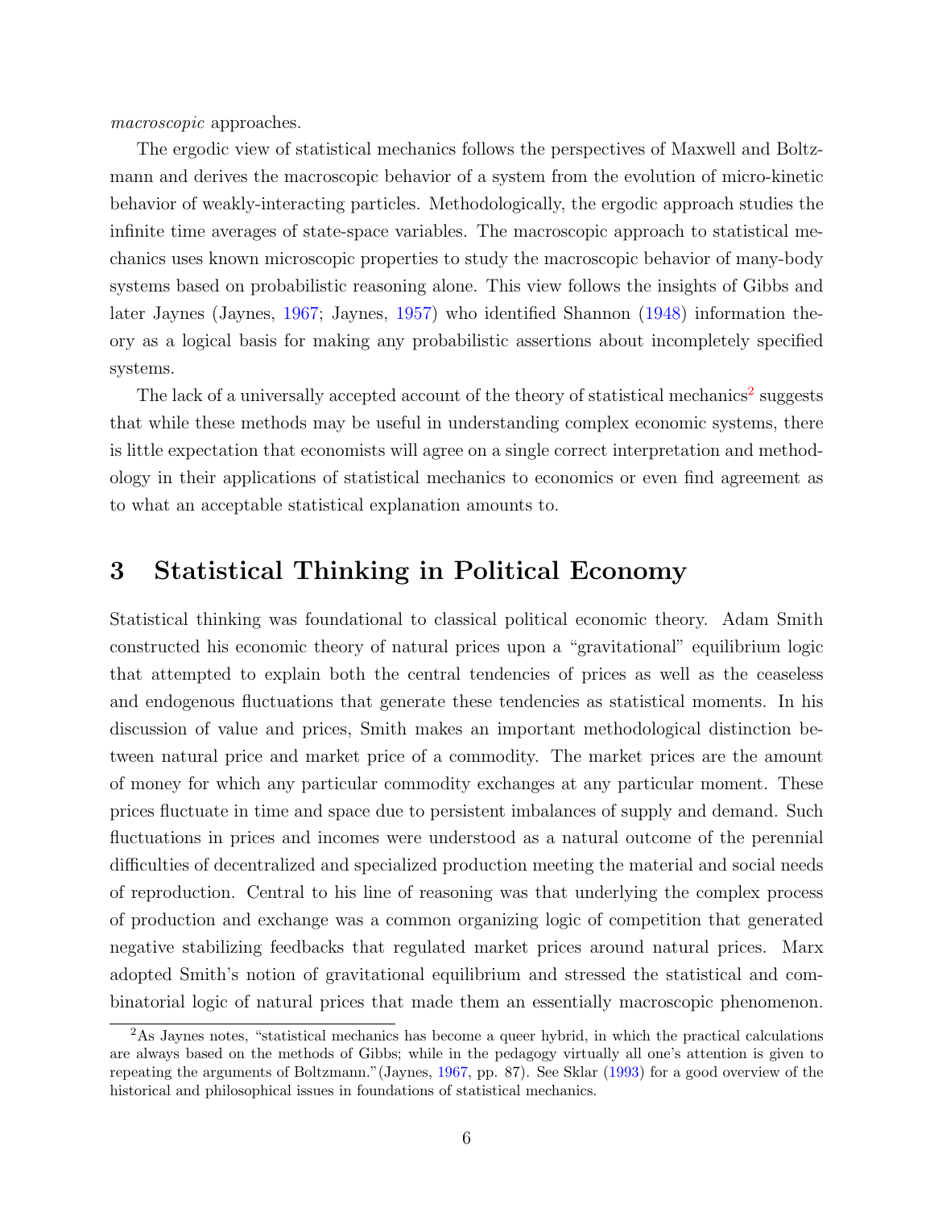*macroscopic* approaches.

The ergodic view of statistical mechanics follows the perspectives of Maxwell and Boltzmann and derives the macroscopic behavior of a system from the evolution of micro-kinetic behavior of weakly-interacting particles. Methodologically, the ergodic approach studies the infinite time averages of state-space variables. The macroscopic approach to statistical mechanics uses known microscopic properties to study the macroscopic behavior of many-body systems based on probabilistic reasoning alone. This view follows the insights of Gibbs and later Jaynes (Jaynes, 1967; Jaynes, 1957) who identified Shannon (1948) information theory as a logical basis for making any probabilistic assertions about incompletely specified systems.

The lack of a universally accepted account of the theory of statistical mechanics[2] suggests that while these methods may be useful in understanding complex economic systems, there is little expectation that economists will agree on a single correct interpretation and methodology in their applications of statistical mechanics to economics or even find agreement as to what an acceptable statistical explanation amounts to.

## 3 Statistical Thinking in Political Economy

Statistical thinking was foundational to classical political economic theory. Adam Smith constructed his economic theory of natural prices upon a "gravitational" equilibrium logic that attempted to explain both the central tendencies of prices as well as the ceaseless and endogenous fluctuations that generate these tendencies as statistical moments. In his discussion of value and prices, Smith makes an important methodological distinction between natural price and market price of a commodity. The market prices are the amount of money for which any particular commodity exchanges at any particular moment. These prices fluctuate in time and space due to persistent imbalances of supply and demand. Such fluctuations in prices and incomes were understood as a natural outcome of the perennial difficulties of decentralized and specialized production meeting the material and social needs of reproduction. Central to his line of reasoning was that underlying the complex process of production and exchange was a common organizing logic of competition that generated negative stabilizing feedbacks that regulated market prices around natural prices. Marx adopted Smith's notion of gravitational equilibrium and stressed the statistical and combinatorial logic of natural prices that made them an essentially macroscopic phenomenon.

[2] As Jaynes notes, "statistical mechanics has become a queer hybrid, in which the practical calculations are always based on the methods of Gibbs; while in the pedagogy virtually all one's attention is given to repeating the arguments of Boltzmann."(Jaynes, 1967, pp. 87). See Sklar (1993) for a good overview of the historical and philosophical issues in foundations of statistical mechanics.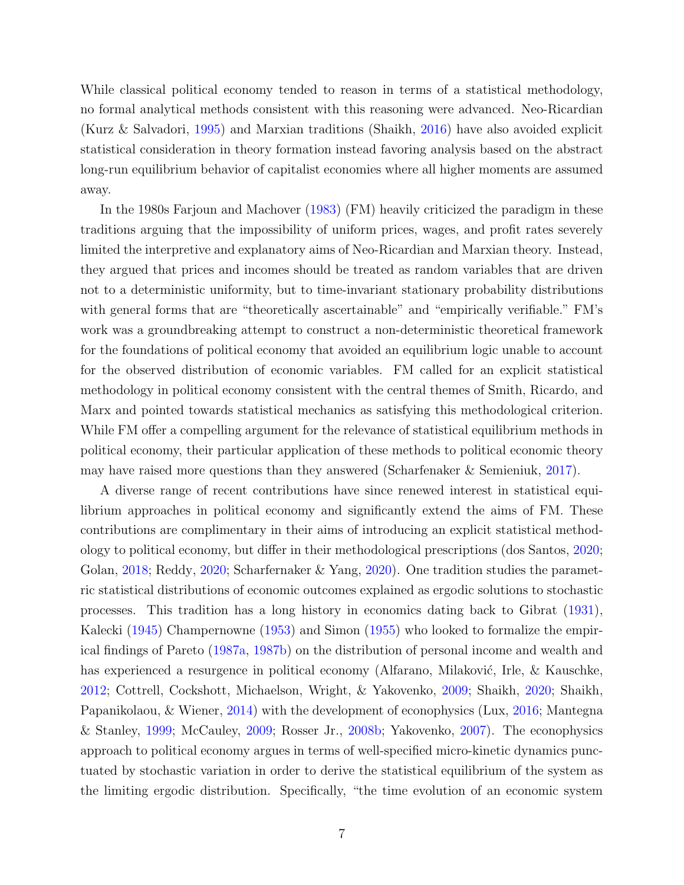While classical political economy tended to reason in terms of a statistical methodology, no formal analytical methods consistent with this reasoning were advanced. Neo-Ricardian (Kurz & Salvadori, 1995) and Marxian traditions (Shaikh, 2016) have also avoided explicit statistical consideration in theory formation instead favoring analysis based on the abstract long-run equilibrium behavior of capitalist economies where all higher moments are assumed away.

In the 1980s Farjoun and Machover (1983) (FM) heavily criticized the paradigm in these traditions arguing that the impossibility of uniform prices, wages, and profit rates severely limited the interpretive and explanatory aims of Neo-Ricardian and Marxian theory. Instead, they argued that prices and incomes should be treated as random variables that are driven not to a deterministic uniformity, but to time-invariant stationary probability distributions with general forms that are "theoretically ascertainable" and "empirically verifiable." FM's work was a groundbreaking attempt to construct a non-deterministic theoretical framework for the foundations of political economy that avoided an equilibrium logic unable to account for the observed distribution of economic variables. FM called for an explicit statistical methodology in political economy consistent with the central themes of Smith, Ricardo, and Marx and pointed towards statistical mechanics as satisfying this methodological criterion. While FM offer a compelling argument for the relevance of statistical equilibrium methods in political economy, their particular application of these methods to political economic theory may have raised more questions than they answered (Scharfenaker & Semieniuk, 2017).

A diverse range of recent contributions have since renewed interest in statistical equilibrium approaches in political economy and significantly extend the aims of FM. These contributions are complimentary in their aims of introducing an explicit statistical methodology to political economy, but differ in their methodological prescriptions (dos Santos, 2020; Golan, 2018; Reddy, 2020; Scharfernaker & Yang, 2020). One tradition studies the parametric statistical distributions of economic outcomes explained as ergodic solutions to stochastic processes. This tradition has a long history in economics dating back to Gibrat (1931), Kalecki (1945) Champernowne (1953) and Simon (1955) who looked to formalize the empirical findings of Pareto (1987a, 1987b) on the distribution of personal income and wealth and has experienced a resurgence in political economy (Alfarano, Milaković, Irle, & Kauschke, 2012; Cottrell, Cockshott, Michaelson, Wright, & Yakovenko, 2009; Shaikh, 2020; Shaikh, Papanikolaou, & Wiener, 2014) with the development of econophysics (Lux, 2016; Mantegna & Stanley, 1999; McCauley, 2009; Rosser Jr., 2008b; Yakovenko, 2007). The econophysics approach to political economy argues in terms of well-specified micro-kinetic dynamics punctuated by stochastic variation in order to derive the statistical equilibrium of the system as the limiting ergodic distribution. Specifically, "the time evolution of an economic system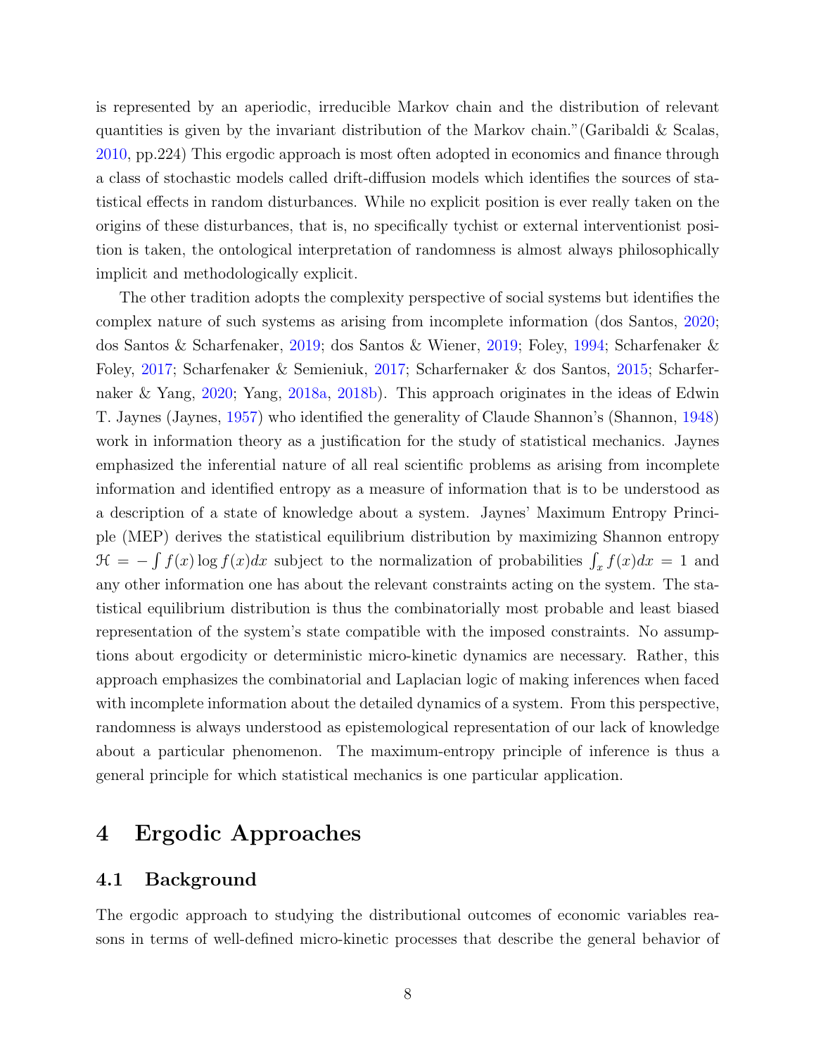is represented by an aperiodic, irreducible Markov chain and the distribution of relevant quantities is given by the invariant distribution of the Markov chain."(Garibaldi & Scalas, 2010, pp.224) This ergodic approach is most often adopted in economics and finance through a class of stochastic models called drift-diffusion models which identifies the sources of statistical effects in random disturbances. While no explicit position is ever really taken on the origins of these disturbances, that is, no specifically tychist or external interventionist position is taken, the ontological interpretation of randomness is almost always philosophically implicit and methodologically explicit.

The other tradition adopts the complexity perspective of social systems but identifies the complex nature of such systems as arising from incomplete information (dos Santos, 2020; dos Santos & Scharfenaker, 2019; dos Santos & Wiener, 2019; Foley, 1994; Scharfenaker & Foley, 2017; Scharfenaker & Semieniuk, 2017; Scharfernaker & dos Santos, 2015; Scharfernaker & Yang, 2020; Yang, 2018a, 2018b). This approach originates in the ideas of Edwin T. Jaynes (Jaynes, 1957) who identified the generality of Claude Shannon's (Shannon, 1948) work in information theory as a justification for the study of statistical mechanics. Jaynes emphasized the inferential nature of all real scientific problems as arising from incomplete information and identified entropy as a measure of information that is to be understood as a description of a state of knowledge about a system. Jaynes' Maximum Entropy Principle (MEP) derives the statistical equilibrium distribution by maximizing Shannon entropy $\mathcal{H} = -\int f(x) \log f(x) dx$ subject to the normalization of probabilities $\int_x f(x) dx = 1$ and any other information one has about the relevant constraints acting on the system. The statistical equilibrium distribution is thus the combinatorially most probable and least biased representation of the system's state compatible with the imposed constraints. No assumptions about ergodicity or deterministic micro-kinetic dynamics are necessary. Rather, this approach emphasizes the combinatorial and Laplacian logic of making inferences when faced with incomplete information about the detailed dynamics of a system. From this perspective, randomness is always understood as epistemological representation of our lack of knowledge about a particular phenomenon. The maximum-entropy principle of inference is thus a general principle for which statistical mechanics is one particular application.

# 4 Ergodic Approaches

## 4.1 Background

The ergodic approach to studying the distributional outcomes of economic variables reasons in terms of well-defined micro-kinetic processes that describe the general behavior of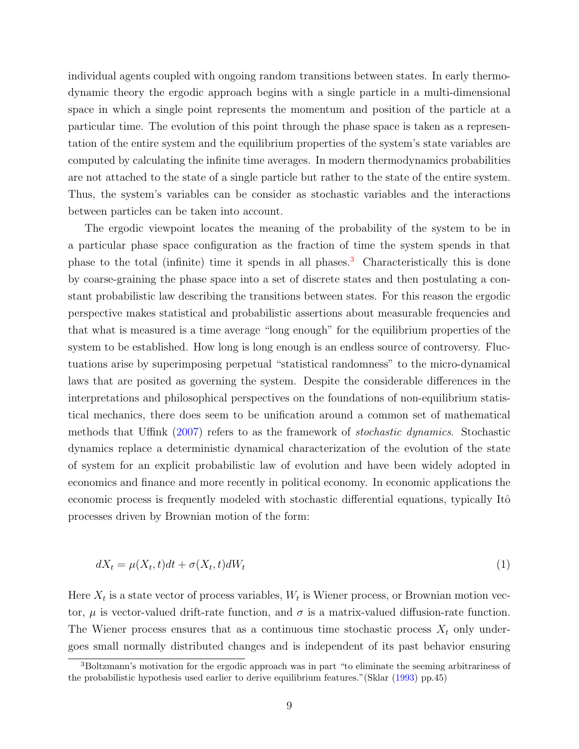individual agents coupled with ongoing random transitions between states. In early thermodynamic theory the ergodic approach begins with a single particle in a multi-dimensional space in which a single point represents the momentum and position of the particle at a particular time. The evolution of this point through the phase space is taken as a representation of the entire system and the equilibrium properties of the system's state variables are computed by calculating the infinite time averages. In modern thermodynamics probabilities are not attached to the state of a single particle but rather to the state of the entire system. Thus, the system's variables can be consider as stochastic variables and the interactions between particles can be taken into account.

The ergodic viewpoint locates the meaning of the probability of the system to be in a particular phase space configuration as the fraction of time the system spends in that phase to the total (infinite) time it spends in all phases.[3] Characteristically this is done by coarse-graining the phase space into a set of discrete states and then postulating a constant probabilistic law describing the transitions between states. For this reason the ergodic perspective makes statistical and probabilistic assertions about measurable frequencies and that what is measured is a time average "long enough" for the equilibrium properties of the system to be established. How long is long enough is an endless source of controversy. Fluctuations arise by superimposing perpetual "statistical randomness" to the micro-dynamical laws that are posited as governing the system. Despite the considerable differences in the interpretations and philosophical perspectives on the foundations of non-equilibrium statistical mechanics, there does seem to be unification around a common set of mathematical methods that Uffink (2007) refers to as the framework of *stochastic dynamics*. Stochastic dynamics replace a deterministic dynamical characterization of the evolution of the state of system for an explicit probabilistic law of evolution and have been widely adopted in economics and finance and more recently in political economy. In economic applications the economic process is frequently modeled with stochastic differential equations, typically Itô processes driven by Brownian motion of the form:

$$dX_t = \mu(X_t, t)dt + \sigma(X_t, t)dW_t \tag{1}$$

Here $X_t$ is a state vector of process variables, $W_t$ is Wiener process, or Brownian motion vector, $\mu$ is vector-valued drift-rate function, and $\sigma$ is a matrix-valued diffusion-rate function. The Wiener process ensures that as a continuous time stochastic process $X_t$ only undergoes small normally distributed changes and is independent of its past behavior ensuring

[3] Boltzmann's motivation for the ergodic approach was in part "to eliminate the seeming arbitrariness of the probabilistic hypothesis used earlier to derive equilibrium features."(Sklar (1993) pp.45)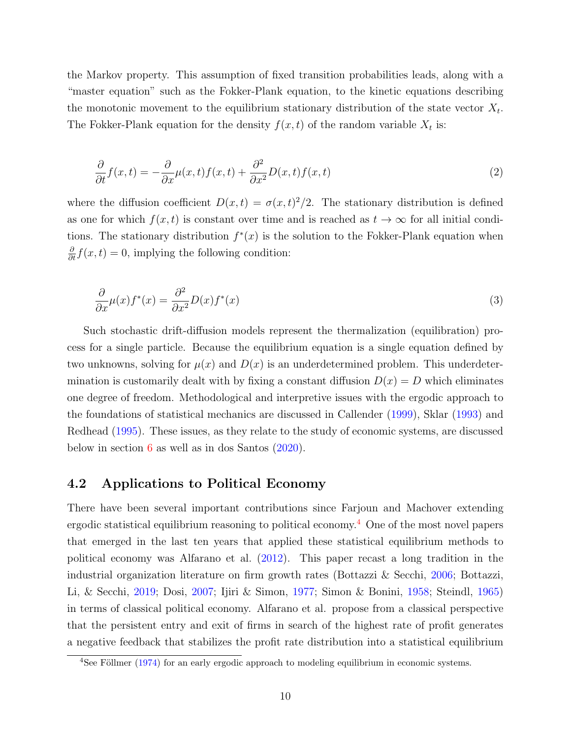the Markov property. This assumption of fixed transition probabilities leads, along with a "master equation" such as the Fokker-Plank equation, to the kinetic equations describing the monotonic movement to the equilibrium stationary distribution of the state vector $X_t$. The Fokker-Plank equation for the density $f(x,t)$ of the random variable $X_t$ is:

$$\frac{\partial}{\partial t} f(x,t) = -\frac{\partial}{\partial x}\mu(x,t) f(x,t) + \frac{\partial^2}{\partial x^2} D(x,t) f(x,t) \tag{2}$$

where the diffusion coefficient $D(x,t) = \sigma(x,t)^2/2$. The stationary distribution is defined as one for which $f(x,t)$ is constant over time and is reached as $t \to \infty$ for all initial conditions. The stationary distribution $f^*(x)$ is the solution to the Fokker-Plank equation when $\frac{\partial}{\partial t} f(x,t) = 0$, implying the following condition:

$$\frac{\partial}{\partial x}\mu(x) f^*(x) = \frac{\partial^2}{\partial x^2} D(x) f^*(x) \tag{3}$$

Such stochastic drift-diffusion models represent the thermalization (equilibration) process for a single particle. Because the equilibrium equation is a single equation defined by two unknowns, solving for $\mu(x)$ and $D(x)$ is an underdetermined problem. This underdetermination is customarily dealt with by fixing a constant diffusion $D(x) = D$ which eliminates one degree of freedom. Methodological and interpretive issues with the ergodic approach to the foundations of statistical mechanics are discussed in Callender (1999), Sklar (1993) and Redhead (1995). These issues, as they relate to the study of economic systems, are discussed below in section 6 as well as in dos Santos (2020).

## 4.2 Applications to Political Economy

There have been several important contributions since Farjoun and Machover extending ergodic statistical equilibrium reasoning to political economy.[4] One of the most novel papers that emerged in the last ten years that applied these statistical equilibrium methods to political economy was Alfarano et al. (2012). This paper recast a long tradition in the industrial organization literature on firm growth rates (Bottazzi & Secchi, 2006; Bottazzi, Li, & Secchi, 2019; Dosi, 2007; Ijiri & Simon, 1977; Simon & Bonini, 1958; Steindl, 1965) in terms of classical political economy. Alfarano et al. propose from a classical perspective that the persistent entry and exit of firms in search of the highest rate of profit generates a negative feedback that stabilizes the profit rate distribution into a statistical equilibrium

[4] See Föllmer (1974) for an early ergodic approach to modeling equilibrium in economic systems.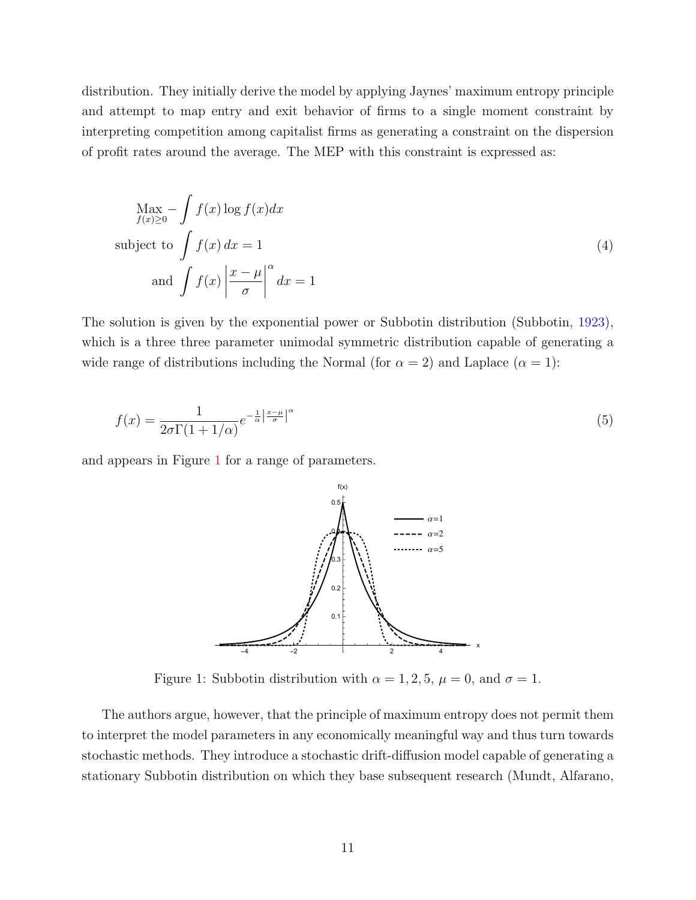distribution. They initially derive the model by applying Jaynes' maximum entropy principle and attempt to map entry and exit behavior of firms to a single moment constraint by interpreting competition among capitalist firms as generating a constraint on the dispersion of profit rates around the average. The MEP with this constraint is expressed as:

$$
\begin{aligned}
&\underset{f(x)\geq 0}{\text{Max}} - \int f(x)\log f(x)dx \\
&\text{subject to } \int f(x)\,dx = 1 \\
&\text{and } \int f(x)\left|\frac{x-\mu}{\sigma}\right|^{\alpha} dx = 1
\end{aligned}
\tag{4}
$$

The solution is given by the exponential power or Subbotin distribution (Subbotin, 1923), which is a three three parameter unimodal symmetric distribution capable of generating a wide range of distributions including the Normal (for $\alpha = 2$) and Laplace ($\alpha = 1$):

$$
f(x) = \frac{1}{2\sigma\Gamma(1+1/\alpha)} e^{-\frac{1}{\alpha}\left|\frac{x-\mu}{\sigma}\right|^{\alpha}}
\tag{5}
$$

and appears in Figure 1 for a range of parameters.

f(x)
0.5
0.4
0.3
0.2
0.1
−4
−2
2
4
x
α=1
α=2
α=5

Figure 1: Subbotin distribution with $\alpha = 1, 2, 5$, $\mu = 0$, and $\sigma = 1$.

The authors argue, however, that the principle of maximum entropy does not permit them to interpret the model parameters in any economically meaningful way and thus turn towards stochastic methods. They introduce a stochastic drift-diffusion model capable of generating a stationary Subbotin distribution on which they base subsequent research (Mundt, Alfarano,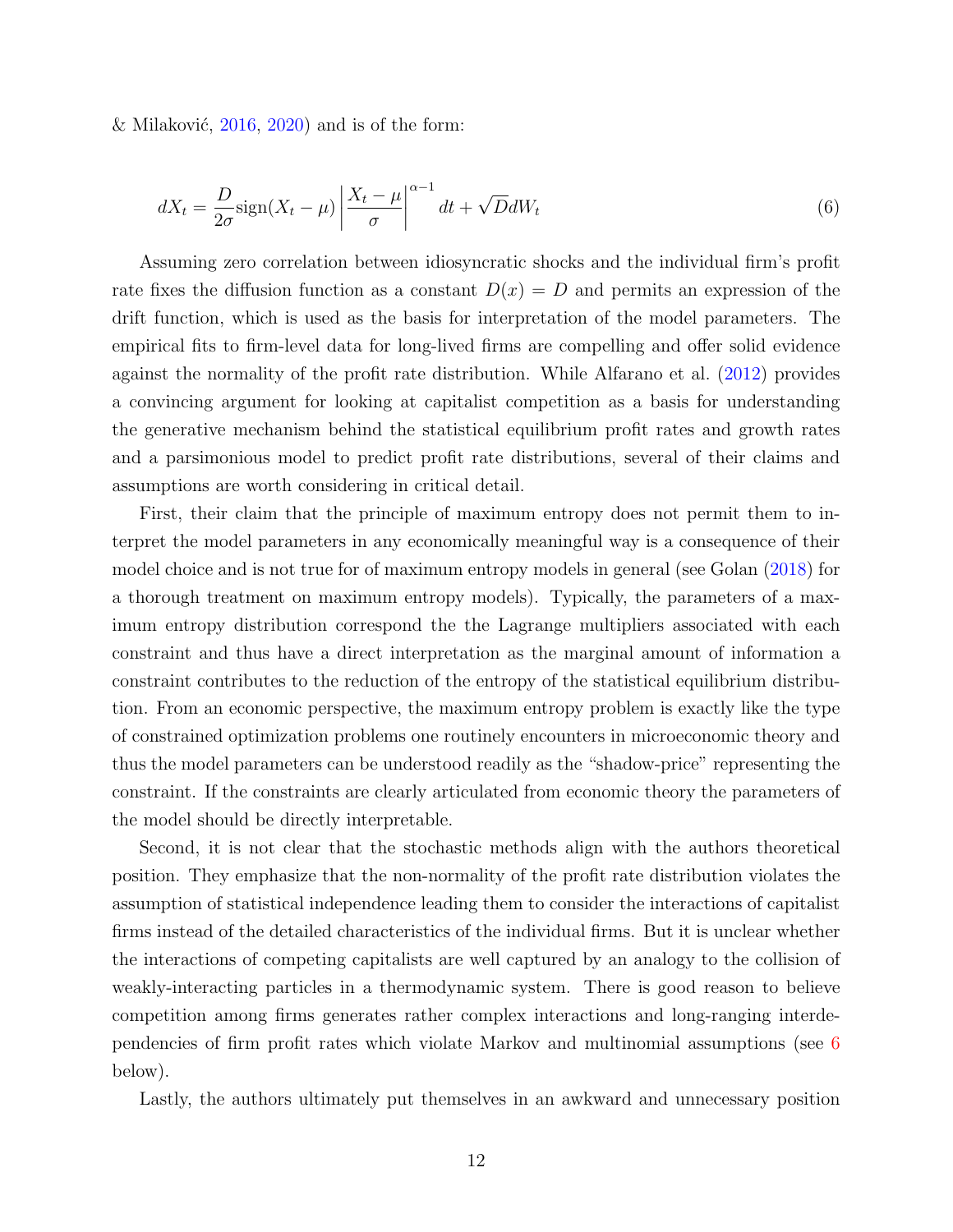& Milaković, 2016, 2020) and is of the form:

$$dX_t = \frac{D}{2\sigma}\text{sign}(X_t - \mu)\left|\frac{X_t - \mu}{\sigma}\right|^{\alpha-1} dt + \sqrt{D}dW_t \tag{6}$$

Assuming zero correlation between idiosyncratic shocks and the individual firm's profit rate fixes the diffusion function as a constant $D(x) = D$ and permits an expression of the drift function, which is used as the basis for interpretation of the model parameters. The empirical fits to firm-level data for long-lived firms are compelling and offer solid evidence against the normality of the profit rate distribution. While Alfarano et al. (2012) provides a convincing argument for looking at capitalist competition as a basis for understanding the generative mechanism behind the statistical equilibrium profit rates and growth rates and a parsimonious model to predict profit rate distributions, several of their claims and assumptions are worth considering in critical detail.

First, their claim that the principle of maximum entropy does not permit them to interpret the model parameters in any economically meaningful way is a consequence of their model choice and is not true for of maximum entropy models in general (see Golan (2018) for a thorough treatment on maximum entropy models). Typically, the parameters of a maximum entropy distribution correspond the the Lagrange multipliers associated with each constraint and thus have a direct interpretation as the marginal amount of information a constraint contributes to the reduction of the entropy of the statistical equilibrium distribution. From an economic perspective, the maximum entropy problem is exactly like the type of constrained optimization problems one routinely encounters in microeconomic theory and thus the model parameters can be understood readily as the "shadow-price" representing the constraint. If the constraints are clearly articulated from economic theory the parameters of the model should be directly interpretable.

Second, it is not clear that the stochastic methods align with the authors theoretical position. They emphasize that the non-normality of the profit rate distribution violates the assumption of statistical independence leading them to consider the interactions of capitalist firms instead of the detailed characteristics of the individual firms. But it is unclear whether the interactions of competing capitalists are well captured by an analogy to the collision of weakly-interacting particles in a thermodynamic system. There is good reason to believe competition among firms generates rather complex interactions and long-ranging interdependencies of firm profit rates which violate Markov and multinomial assumptions (see 6 below).

Lastly, the authors ultimately put themselves in an awkward and unnecessary position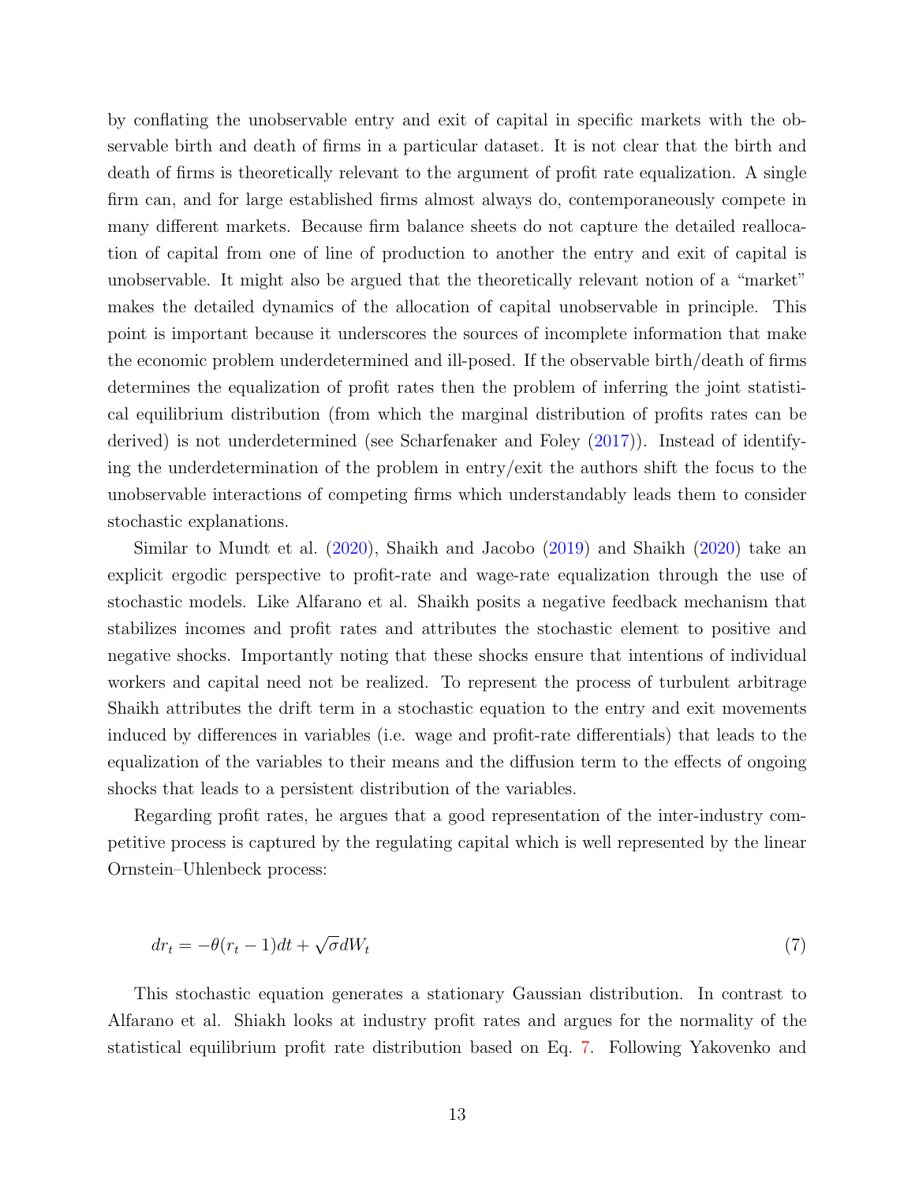by conflating the unobservable entry and exit of capital in specific markets with the observable birth and death of firms in a particular dataset. It is not clear that the birth and death of firms is theoretically relevant to the argument of profit rate equalization. A single firm can, and for large established firms almost always do, contemporaneously compete in many different markets. Because firm balance sheets do not capture the detailed reallocation of capital from one of line of production to another the entry and exit of capital is unobservable. It might also be argued that the theoretically relevant notion of a "market" makes the detailed dynamics of the allocation of capital unobservable in principle. This point is important because it underscores the sources of incomplete information that make the economic problem underdetermined and ill-posed. If the observable birth/death of firms determines the equalization of profit rates then the problem of inferring the joint statistical equilibrium distribution (from which the marginal distribution of profits rates can be derived) is not underdetermined (see Scharfenaker and Foley (2017)). Instead of identifying the underdetermination of the problem in entry/exit the authors shift the focus to the unobservable interactions of competing firms which understandably leads them to consider stochastic explanations.

Similar to Mundt et al. (2020), Shaikh and Jacobo (2019) and Shaikh (2020) take an explicit ergodic perspective to profit-rate and wage-rate equalization through the use of stochastic models. Like Alfarano et al. Shaikh posits a negative feedback mechanism that stabilizes incomes and profit rates and attributes the stochastic element to positive and negative shocks. Importantly noting that these shocks ensure that intentions of individual workers and capital need not be realized. To represent the process of turbulent arbitrage Shaikh attributes the drift term in a stochastic equation to the entry and exit movements induced by differences in variables (i.e. wage and profit-rate differentials) that leads to the equalization of the variables to their means and the diffusion term to the effects of ongoing shocks that leads to a persistent distribution of the variables.

Regarding profit rates, he argues that a good representation of the inter-industry competitive process is captured by the regulating capital which is well represented by the linear Ornstein–Uhlenbeck process:

$$dr_t = -\theta(r_t - 1)dt + \sqrt{\sigma}dW_t \tag{7}$$

This stochastic equation generates a stationary Gaussian distribution. In contrast to Alfarano et al. Shiakh looks at industry profit rates and argues for the normality of the statistical equilibrium profit rate distribution based on Eq. 7. Following Yakovenko and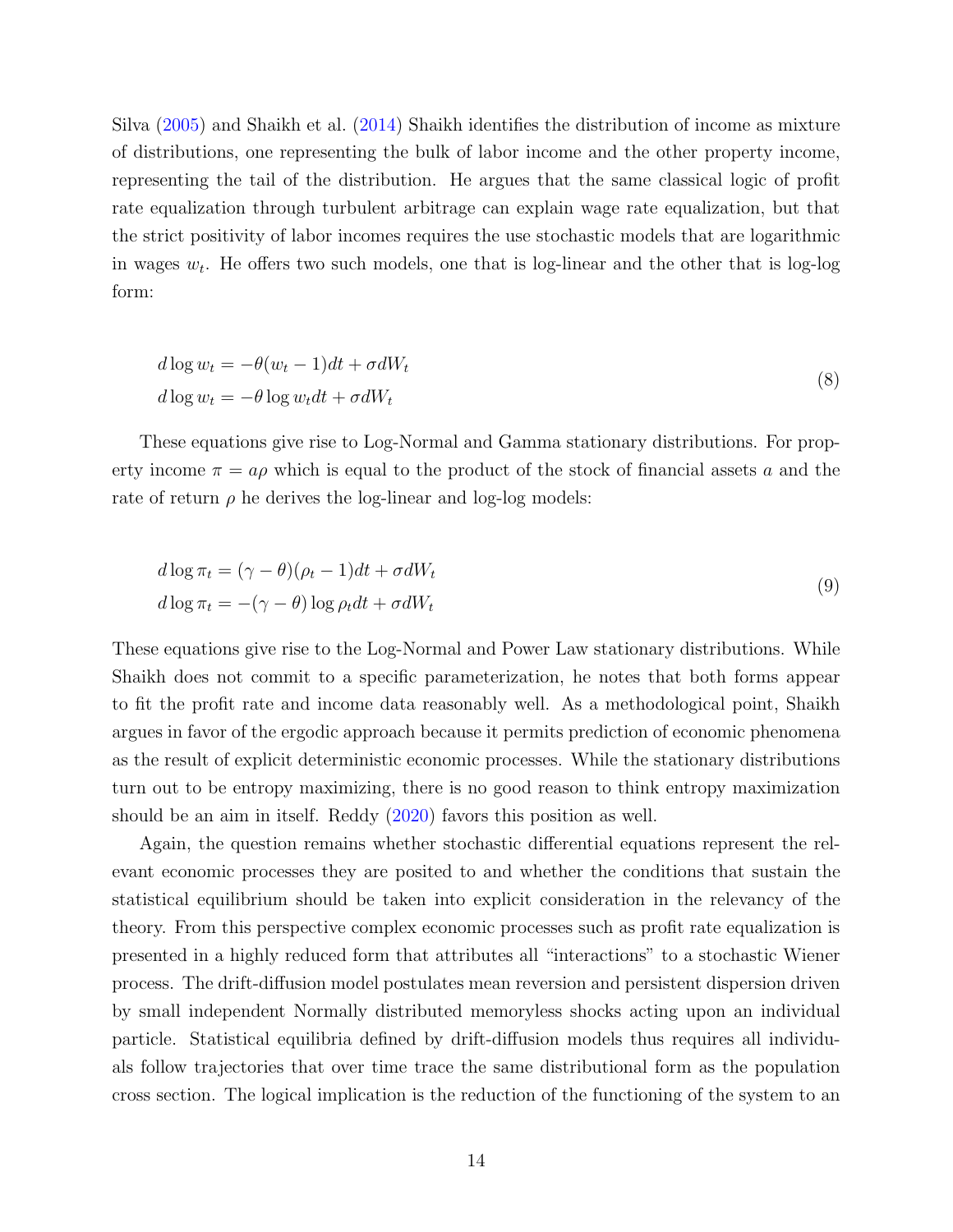Silva (2005) and Shaikh et al. (2014) Shaikh identifies the distribution of income as mixture of distributions, one representing the bulk of labor income and the other property income, representing the tail of the distribution. He argues that the same classical logic of profit rate equalization through turbulent arbitrage can explain wage rate equalization, but that the strict positivity of labor incomes requires the use stochastic models that are logarithmic in wages $w_t$. He offers two such models, one that is log-linear and the other that is log-log form:

$$
\begin{aligned}
d \log w_t &= -\theta(w_t - 1)dt + \sigma dW_t \\
d \log w_t &= -\theta \log w_t dt + \sigma dW_t
\end{aligned}
\tag{8}
$$

These equations give rise to Log-Normal and Gamma stationary distributions. For property income $\pi = a\rho$ which is equal to the product of the stock of financial assets $a$ and the rate of return $\rho$ he derives the log-linear and log-log models:

$$
\begin{aligned}
d \log \pi_t &= (\gamma - \theta)(\rho_t - 1)dt + \sigma dW_t \\
d \log \pi_t &= -(\gamma - \theta) \log \rho_t dt + \sigma dW_t
\end{aligned}
\tag{9}
$$

These equations give rise to the Log-Normal and Power Law stationary distributions. While Shaikh does not commit to a specific parameterization, he notes that both forms appear to fit the profit rate and income data reasonably well. As a methodological point, Shaikh argues in favor of the ergodic approach because it permits prediction of economic phenomena as the result of explicit deterministic economic processes. While the stationary distributions turn out to be entropy maximizing, there is no good reason to think entropy maximization should be an aim in itself. Reddy (2020) favors this position as well.

Again, the question remains whether stochastic differential equations represent the relevant economic processes they are posited to and whether the conditions that sustain the statistical equilibrium should be taken into explicit consideration in the relevancy of the theory. From this perspective complex economic processes such as profit rate equalization is presented in a highly reduced form that attributes all "interactions" to a stochastic Wiener process. The drift-diffusion model postulates mean reversion and persistent dispersion driven by small independent Normally distributed memoryless shocks acting upon an individual particle. Statistical equilibria defined by drift-diffusion models thus requires all individuals follow trajectories that over time trace the same distributional form as the population cross section. The logical implication is the reduction of the functioning of the system to an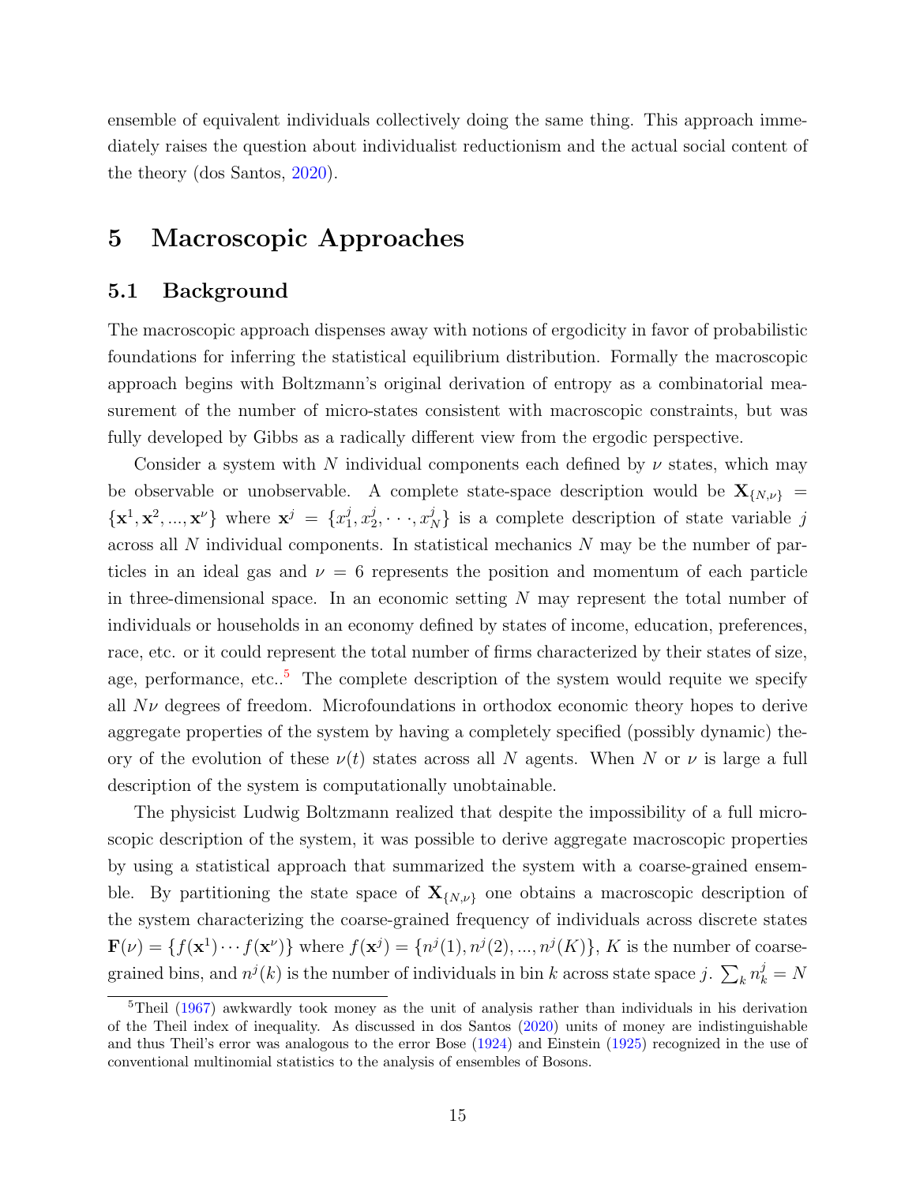ensemble of equivalent individuals collectively doing the same thing. This approach immediately raises the question about individualist reductionism and the actual social content of the theory (dos Santos, 2020).

# 5 Macroscopic Approaches

## 5.1 Background

The macroscopic approach dispenses away with notions of ergodicity in favor of probabilistic foundations for inferring the statistical equilibrium distribution. Formally the macroscopic approach begins with Boltzmann's original derivation of entropy as a combinatorial measurement of the number of micro-states consistent with macroscopic constraints, but was fully developed by Gibbs as a radically different view from the ergodic perspective.

Consider a system with $N$ individual components each defined by $\nu$ states, which may be observable or unobservable. A complete state-space description would be $\mathbf{X}_{\{N,\nu\}} = \{\mathbf{x}^1, \mathbf{x}^2, ..., \mathbf{x}^\nu\}$ where $\mathbf{x}^j = \{x^j_1, x^j_2, \cdots, x^j_N\}$ is a complete description of state variable $j$ across all $N$ individual components. In statistical mechanics $N$ may be the number of particles in an ideal gas and $\nu = 6$ represents the position and momentum of each particle in three-dimensional space. In an economic setting $N$ may represent the total number of individuals or households in an economy defined by states of income, education, preferences, race, etc. or it could represent the total number of firms characterized by their states of size, age, performance, etc..[5] The complete description of the system would requite we specify all $N\nu$ degrees of freedom. Microfoundations in orthodox economic theory hopes to derive aggregate properties of the system by having a completely specified (possibly dynamic) theory of the evolution of these $\nu(t)$ states across all $N$ agents. When $N$ or $\nu$ is large a full description of the system is computationally unobtainable.

The physicist Ludwig Boltzmann realized that despite the impossibility of a full microscopic description of the system, it was possible to derive aggregate macroscopic properties by using a statistical approach that summarized the system with a coarse-grained ensemble. By partitioning the state space of $\mathbf{X}_{\{N,\nu\}}$ one obtains a macroscopic description of the system characterizing the coarse-grained frequency of individuals across discrete states $\mathbf{F}(\nu) = \{f(\mathbf{x}^1) \cdots f(\mathbf{x}^\nu)\}$ where $f(\mathbf{x}^j) = \{n^j(1), n^j(2), ..., n^j(K)\}$, $K$ is the number of coarse-grained bins, and $n^j(k)$ is the number of individuals in bin $k$ across state space $j$. $\sum_k n^j_k = N$

[5] Theil (1967) awkwardly took money as the unit of analysis rather than individuals in his derivation of the Theil index of inequality. As discussed in dos Santos (2020) units of money are indistinguishable and thus Theil's error was analogous to the error Bose (1924) and Einstein (1925) recognized in the use of conventional multinomial statistics to the analysis of ensembles of Bosons.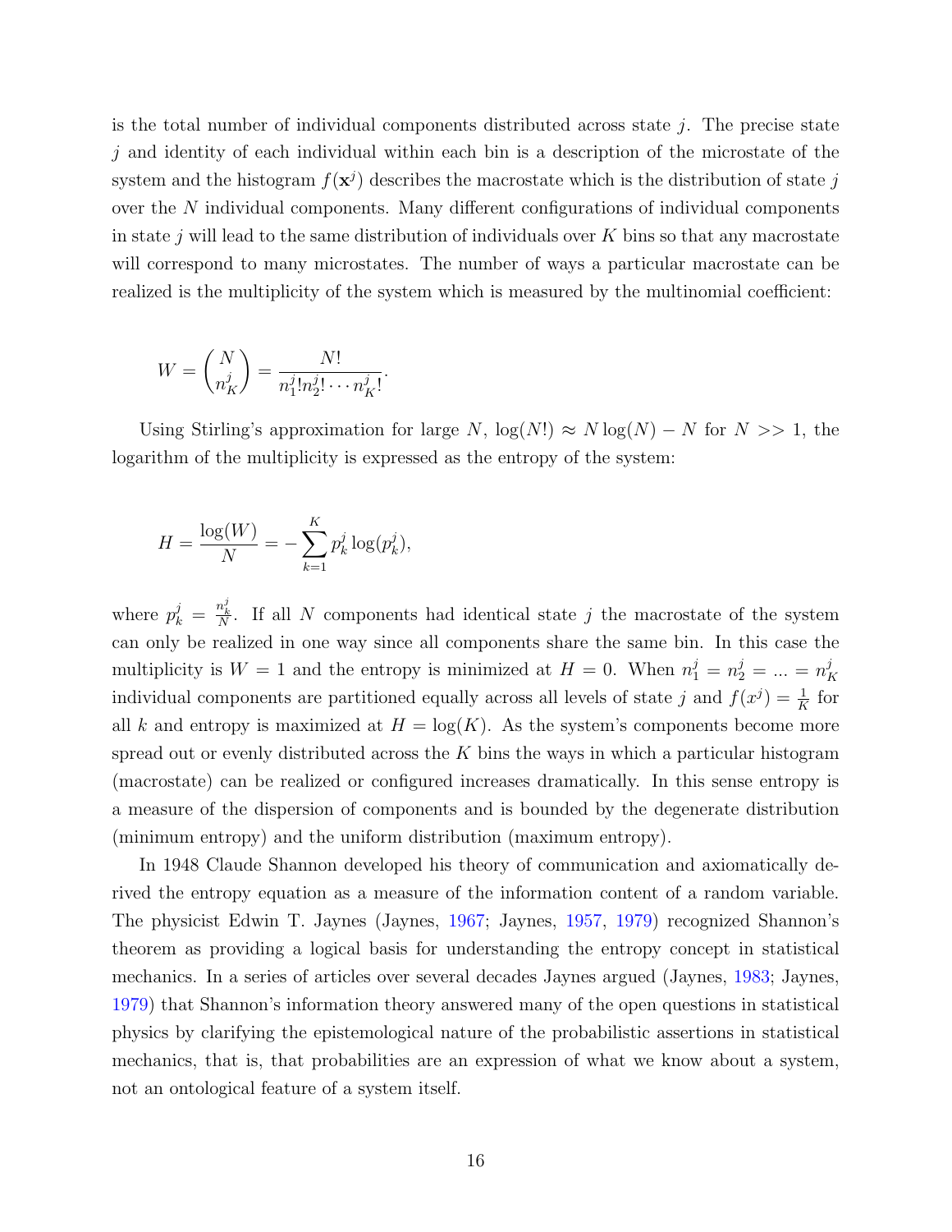is the total number of individual components distributed across state $j$. The precise state $j$ and identity of each individual within each bin is a description of the microstate of the system and the histogram $f(\mathbf{x}^j)$ describes the macrostate which is the distribution of state $j$ over the $N$ individual components. Many different configurations of individual components in state $j$ will lead to the same distribution of individuals over $K$ bins so that any macrostate will correspond to many microstates. The number of ways a particular macrostate can be realized is the multiplicity of the system which is measured by the multinomial coefficient:

$$W = \binom{N}{n_K^j} = \frac{N!}{n_1^j! n_2^j! \cdots n_K^j!}.$$

Using Stirling's approximation for large $N$, $\log(N!) \approx N \log(N) - N$ for $N >> 1$, the logarithm of the multiplicity is expressed as the entropy of the system:

$$H = \frac{\log(W)}{N} = -\sum_{k=1}^{K} p_k^j \log(p_k^j),$$

where $p_k^j = \frac{n_k^j}{N}$. If all $N$ components had identical state $j$ the macrostate of the system can only be realized in one way since all components share the same bin. In this case the multiplicity is $W = 1$ and the entropy is minimized at $H = 0$. When $n_1^j = n_2^j = ... = n_K^j$ individual components are partitioned equally across all levels of state $j$ and $f(x^j) = \frac{1}{K}$ for all $k$ and entropy is maximized at $H = \log(K)$. As the system's components become more spread out or evenly distributed across the $K$ bins the ways in which a particular histogram (macrostate) can be realized or configured increases dramatically. In this sense entropy is a measure of the dispersion of components and is bounded by the degenerate distribution (minimum entropy) and the uniform distribution (maximum entropy).

In 1948 Claude Shannon developed his theory of communication and axiomatically derived the entropy equation as a measure of the information content of a random variable. The physicist Edwin T. Jaynes (Jaynes, 1967; Jaynes, 1957, 1979) recognized Shannon's theorem as providing a logical basis for understanding the entropy concept in statistical mechanics. In a series of articles over several decades Jaynes argued (Jaynes, 1983; Jaynes, 1979) that Shannon's information theory answered many of the open questions in statistical physics by clarifying the epistemological nature of the probabilistic assertions in statistical mechanics, that is, that probabilities are an expression of what we know about a system, not an ontological feature of a system itself.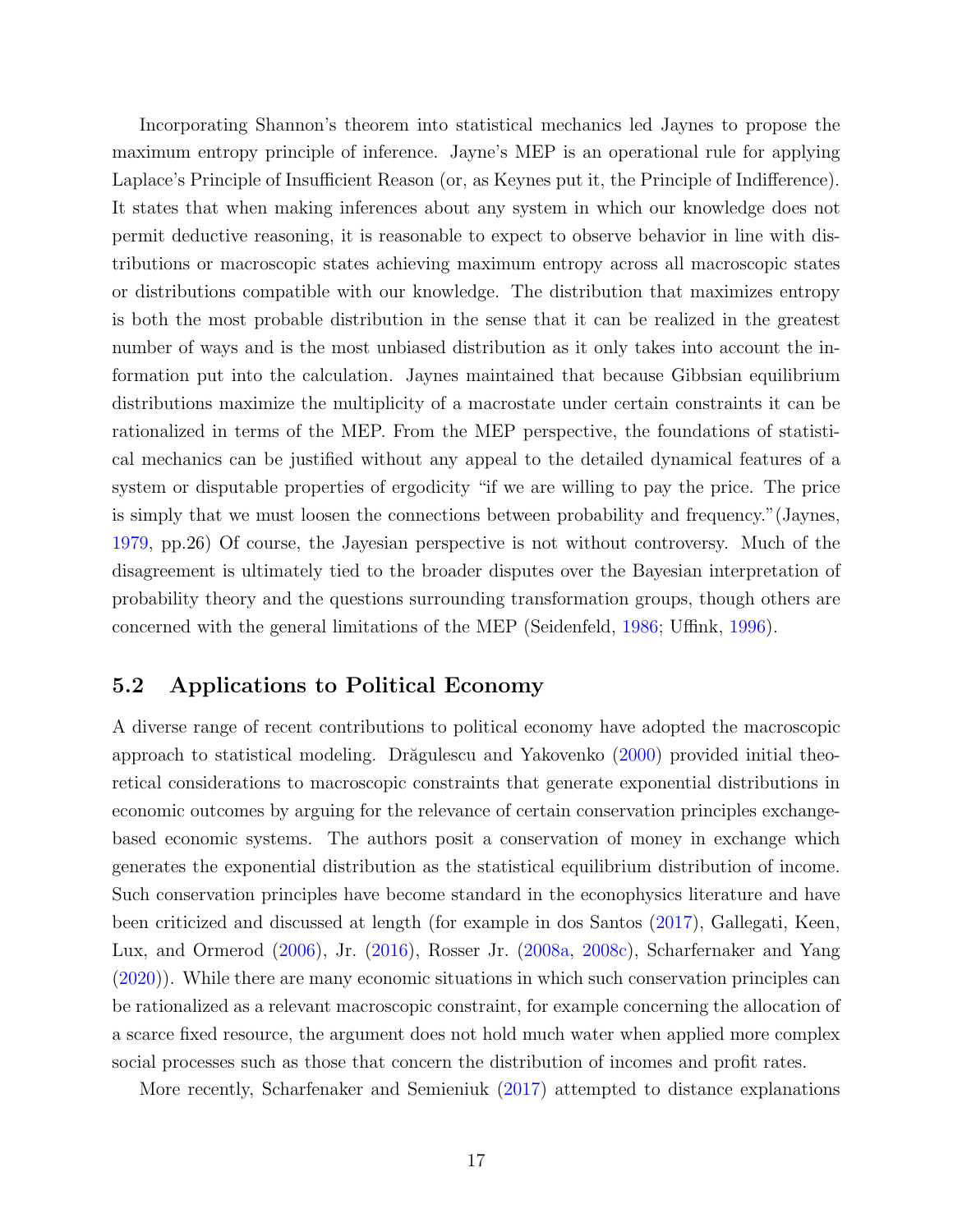Incorporating Shannon's theorem into statistical mechanics led Jaynes to propose the maximum entropy principle of inference. Jayne's MEP is an operational rule for applying Laplace's Principle of Insufficient Reason (or, as Keynes put it, the Principle of Indifference). It states that when making inferences about any system in which our knowledge does not permit deductive reasoning, it is reasonable to expect to observe behavior in line with distributions or macroscopic states achieving maximum entropy across all macroscopic states or distributions compatible with our knowledge. The distribution that maximizes entropy is both the most probable distribution in the sense that it can be realized in the greatest number of ways and is the most unbiased distribution as it only takes into account the information put into the calculation. Jaynes maintained that because Gibbsian equilibrium distributions maximize the multiplicity of a macrostate under certain constraints it can be rationalized in terms of the MEP. From the MEP perspective, the foundations of statistical mechanics can be justified without any appeal to the detailed dynamical features of a system or disputable properties of ergodicity "if we are willing to pay the price. The price is simply that we must loosen the connections between probability and frequency."(Jaynes, 1979, pp.26) Of course, the Jayesian perspective is not without controversy. Much of the disagreement is ultimately tied to the broader disputes over the Bayesian interpretation of probability theory and the questions surrounding transformation groups, though others are concerned with the general limitations of the MEP (Seidenfeld, 1986; Uffink, 1996).

## 5.2 Applications to Political Economy

A diverse range of recent contributions to political economy have adopted the macroscopic approach to statistical modeling. Drăgulescu and Yakovenko (2000) provided initial theoretical considerations to macroscopic constraints that generate exponential distributions in economic outcomes by arguing for the relevance of certain conservation principles exchange-based economic systems. The authors posit a conservation of money in exchange which generates the exponential distribution as the statistical equilibrium distribution of income. Such conservation principles have become standard in the econophysics literature and have been criticized and discussed at length (for example in dos Santos (2017), Gallegati, Keen, Lux, and Ormerod (2006), Jr. (2016), Rosser Jr. (2008a, 2008c), Scharfernaker and Yang (2020)). While there are many economic situations in which such conservation principles can be rationalized as a relevant macroscopic constraint, for example concerning the allocation of a scarce fixed resource, the argument does not hold much water when applied more complex social processes such as those that concern the distribution of incomes and profit rates.

More recently, Scharfenaker and Semieniuk (2017) attempted to distance explanations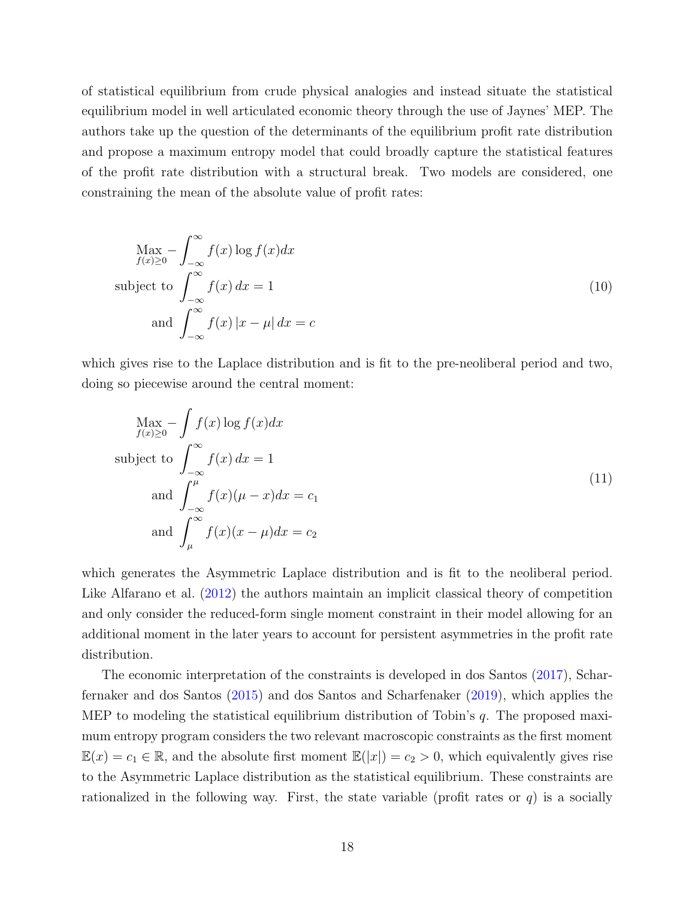of statistical equilibrium from crude physical analogies and instead situate the statistical equilibrium model in well articulated economic theory through the use of Jaynes' MEP. The authors take up the question of the determinants of the equilibrium profit rate distribution and propose a maximum entropy model that could broadly capture the statistical features of the profit rate distribution with a structural break. Two models are considered, one constraining the mean of the absolute value of profit rates:

$$
\begin{aligned}
\underset{f(x)\geq 0}{\text{Max}} & - \int_{-\infty}^{\infty} f(x) \log f(x) dx \\
\text{subject to} & \int_{-\infty}^{\infty} f(x)\, dx = 1 \\
\text{and} & \int_{-\infty}^{\infty} f(x)\, |x-\mu|\, dx = c
\end{aligned}
\tag{10}
$$

which gives rise to the Laplace distribution and is fit to the pre-neoliberal period and two, doing so piecewise around the central moment:

$$
\begin{aligned}
\underset{f(x)\geq 0}{\text{Max}} & - \int f(x) \log f(x) dx \\
\text{subject to} & \int_{-\infty}^{\infty} f(x)\, dx = 1 \\
\text{and} & \int_{-\infty}^{\mu} f(x)(\mu - x) dx = c_1 \\
\text{and} & \int_{\mu}^{\infty} f(x)(x - \mu) dx = c_2
\end{aligned}
\tag{11}
$$

which generates the Asymmetric Laplace distribution and is fit to the neoliberal period. Like Alfarano et al. (2012) the authors maintain an implicit classical theory of competition and only consider the reduced-form single moment constraint in their model allowing for an additional moment in the later years to account for persistent asymmetries in the profit rate distribution.

The economic interpretation of the constraints is developed in dos Santos (2017), Scharfernaker and dos Santos (2015) and dos Santos and Scharfenaker (2019), which applies the MEP to modeling the statistical equilibrium distribution of Tobin's $q$. The proposed maximum entropy program considers the two relevant macroscopic constraints as the first moment $\mathbb{E}(x) = c_1 \in \mathbb{R}$, and the absolute first moment $\mathbb{E}(|x|) = c_2 > 0$, which equivalently gives rise to the Asymmetric Laplace distribution as the statistical equilibrium. These constraints are rationalized in the following way. First, the state variable (profit rates or $q$) is a socially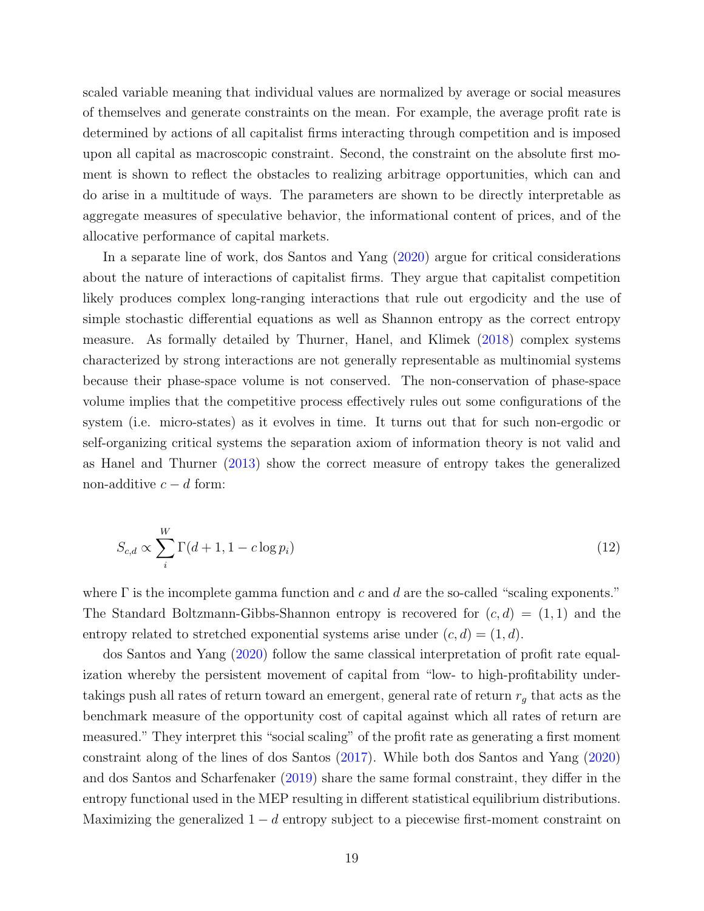scaled variable meaning that individual values are normalized by average or social measures of themselves and generate constraints on the mean. For example, the average profit rate is determined by actions of all capitalist firms interacting through competition and is imposed upon all capital as macroscopic constraint. Second, the constraint on the absolute first moment is shown to reflect the obstacles to realizing arbitrage opportunities, which can and do arise in a multitude of ways. The parameters are shown to be directly interpretable as aggregate measures of speculative behavior, the informational content of prices, and of the allocative performance of capital markets.

In a separate line of work, dos Santos and Yang (2020) argue for critical considerations about the nature of interactions of capitalist firms. They argue that capitalist competition likely produces complex long-ranging interactions that rule out ergodicity and the use of simple stochastic differential equations as well as Shannon entropy as the correct entropy measure. As formally detailed by Thurner, Hanel, and Klimek (2018) complex systems characterized by strong interactions are not generally representable as multinomial systems because their phase-space volume is not conserved. The non-conservation of phase-space volume implies that the competitive process effectively rules out some configurations of the system (i.e. micro-states) as it evolves in time. It turns out that for such non-ergodic or self-organizing critical systems the separation axiom of information theory is not valid and as Hanel and Thurner (2013) show the correct measure of entropy takes the generalized non-additive $c-d$ form:

$$S_{c,d} \propto \sum_{i}^{W} \Gamma(d+1, 1-c\log p_i) \tag{12}$$

where $\Gamma$ is the incomplete gamma function and $c$ and $d$ are the so-called "scaling exponents." The Standard Boltzmann-Gibbs-Shannon entropy is recovered for $(c,d)=(1,1)$ and the entropy related to stretched exponential systems arise under $(c,d)=(1,d)$.

dos Santos and Yang (2020) follow the same classical interpretation of profit rate equalization whereby the persistent movement of capital from "low- to high-profitability undertakings push all rates of return toward an emergent, general rate of return $r_g$ that acts as the benchmark measure of the opportunity cost of capital against which all rates of return are measured." They interpret this "social scaling" of the profit rate as generating a first moment constraint along of the lines of dos Santos (2017). While both dos Santos and Yang (2020) and dos Santos and Scharfenaker (2019) share the same formal constraint, they differ in the entropy functional used in the MEP resulting in different statistical equilibrium distributions. Maximizing the generalized $1-d$ entropy subject to a piecewise first-moment constraint on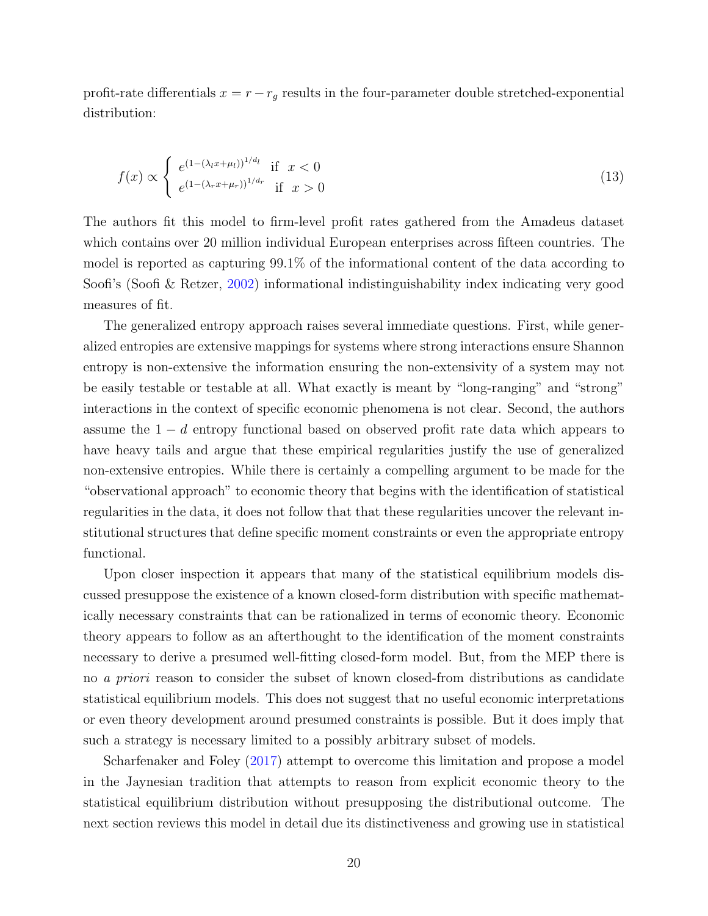profit-rate differentials $x = r - r_g$ results in the four-parameter double stretched-exponential distribution:

$$f(x) \propto \begin{cases} e^{(1-(\lambda_l x+\mu_l))^{1/d_l}} & \text{if } \ x < 0 \\ e^{(1-(\lambda_r x+\mu_r))^{1/d_r}} & \text{if } \ x > 0 \end{cases} \tag{13}$$

The authors fit this model to firm-level profit rates gathered from the Amadeus dataset which contains over 20 million individual European enterprises across fifteen countries. The model is reported as capturing 99.1% of the informational content of the data according to Soofi's (Soofi & Retzer, 2002) informational indistinguishability index indicating very good measures of fit.

The generalized entropy approach raises several immediate questions. First, while generalized entropies are extensive mappings for systems where strong interactions ensure Shannon entropy is non-extensive the information ensuring the non-extensivity of a system may not be easily testable or testable at all. What exactly is meant by "long-ranging" and "strong" interactions in the context of specific economic phenomena is not clear. Second, the authors assume the $1 - d$ entropy functional based on observed profit rate data which appears to have heavy tails and argue that these empirical regularities justify the use of generalized non-extensive entropies. While there is certainly a compelling argument to be made for the "observational approach" to economic theory that begins with the identification of statistical regularities in the data, it does not follow that that these regularities uncover the relevant institutional structures that define specific moment constraints or even the appropriate entropy functional.

Upon closer inspection it appears that many of the statistical equilibrium models discussed presuppose the existence of a known closed-form distribution with specific mathematically necessary constraints that can be rationalized in terms of economic theory. Economic theory appears to follow as an afterthought to the identification of the moment constraints necessary to derive a presumed well-fitting closed-form model. But, from the MEP there is no *a priori* reason to consider the subset of known closed-from distributions as candidate statistical equilibrium models. This does not suggest that no useful economic interpretations or even theory development around presumed constraints is possible. But it does imply that such a strategy is necessary limited to a possibly arbitrary subset of models.

Scharfenaker and Foley (2017) attempt to overcome this limitation and propose a model in the Jaynesian tradition that attempts to reason from explicit economic theory to the statistical equilibrium distribution without presupposing the distributional outcome. The next section reviews this model in detail due its distinctiveness and growing use in statistical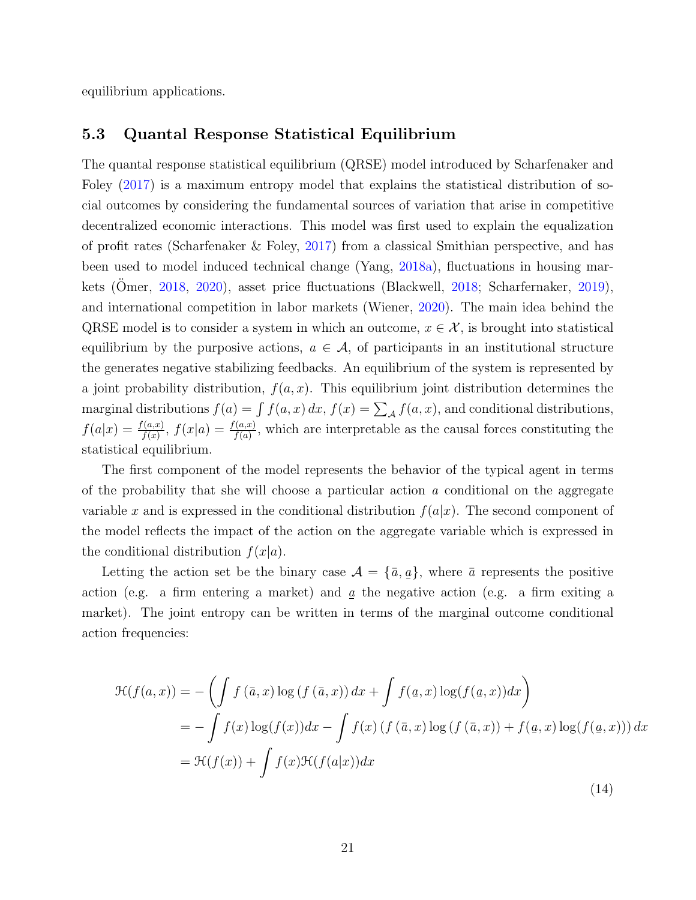equilibrium applications.

### 5.3 Quantal Response Statistical Equilibrium

The quantal response statistical equilibrium (QRSE) model introduced by Scharfenaker and Foley (2017) is a maximum entropy model that explains the statistical distribution of social outcomes by considering the fundamental sources of variation that arise in competitive decentralized economic interactions. This model was first used to explain the equalization of profit rates (Scharfenaker & Foley, 2017) from a classical Smithian perspective, and has been used to model induced technical change (Yang, 2018a), fluctuations in housing markets (Ömer, 2018, 2020), asset price fluctuations (Blackwell, 2018; Scharfernaker, 2019), and international competition in labor markets (Wiener, 2020). The main idea behind the QRSE model is to consider a system in which an outcome, $x \in \mathcal{X}$, is brought into statistical equilibrium by the purposive actions, $a \in \mathcal{A}$, of participants in an institutional structure the generates negative stabilizing feedbacks. An equilibrium of the system is represented by a joint probability distribution, $f(a, x)$. This equilibrium joint distribution determines the marginal distributions $f(a) = \int f(a,x)\,dx$, $f(x) = \sum_{\mathcal{A}} f(a,x)$, and conditional distributions, $f(a|x) = \frac{f(a,x)}{f(x)}$, $f(x|a) = \frac{f(a,x)}{f(a)}$, which are interpretable as the causal forces constituting the statistical equilibrium.

The first component of the model represents the behavior of the typical agent in terms of the probability that she will choose a particular action $a$ conditional on the aggregate variable $x$ and is expressed in the conditional distribution $f(a|x)$. The second component of the model reflects the impact of the action on the aggregate variable which is expressed in the conditional distribution $f(x|a)$.

Letting the action set be the binary case $\mathcal{A} = \{\bar{a}, \underline{a}\}$, where $\bar{a}$ represents the positive action (e.g. a firm entering a market) and $\underline{a}$ the negative action (e.g. a firm exiting a market). The joint entropy can be written in terms of the marginal outcome conditional action frequencies:

$$
\begin{aligned}
\mathcal{H}(f(a,x)) &= -\left( \int f\left(\bar{a},x\right) \log\left(f\left(\bar{a},x\right)\right) dx + \int f(\underline{a},x) \log(f(\underline{a},x)) dx \right) \\
&= -\int f(x) \log(f(x)) dx - \int f(x) \left( f\left(\bar{a},x\right) \log\left(f\left(\bar{a},x\right)\right) + f(\underline{a},x) \log(f(\underline{a},x)) \right) dx \\
&= \mathcal{H}(f(x)) + \int f(x) \mathcal{H}(f(a|x)) dx
\end{aligned}
\tag{14}
$$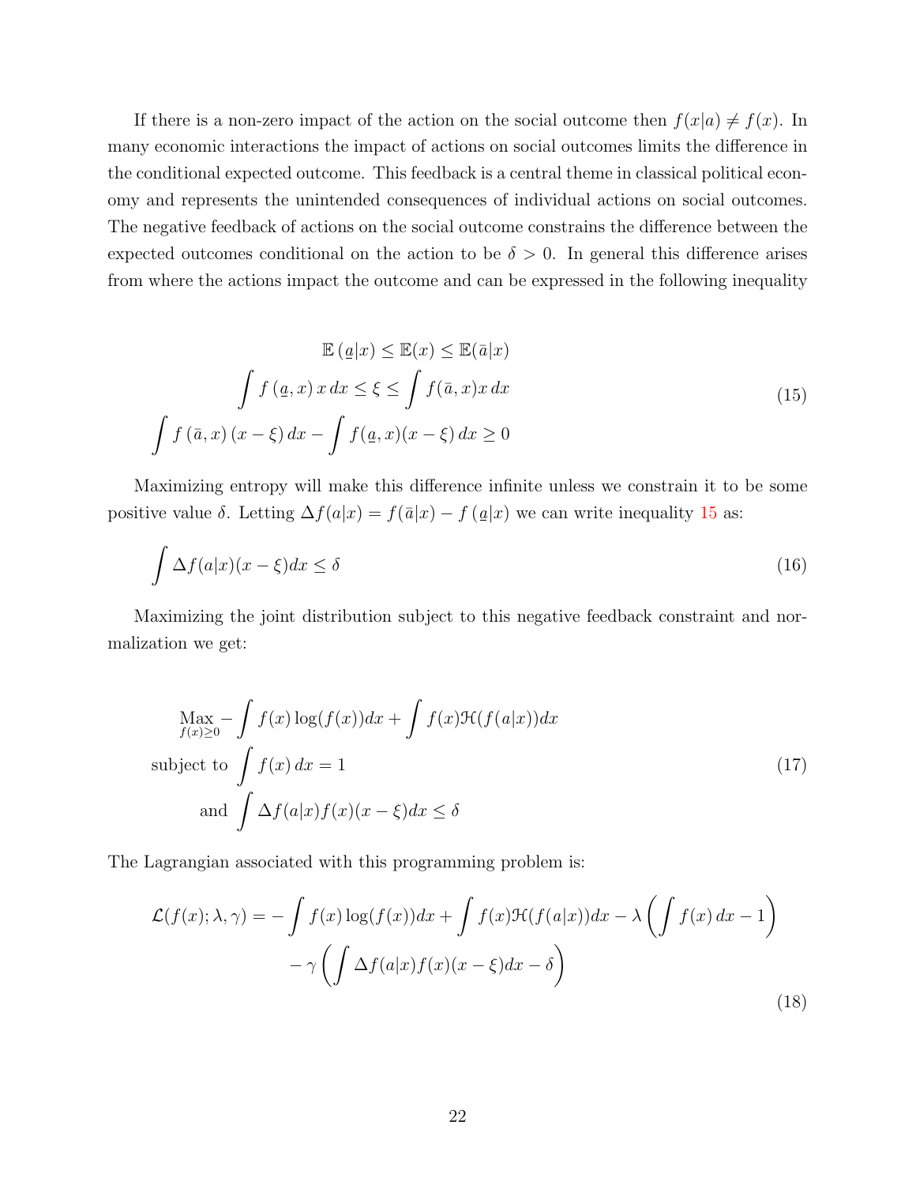If there is a non-zero impact of the action on the social outcome then $f(x|a) \neq f(x)$. In many economic interactions the impact of actions on social outcomes limits the difference in the conditional expected outcome. This feedback is a central theme in classical political economy and represents the unintended consequences of individual actions on social outcomes. The negative feedback of actions on the social outcome constrains the difference between the expected outcomes conditional on the action to be $\delta > 0$. In general this difference arises from where the actions impact the outcome and can be expressed in the following inequality

$$
\begin{aligned}
\mathbb{E}\left(\underline{a}|x\right) \leq \mathbb{E}(x) &\leq \mathbb{E}(\bar{a}|x) \\
\int f\left(\underline{a}, x\right) x \, dx \leq \xi &\leq \int f(\bar{a}, x) x \, dx \\
\int f\left(\bar{a}, x\right)\left(x - \xi\right) dx - \int f(\underline{a}, x)&(x - \xi) \, dx \geq 0
\end{aligned}
\tag{15}
$$

Maximizing entropy will make this difference infinite unless we constrain it to be some positive value $\delta$. Letting $\Delta f(a|x) = f(\bar{a}|x) - f\left(\underline{a}|x\right)$ we can write inequality 15 as:

$$
\int \Delta f(a|x)(x - \xi) dx \leq \delta \tag{16}
$$

Maximizing the joint distribution subject to this negative feedback constraint and normalization we get:

$$
\begin{aligned}
\operatorname*{Max}_{f(x) \geq 0} & - \int f(x) \log(f(x)) dx + \int f(x) \mathcal{H}(f(a|x)) dx \\
\text{subject to} & \int f(x) \, dx = 1 \\
\text{and} & \int \Delta f(a|x) f(x)(x - \xi) dx \leq \delta
\end{aligned}
\tag{17}
$$

The Lagrangian associated with this programming problem is:

$$
\begin{aligned}
\mathcal{L}(f(x); \lambda, \gamma) = & - \int f(x) \log(f(x)) dx + \int f(x) \mathcal{H}(f(a|x)) dx - \lambda \left( \int f(x) \, dx - 1 \right) \\
& - \gamma \left( \int \Delta f(a|x) f(x)(x - \xi) dx - \delta \right)
\end{aligned}
\tag{18}
$$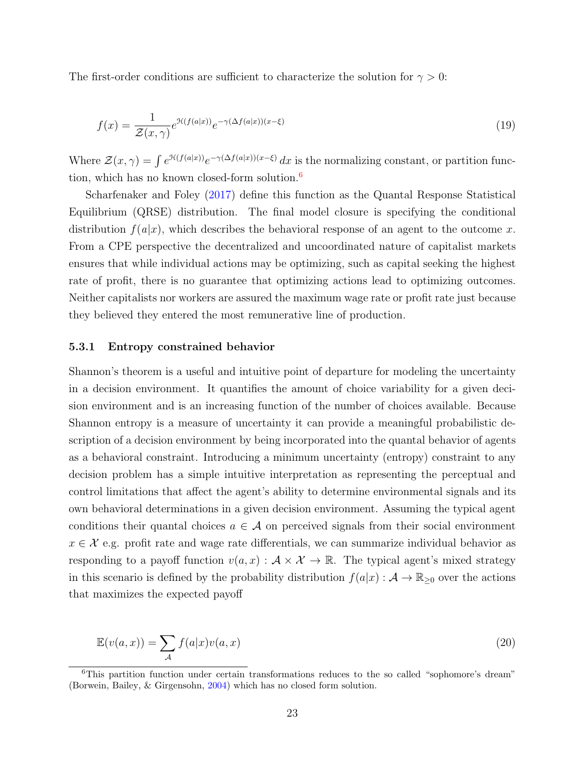The first-order conditions are sufficient to characterize the solution for $\gamma > 0$:

$$f(x) = \frac{1}{\mathcal{Z}(x,\gamma)} e^{\mathcal{H}(f(a|x))} e^{-\gamma(\Delta f(a|x))(x-\xi)} \tag{19}$$

Where $\mathcal{Z}(x,\gamma) = \int e^{\mathcal{H}(f(a|x))} e^{-\gamma(\Delta f(a|x))(x-\xi)}\, dx$ is the normalizing constant, or partition function, which has no known closed-form solution.[6]

Scharfenaker and Foley (2017) define this function as the Quantal Response Statistical Equilibrium (QRSE) distribution. The final model closure is specifying the conditional distribution $f(a|x)$, which describes the behavioral response of an agent to the outcome $x$. From a CPE perspective the decentralized and uncoordinated nature of capitalist markets ensures that while individual actions may be optimizing, such as capital seeking the highest rate of profit, there is no guarantee that optimizing actions lead to optimizing outcomes. Neither capitalists nor workers are assured the maximum wage rate or profit rate just because they believed they entered the most remunerative line of production.

### 5.3.1 Entropy constrained behavior

Shannon's theorem is a useful and intuitive point of departure for modeling the uncertainty in a decision environment. It quantifies the amount of choice variability for a given decision environment and is an increasing function of the number of choices available. Because Shannon entropy is a measure of uncertainty it can provide a meaningful probabilistic description of a decision environment by being incorporated into the quantal behavior of agents as a behavioral constraint. Introducing a minimum uncertainty (entropy) constraint to any decision problem has a simple intuitive interpretation as representing the perceptual and control limitations that affect the agent's ability to determine environmental signals and its own behavioral determinations in a given decision environment. Assuming the typical agent conditions their quantal choices $a \in \mathcal{A}$ on perceived signals from their social environment $x \in \mathcal{X}$ e.g. profit rate and wage rate differentials, we can summarize individual behavior as responding to a payoff function $v(a,x) : \mathcal{A} \times \mathcal{X} \to \mathbb{R}$. The typical agent's mixed strategy in this scenario is defined by the probability distribution $f(a|x) : \mathcal{A} \to \mathbb{R}_{\geq 0}$ over the actions that maximizes the expected payoff

$$\mathbb{E}(v(a,x)) = \sum_{\mathcal{A}} f(a|x) v(a,x) \tag{20}$$

[6] This partition function under certain transformations reduces to the so called "sophomore's dream" (Borwein, Bailey, & Girgensohn, 2004) which has no closed form solution.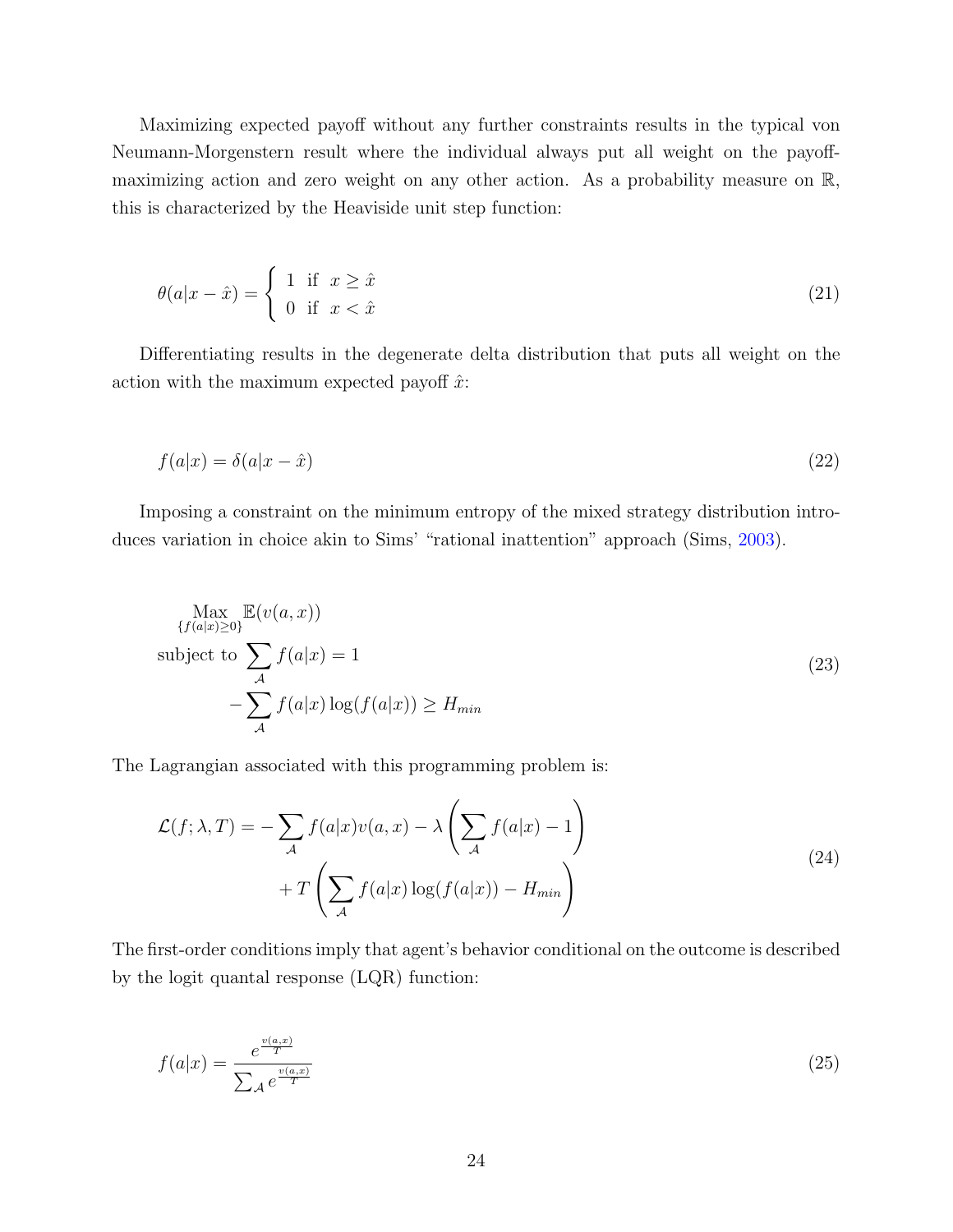Maximizing expected payoff without any further constraints results in the typical von Neumann-Morgenstern result where the individual always put all weight on the payoff-maximizing action and zero weight on any other action. As a probability measure on $\mathbb{R}$, this is characterized by the Heaviside unit step function:

$$\theta(a|x - \hat{x}) = \begin{cases} 1 & \text{if } \ x \geq \hat{x} \\ 0 & \text{if } \ x < \hat{x} \end{cases} \tag{21}$$

Differentiating results in the degenerate delta distribution that puts all weight on the action with the maximum expected payoff $\hat{x}$:

$$f(a|x) = \delta(a|x - \hat{x}) \tag{22}$$

Imposing a constraint on the minimum entropy of the mixed strategy distribution introduces variation in choice akin to Sims' "rational inattention" approach (Sims, 2003).

$$\begin{aligned} &\underset{\{f(a|x) \geq 0\}}{\text{Max}} \ \mathbb{E}(v(a,x)) \\ &\text{subject to } \sum_{\mathcal{A}} f(a|x) = 1 \\ &\qquad -\sum_{\mathcal{A}} f(a|x) \log(f(a|x)) \geq H_{min} \end{aligned} \tag{23}$$

The Lagrangian associated with this programming problem is:

$$\begin{aligned} \mathcal{L}(f; \lambda, T) = &-\sum_{\mathcal{A}} f(a|x) v(a,x) - \lambda \left( \sum_{\mathcal{A}} f(a|x) - 1 \right) \\ &+ T \left( \sum_{\mathcal{A}} f(a|x) \log(f(a|x)) - H_{min} \right) \end{aligned} \tag{24}$$

The first-order conditions imply that agent's behavior conditional on the outcome is described by the logit quantal response (LQR) function:

$$f(a|x) = \frac{e^{\frac{v(a,x)}{T}}}{\sum_{\mathcal{A}} e^{\frac{v(a,x)}{T}}} \tag{25}$$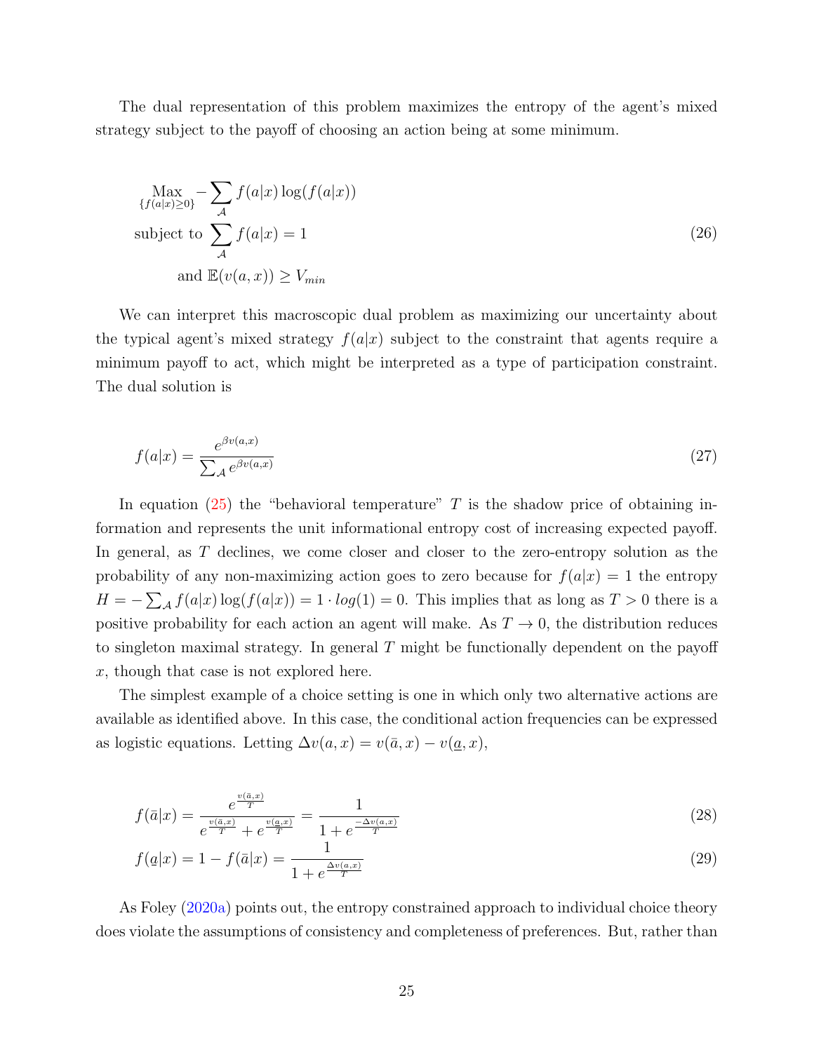The dual representation of this problem maximizes the entropy of the agent's mixed strategy subject to the payoff of choosing an action being at some minimum.

$$
\begin{aligned}
&\underset{\{f(a|x)\geq 0\}}{\text{Max}} - \sum_{\mathcal{A}} f(a|x)\log(f(a|x)) \\
&\text{subject to } \sum_{\mathcal{A}} f(a|x) = 1 \\
&\qquad\text{and } \mathbb{E}(v(a,x)) \geq V_{min}
\end{aligned}
\tag{26}
$$

We can interpret this macroscopic dual problem as maximizing our uncertainty about the typical agent's mixed strategy $f(a|x)$ subject to the constraint that agents require a minimum payoff to act, which might be interpreted as a type of participation constraint. The dual solution is

$$
f(a|x) = \frac{e^{\beta v(a,x)}}{\sum_{\mathcal{A}} e^{\beta v(a,x)}} \tag{27}
$$

In equation (25) the "behavioral temperature" $T$ is the shadow price of obtaining information and represents the unit informational entropy cost of increasing expected payoff. In general, as $T$ declines, we come closer and closer to the zero-entropy solution as the probability of any non-maximizing action goes to zero because for $f(a|x) = 1$ the entropy $H = -\sum_{\mathcal{A}} f(a|x)\log(f(a|x)) = 1 \cdot log(1) = 0$. This implies that as long as $T > 0$ there is a positive probability for each action an agent will make. As $T \to 0$, the distribution reduces to singleton maximal strategy. In general $T$ might be functionally dependent on the payoff $x$, though that case is not explored here.

The simplest example of a choice setting is one in which only two alternative actions are available as identified above. In this case, the conditional action frequencies can be expressed as logistic equations. Letting $\Delta v(a,x) = v(\bar{a},x) - v(\underline{a},x)$,

$$
f(\bar{a}|x) = \frac{e^{\frac{v(\bar{a},x)}{T}}}{e^{\frac{v(\bar{a},x)}{T}} + e^{\frac{v(\underline{a},x)}{T}}} = \frac{1}{1 + e^{\frac{-\Delta v(a,x)}{T}}} \tag{28}
$$

$$
f(\underline{a}|x) = 1 - f(\bar{a}|x) = \frac{1}{1 + e^{\frac{\Delta v(a,x)}{T}}} \tag{29}
$$

As Foley (2020a) points out, the entropy constrained approach to individual choice theory does violate the assumptions of consistency and completeness of preferences. But, rather than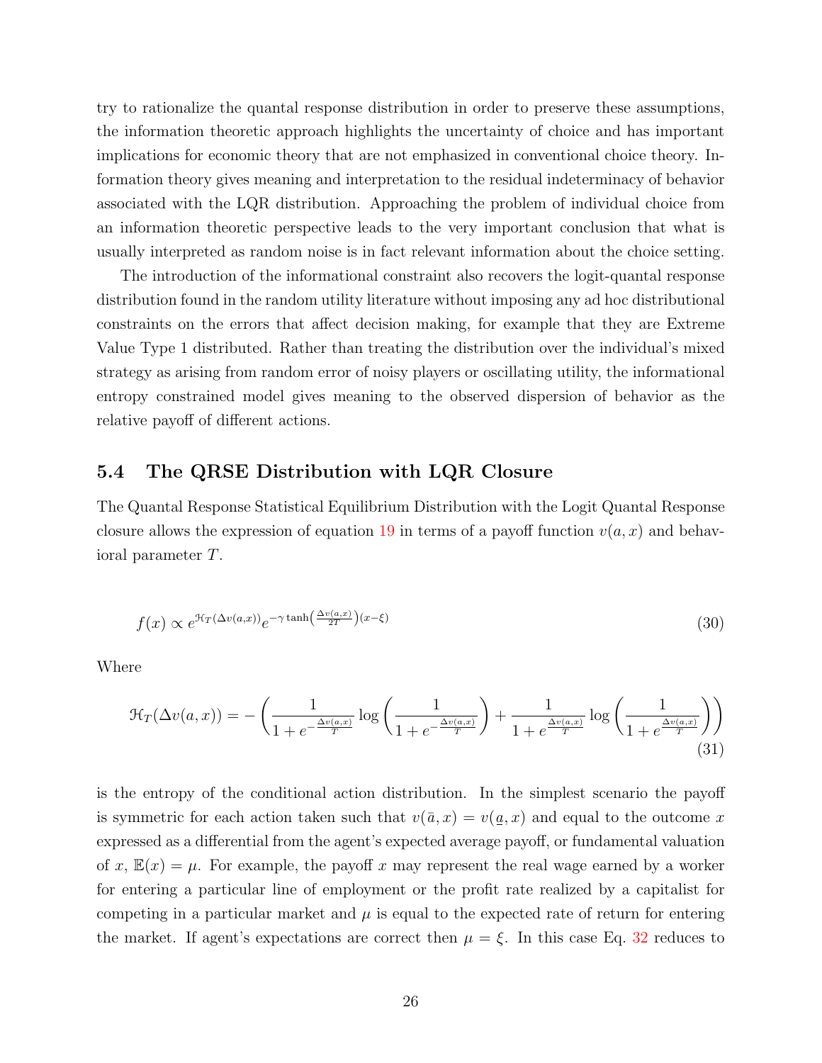try to rationalize the quantal response distribution in order to preserve these assumptions, the information theoretic approach highlights the uncertainty of choice and has important implications for economic theory that are not emphasized in conventional choice theory. Information theory gives meaning and interpretation to the residual indeterminacy of behavior associated with the LQR distribution. Approaching the problem of individual choice from an information theoretic perspective leads to the very important conclusion that what is usually interpreted as random noise is in fact relevant information about the choice setting.

The introduction of the informational constraint also recovers the logit-quantal response distribution found in the random utility literature without imposing any ad hoc distributional constraints on the errors that affect decision making, for example that they are Extreme Value Type 1 distributed. Rather than treating the distribution over the individual's mixed strategy as arising from random error of noisy players or oscillating utility, the informational entropy constrained model gives meaning to the observed dispersion of behavior as the relative payoff of different actions.

## 5.4 The QRSE Distribution with LQR Closure

The Quantal Response Statistical Equilibrium Distribution with the Logit Quantal Response closure allows the expression of equation 19 in terms of a payoff function $v(a, x)$ and behavioral parameter $T$.

$$f(x) \propto e^{\mathcal{H}_T(\Delta v(a,x))} e^{-\gamma \tanh\left(\frac{\Delta v(a,x)}{2T}\right)(x-\xi)} \tag{30}$$

Where

$$\mathcal{H}_T(\Delta v(a,x)) = -\left(\frac{1}{1+e^{-\frac{\Delta v(a,x)}{T}}} \log\left(\frac{1}{1+e^{-\frac{\Delta v(a,x)}{T}}}\right) + \frac{1}{1+e^{\frac{\Delta v(a,x)}{T}}} \log\left(\frac{1}{1+e^{\frac{\Delta v(a,x)}{T}}}\right)\right) \tag{31}$$

is the entropy of the conditional action distribution. In the simplest scenario the payoff is symmetric for each action taken such that $v(\bar{a}, x) = v(\underline{a}, x)$ and equal to the outcome $x$ expressed as a differential from the agent's expected average payoff, or fundamental valuation of $x$, $\mathbb{E}(x) = \mu$. For example, the payoff $x$ may represent the real wage earned by a worker for entering a particular line of employment or the profit rate realized by a capitalist for competing in a particular market and $\mu$ is equal to the expected rate of return for entering the market. If agent's expectations are correct then $\mu = \xi$. In this case Eq. 32 reduces to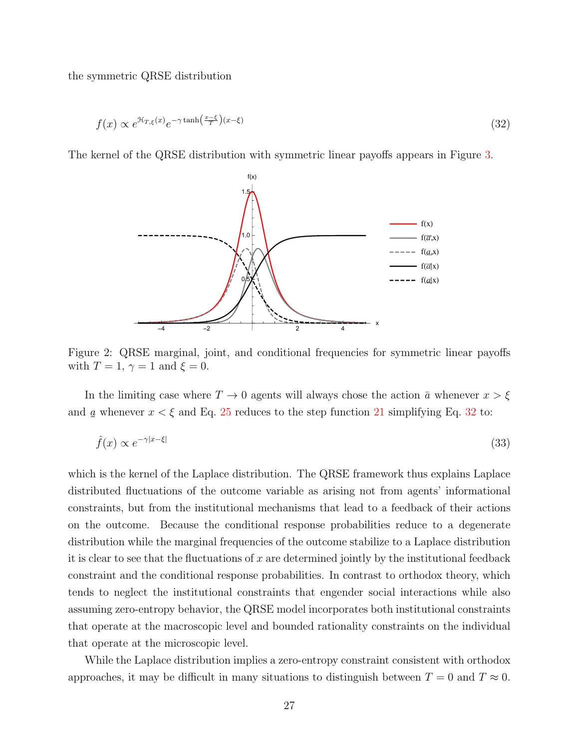the symmetric QRSE distribution

$$f(x) \propto e^{\mathcal{H}_{T,\xi}(x)} e^{-\gamma \tanh\left(\frac{x-\xi}{T}\right)(x-\xi)} \tag{32}$$

The kernel of the QRSE distribution with symmetric linear payoffs appears in Figure 3.

f(x)

1.5

1.0

0.5

−4

−2

2

4

x

f(x)

f($\overline{a}$,x)

f($\underline{a}$,x)

f($\overline{a}$|x)

f($\underline{a}$|x)

Figure 2: QRSE marginal, joint, and conditional frequencies for symmetric linear payoffs with $T = 1$, $\gamma = 1$ and $\xi = 0$.

In the limiting case where $T \to 0$ agents will always chose the action $\bar{a}$ whenever $x > \xi$ and $\underline{a}$ whenever $x < \xi$ and Eq. 25 reduces to the step function 21 simplifying Eq. 32 to:

$$\hat{f}(x) \propto e^{-\gamma|x-\xi|} \tag{33}$$

which is the kernel of the Laplace distribution. The QRSE framework thus explains Laplace distributed fluctuations of the outcome variable as arising not from agents' informational constraints, but from the institutional mechanisms that lead to a feedback of their actions on the outcome. Because the conditional response probabilities reduce to a degenerate distribution while the marginal frequencies of the outcome stabilize to a Laplace distribution it is clear to see that the fluctuations of $x$ are determined jointly by the institutional feedback constraint and the conditional response probabilities. In contrast to orthodox theory, which tends to neglect the institutional constraints that engender social interactions while also assuming zero-entropy behavior, the QRSE model incorporates both institutional constraints that operate at the macroscopic level and bounded rationality constraints on the individual that operate at the microscopic level.

While the Laplace distribution implies a zero-entropy constraint consistent with orthodox approaches, it may be difficult in many situations to distinguish between $T = 0$ and $T \approx 0$.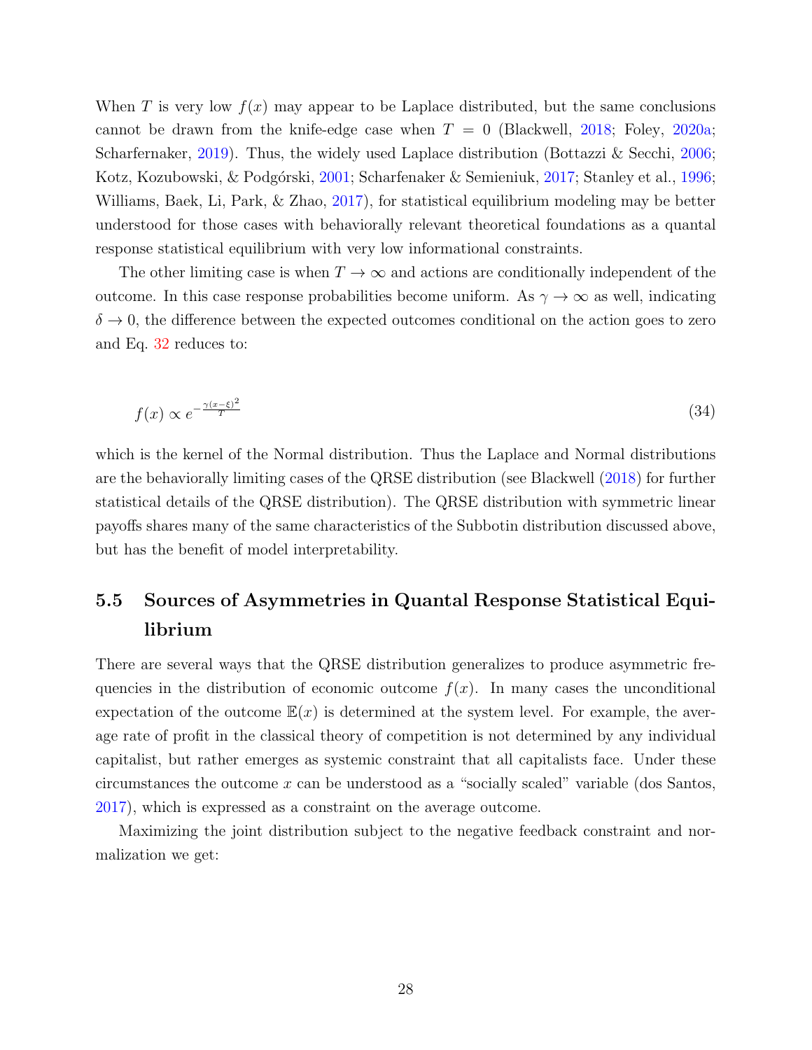When $T$ is very low $f(x)$ may appear to be Laplace distributed, but the same conclusions cannot be drawn from the knife-edge case when $T = 0$ (Blackwell, 2018; Foley, 2020a; Scharfernaker, 2019). Thus, the widely used Laplace distribution (Bottazzi & Secchi, 2006; Kotz, Kozubowski, & Podgórski, 2001; Scharfenaker & Semieniuk, 2017; Stanley et al., 1996; Williams, Baek, Li, Park, & Zhao, 2017), for statistical equilibrium modeling may be better understood for those cases with behaviorally relevant theoretical foundations as a quantal response statistical equilibrium with very low informational constraints.

The other limiting case is when $T \to \infty$ and actions are conditionally independent of the outcome. In this case response probabilities become uniform. As $\gamma \to \infty$ as well, indicating $\delta \to 0$, the difference between the expected outcomes conditional on the action goes to zero and Eq. 32 reduces to:

$$f(x) \propto e^{-\frac{\gamma(x-\xi)^2}{T}} \tag{34}$$

which is the kernel of the Normal distribution. Thus the Laplace and Normal distributions are the behaviorally limiting cases of the QRSE distribution (see Blackwell (2018) for further statistical details of the QRSE distribution). The QRSE distribution with symmetric linear payoffs shares many of the same characteristics of the Subbotin distribution discussed above, but has the benefit of model interpretability.

## 5.5 Sources of Asymmetries in Quantal Response Statistical Equilibrium

There are several ways that the QRSE distribution generalizes to produce asymmetric frequencies in the distribution of economic outcome $f(x)$. In many cases the unconditional expectation of the outcome $\mathbb{E}(x)$ is determined at the system level. For example, the average rate of profit in the classical theory of competition is not determined by any individual capitalist, but rather emerges as systemic constraint that all capitalists face. Under these circumstances the outcome $x$ can be understood as a "socially scaled" variable (dos Santos, 2017), which is expressed as a constraint on the average outcome.

Maximizing the joint distribution subject to the negative feedback constraint and normalization we get: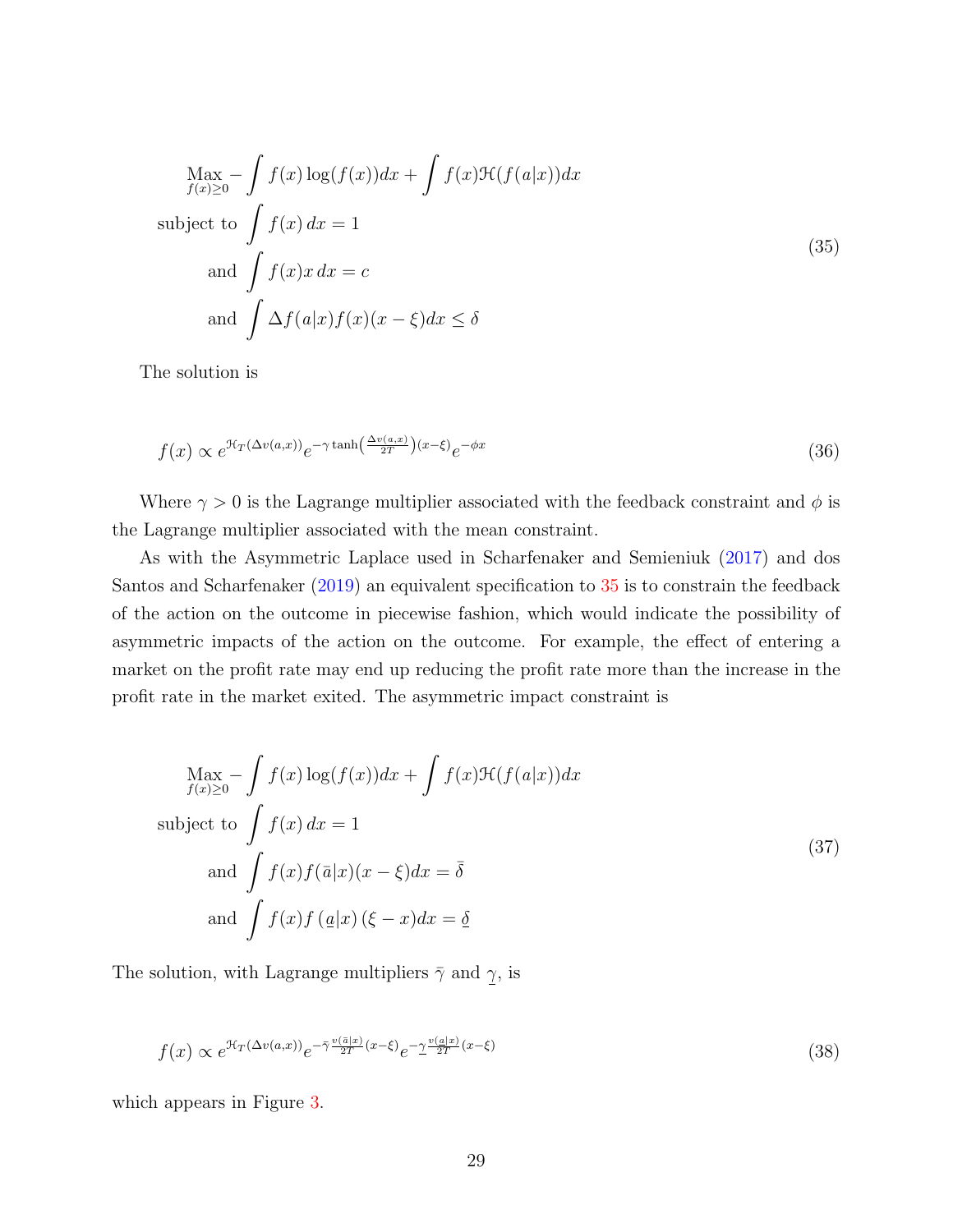$$
\begin{aligned}
\underset{f(x)\geq 0}{\text{Max}} & - \int f(x)\log(f(x))dx + \int f(x)\mathcal{H}(f(a|x))dx \\
\text{subject to} & \int f(x)\,dx = 1 \\
\text{and} & \int f(x)x\,dx = c \\
\text{and} & \int \Delta f(a|x) f(x)(x-\xi)dx \leq \delta
\end{aligned}
\tag{35}
$$

The solution is

$$
f(x) \propto e^{\mathcal{H}_T(\Delta v(a,x))} e^{-\gamma \tanh\left(\frac{\Delta v(a,x)}{2T}\right)(x-\xi)} e^{-\phi x}
\tag{36}
$$

Where $\gamma > 0$ is the Lagrange multiplier associated with the feedback constraint and $\phi$ is the Lagrange multiplier associated with the mean constraint.

As with the Asymmetric Laplace used in Scharfenaker and Semieniuk (2017) and dos Santos and Scharfenaker (2019) an equivalent specification to 35 is to constrain the feedback of the action on the outcome in piecewise fashion, which would indicate the possibility of asymmetric impacts of the action on the outcome. For example, the effect of entering a market on the profit rate may end up reducing the profit rate more than the increase in the profit rate in the market exited. The asymmetric impact constraint is

$$
\begin{aligned}
\underset{f(x)\geq 0}{\text{Max}} & - \int f(x)\log(f(x))dx + \int f(x)\mathcal{H}(f(a|x))dx \\
\text{subject to} & \int f(x)\,dx = 1 \\
\text{and} & \int f(x) f(\bar{a}|x)(x-\xi)dx = \bar{\delta} \\
\text{and} & \int f(x) f\left(\underline{a}|x\right)(\xi - x)dx = \underline{\delta}
\end{aligned}
\tag{37}
$$

The solution, with Lagrange multipliers $\bar{\gamma}$ and $\underline{\gamma}$, is

$$
f(x) \propto e^{\mathcal{H}_T(\Delta v(a,x))} e^{-\bar{\gamma}\frac{v(\bar{a}|x)}{2T}(x-\xi)} e^{-\underline{\gamma}\frac{v(\underline{a}|x)}{2T}(x-\xi)}
\tag{38}
$$

which appears in Figure 3.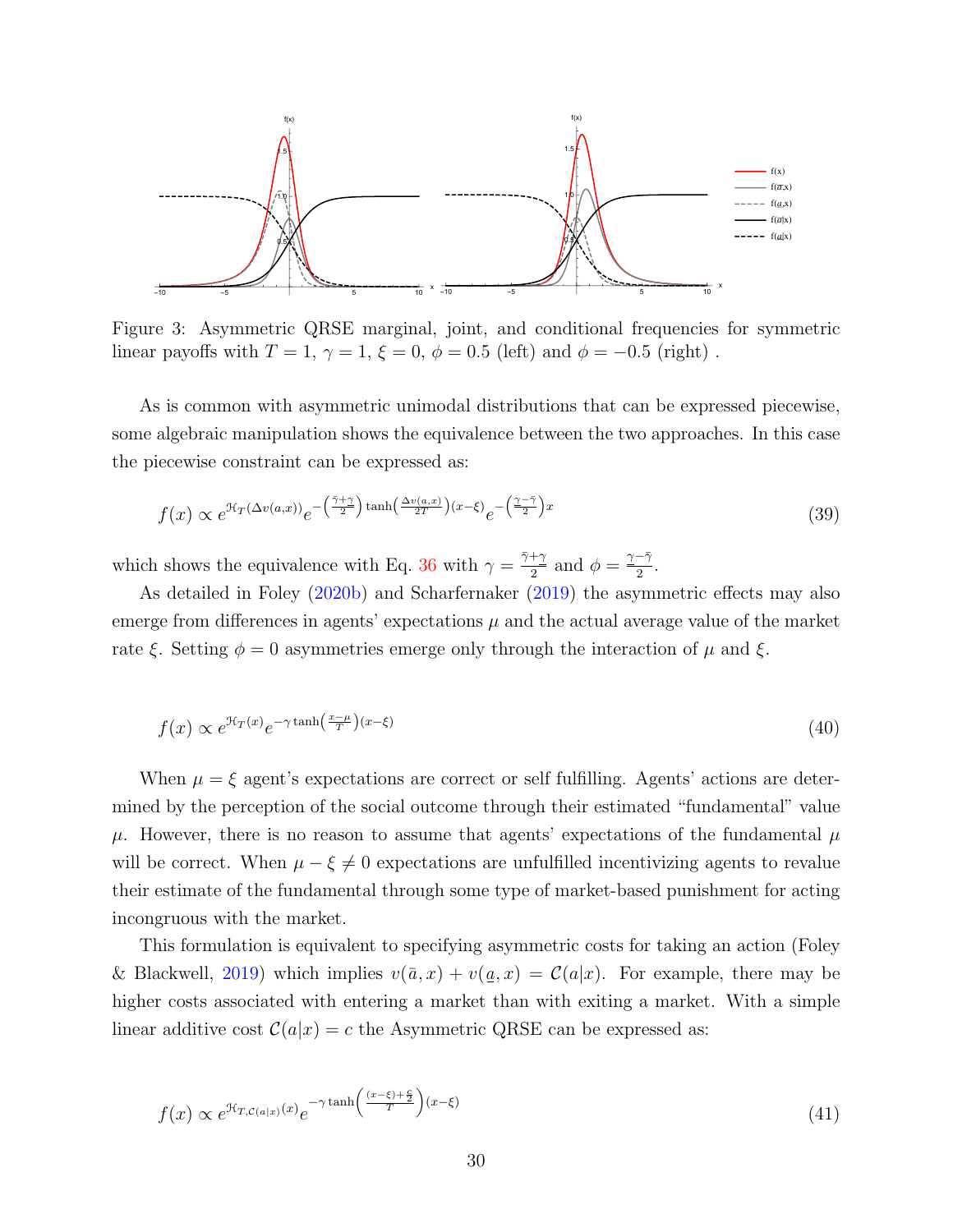f(x)

1.5

1.0

0.5

-10 -5 5 10 x

f(x)

1.5

1.0

0.5

-10 -5 5 10 x

f(x)

$f(\bar{a},x)$

$f(\underline{a},x)$

$f(\bar{a}|x)$

$f(\underline{a}|x)$

Figure 3: Asymmetric QRSE marginal, joint, and conditional frequencies for symmetric linear payoffs with $T = 1$, $\gamma = 1$, $\xi = 0$, $\phi = 0.5$ (left) and $\phi = -0.5$ (right) .

As is common with asymmetric unimodal distributions that can be expressed piecewise, some algebraic manipulation shows the equivalence between the two approaches. In this case the piecewise constraint can be expressed as:

$$f(x) \propto e^{\mathcal{H}_T(\Delta v(a,x))} e^{-\left(\frac{\bar{\gamma}+\gamma}{2}\right)\tanh\left(\frac{\Delta v(a,x)}{2T}\right)(x-\xi)} e^{-\left(\frac{\gamma-\bar{\gamma}}{2}\right)x} \tag{39}$$

which shows the equivalence with Eq. 36 with $\gamma = \frac{\bar{\gamma}+\gamma}{2}$ and $\phi = \frac{\gamma-\bar{\gamma}}{2}$.

As detailed in Foley (2020b) and Scharfernaker (2019) the asymmetric effects may also emerge from differences in agents' expectations $\mu$ and the actual average value of the market rate $\xi$. Setting $\phi = 0$ asymmetries emerge only through the interaction of $\mu$ and $\xi$.

$$f(x) \propto e^{\mathcal{H}_T(x)} e^{-\gamma \tanh\left(\frac{x-\mu}{T}\right)(x-\xi)} \tag{40}$$

When $\mu = \xi$ agent's expectations are correct or self fulfilling. Agents' actions are determined by the perception of the social outcome through their estimated "fundamental" value $\mu$. However, there is no reason to assume that agents' expectations of the fundamental $\mu$ will be correct. When $\mu - \xi \neq 0$ expectations are unfulfilled incentivizing agents to revalue their estimate of the fundamental through some type of market-based punishment for acting incongruous with the market.

This formulation is equivalent to specifying asymmetric costs for taking an action (Foley & Blackwell, 2019) which implies $v(\bar{a},x) + v(\underline{a},x) = \mathcal{C}(a|x)$. For example, there may be higher costs associated with entering a market than with exiting a market. With a simple linear additive cost $\mathcal{C}(a|x) = c$ the Asymmetric QRSE can be expressed as:

$$f(x) \propto e^{\mathcal{H}_{T,\mathcal{C}(a|x)}(x)} e^{-\gamma \tanh\left(\frac{(x-\xi)+\frac{c}{2}}{T}\right)(x-\xi)} \tag{41}$$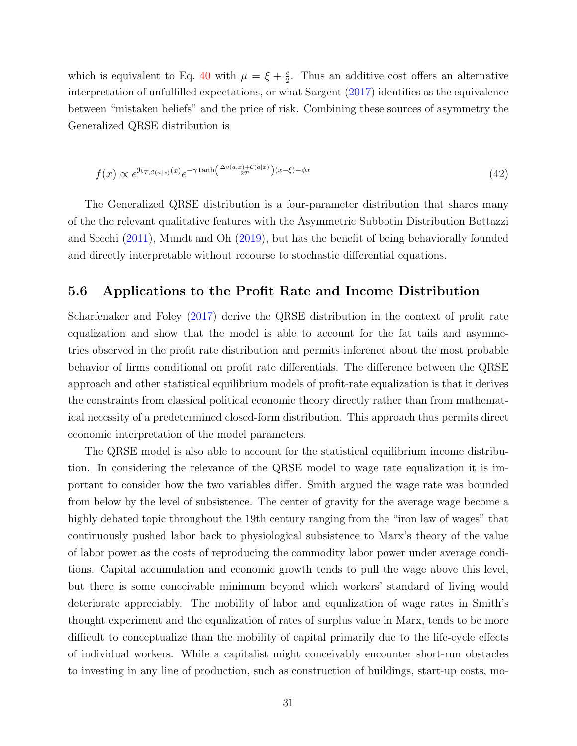which is equivalent to Eq. 40 with $\mu = \xi + \frac{c}{2}$. Thus an additive cost offers an alternative interpretation of unfulfilled expectations, or what Sargent (2017) identifies as the equivalence between "mistaken beliefs" and the price of risk. Combining these sources of asymmetry the Generalized QRSE distribution is

$$f(x) \propto e^{\mathcal{H}_{T,\mathcal{C}(a|x)}(x)} e^{-\gamma \tanh\left(\frac{\Delta v(a,x)+\mathcal{C}(a|x)}{2T}\right)(x-\xi)-\phi x} \tag{42}$$

The Generalized QRSE distribution is a four-parameter distribution that shares many of the the relevant qualitative features with the Asymmetric Subbotin Distribution Bottazzi and Secchi (2011), Mundt and Oh (2019), but has the benefit of being behaviorally founded and directly interpretable without recourse to stochastic differential equations.

## 5.6 Applications to the Profit Rate and Income Distribution

Scharfenaker and Foley (2017) derive the QRSE distribution in the context of profit rate equalization and show that the model is able to account for the fat tails and asymmetries observed in the profit rate distribution and permits inference about the most probable behavior of firms conditional on profit rate differentials. The difference between the QRSE approach and other statistical equilibrium models of profit-rate equalization is that it derives the constraints from classical political economic theory directly rather than from mathematical necessity of a predetermined closed-form distribution. This approach thus permits direct economic interpretation of the model parameters.

The QRSE model is also able to account for the statistical equilibrium income distribution. In considering the relevance of the QRSE model to wage rate equalization it is important to consider how the two variables differ. Smith argued the wage rate was bounded from below by the level of subsistence. The center of gravity for the average wage become a highly debated topic throughout the 19th century ranging from the "iron law of wages" that continuously pushed labor back to physiological subsistence to Marx's theory of the value of labor power as the costs of reproducing the commodity labor power under average conditions. Capital accumulation and economic growth tends to pull the wage above this level, but there is some conceivable minimum beyond which workers' standard of living would deteriorate appreciably. The mobility of labor and equalization of wage rates in Smith's thought experiment and the equalization of rates of surplus value in Marx, tends to be more difficult to conceptualize than the mobility of capital primarily due to the life-cycle effects of individual workers. While a capitalist might conceivably encounter short-run obstacles to investing in any line of production, such as construction of buildings, start-up costs, mo-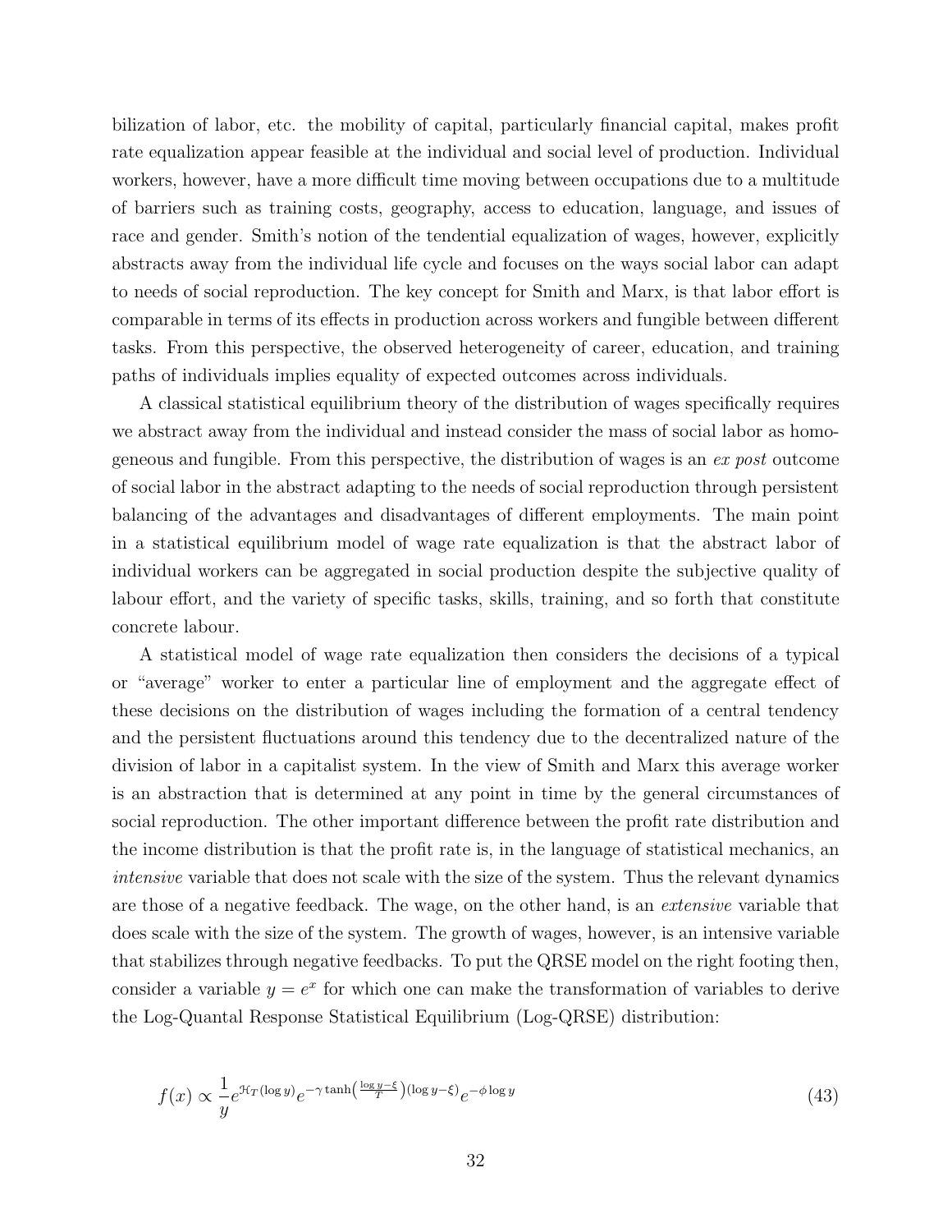bilization of labor, etc. the mobility of capital, particularly financial capital, makes profit rate equalization appear feasible at the individual and social level of production. Individual workers, however, have a more difficult time moving between occupations due to a multitude of barriers such as training costs, geography, access to education, language, and issues of race and gender. Smith's notion of the tendential equalization of wages, however, explicitly abstracts away from the individual life cycle and focuses on the ways social labor can adapt to needs of social reproduction. The key concept for Smith and Marx, is that labor effort is comparable in terms of its effects in production across workers and fungible between different tasks. From this perspective, the observed heterogeneity of career, education, and training paths of individuals implies equality of expected outcomes across individuals.

A classical statistical equilibrium theory of the distribution of wages specifically requires we abstract away from the individual and instead consider the mass of social labor as homogeneous and fungible. From this perspective, the distribution of wages is an *ex post* outcome of social labor in the abstract adapting to the needs of social reproduction through persistent balancing of the advantages and disadvantages of different employments. The main point in a statistical equilibrium model of wage rate equalization is that the abstract labor of individual workers can be aggregated in social production despite the subjective quality of labour effort, and the variety of specific tasks, skills, training, and so forth that constitute concrete labour.

A statistical model of wage rate equalization then considers the decisions of a typical or "average" worker to enter a particular line of employment and the aggregate effect of these decisions on the distribution of wages including the formation of a central tendency and the persistent fluctuations around this tendency due to the decentralized nature of the division of labor in a capitalist system. In the view of Smith and Marx this average worker is an abstraction that is determined at any point in time by the general circumstances of social reproduction. The other important difference between the profit rate distribution and the income distribution is that the profit rate is, in the language of statistical mechanics, an *intensive* variable that does not scale with the size of the system. Thus the relevant dynamics are those of a negative feedback. The wage, on the other hand, is an *extensive* variable that does scale with the size of the system. The growth of wages, however, is an intensive variable that stabilizes through negative feedbacks. To put the QRSE model on the right footing then, consider a variable $y = e^x$ for which one can make the transformation of variables to derive the Log-Quantal Response Statistical Equilibrium (Log-QRSE) distribution:

$$f(x) \propto \frac{1}{y} e^{\mathcal{H}_T(\log y)} e^{-\gamma \tanh\left(\frac{\log y - \xi}{T}\right)(\log y - \xi)} e^{-\phi \log y} \tag{43}$$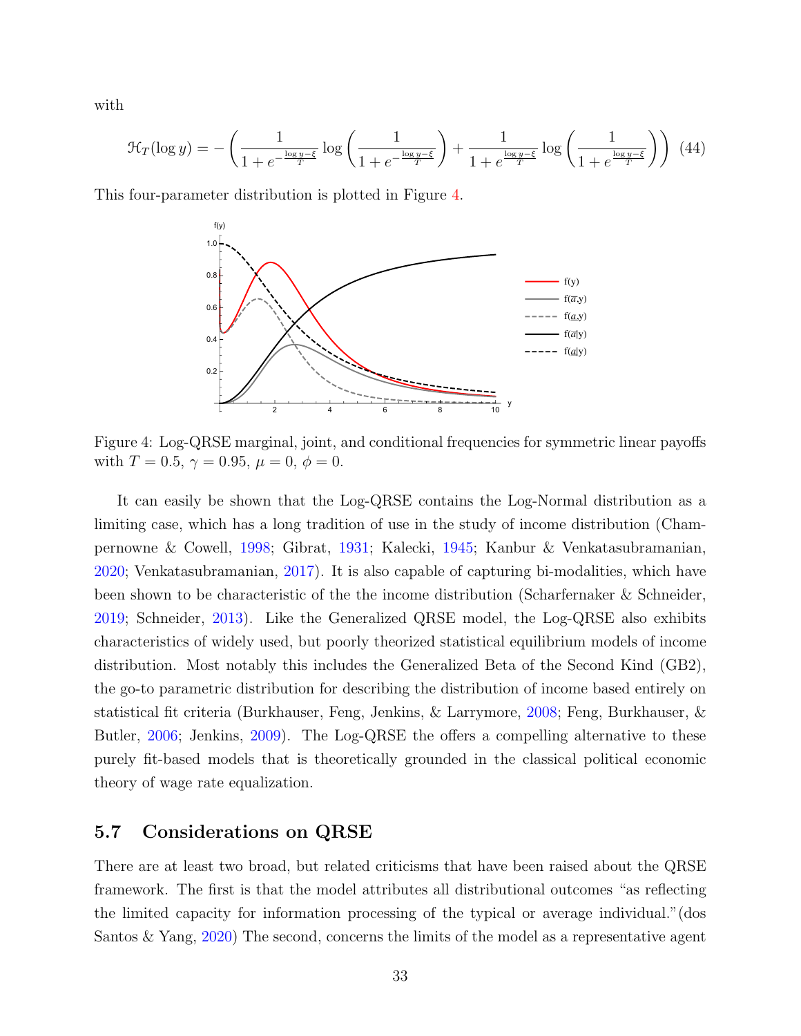with

$$\mathcal{H}_T(\log y) = -\left(\frac{1}{1+e^{-\frac{\log y-\xi}{T}}}\log\left(\frac{1}{1+e^{-\frac{\log y-\xi}{T}}}\right) + \frac{1}{1+e^{\frac{\log y-\xi}{T}}}\log\left(\frac{1}{1+e^{\frac{\log y-\xi}{T}}}\right)\right) \quad (44)$$

This four-parameter distribution is plotted in Figure 4.

Figure 4: Log-QRSE marginal, joint, and conditional frequencies for symmetric linear payoffs with $T = 0.5$, $\gamma = 0.95$, $\mu = 0$, $\phi = 0$.

It can easily be shown that the Log-QRSE contains the Log-Normal distribution as a limiting case, which has a long tradition of use in the study of income distribution (Champernowne & Cowell, 1998; Gibrat, 1931; Kalecki, 1945; Kanbur & Venkatasubramanian, 2020; Venkatasubramanian, 2017). It is also capable of capturing bi-modalities, which have been shown to be characteristic of the the income distribution (Scharfernaker & Schneider, 2019; Schneider, 2013). Like the Generalized QRSE model, the Log-QRSE also exhibits characteristics of widely used, but poorly theorized statistical equilibrium models of income distribution. Most notably this includes the Generalized Beta of the Second Kind (GB2), the go-to parametric distribution for describing the distribution of income based entirely on statistical fit criteria (Burkhauser, Feng, Jenkins, & Larrymore, 2008; Feng, Burkhauser, & Butler, 2006; Jenkins, 2009). The Log-QRSE the offers a compelling alternative to these purely fit-based models that is theoretically grounded in the classical political economic theory of wage rate equalization.

### 5.7 Considerations on QRSE

There are at least two broad, but related criticisms that have been raised about the QRSE framework. The first is that the model attributes all distributional outcomes "as reflecting the limited capacity for information processing of the typical or average individual."(dos Santos & Yang, 2020) The second, concerns the limits of the model as a representative agent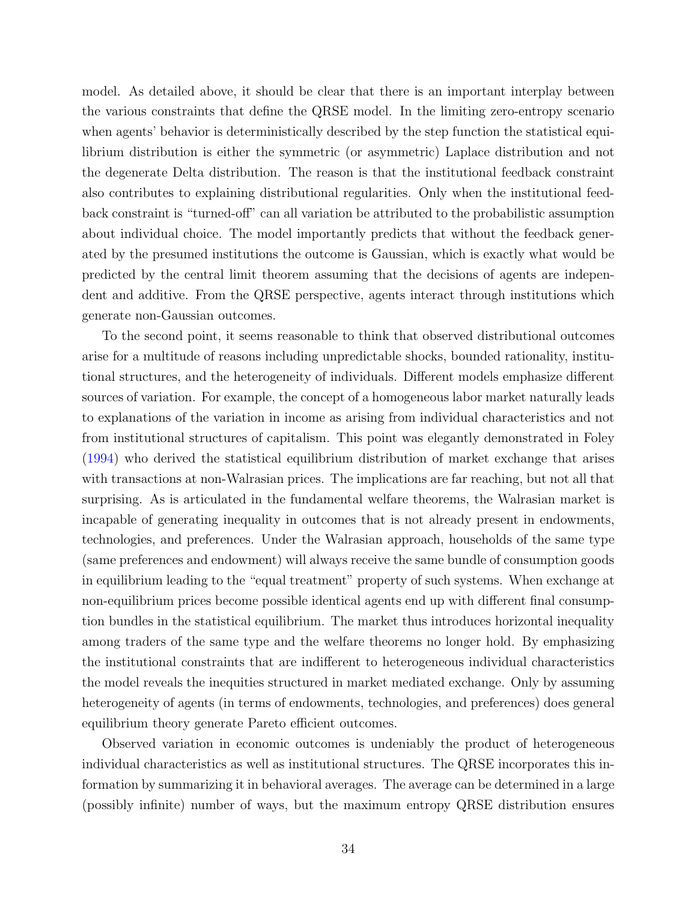model. As detailed above, it should be clear that there is an important interplay between the various constraints that define the QRSE model. In the limiting zero-entropy scenario when agents' behavior is deterministically described by the step function the statistical equilibrium distribution is either the symmetric (or asymmetric) Laplace distribution and not the degenerate Delta distribution. The reason is that the institutional feedback constraint also contributes to explaining distributional regularities. Only when the institutional feedback constraint is "turned-off" can all variation be attributed to the probabilistic assumption about individual choice. The model importantly predicts that without the feedback generated by the presumed institutions the outcome is Gaussian, which is exactly what would be predicted by the central limit theorem assuming that the decisions of agents are independent and additive. From the QRSE perspective, agents interact through institutions which generate non-Gaussian outcomes.

To the second point, it seems reasonable to think that observed distributional outcomes arise for a multitude of reasons including unpredictable shocks, bounded rationality, institutional structures, and the heterogeneity of individuals. Different models emphasize different sources of variation. For example, the concept of a homogeneous labor market naturally leads to explanations of the variation in income as arising from individual characteristics and not from institutional structures of capitalism. This point was elegantly demonstrated in Foley (1994) who derived the statistical equilibrium distribution of market exchange that arises with transactions at non-Walrasian prices. The implications are far reaching, but not all that surprising. As is articulated in the fundamental welfare theorems, the Walrasian market is incapable of generating inequality in outcomes that is not already present in endowments, technologies, and preferences. Under the Walrasian approach, households of the same type (same preferences and endowment) will always receive the same bundle of consumption goods in equilibrium leading to the "equal treatment" property of such systems. When exchange at non-equilibrium prices become possible identical agents end up with different final consumption bundles in the statistical equilibrium. The market thus introduces horizontal inequality among traders of the same type and the welfare theorems no longer hold. By emphasizing the institutional constraints that are indifferent to heterogeneous individual characteristics the model reveals the inequities structured in market mediated exchange. Only by assuming heterogeneity of agents (in terms of endowments, technologies, and preferences) does general equilibrium theory generate Pareto efficient outcomes.

Observed variation in economic outcomes is undeniably the product of heterogeneous individual characteristics as well as institutional structures. The QRSE incorporates this information by summarizing it in behavioral averages. The average can be determined in a large (possibly infinite) number of ways, but the maximum entropy QRSE distribution ensures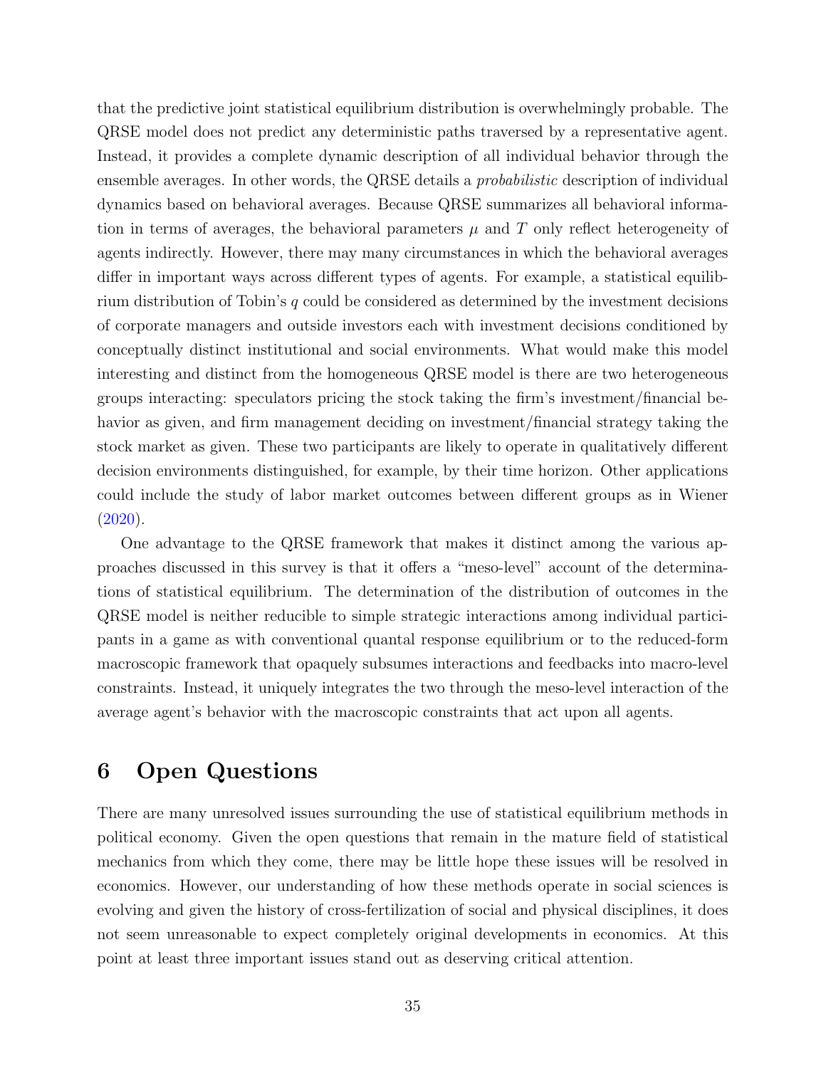that the predictive joint statistical equilibrium distribution is overwhelmingly probable. The QRSE model does not predict any deterministic paths traversed by a representative agent. Instead, it provides a complete dynamic description of all individual behavior through the ensemble averages. In other words, the QRSE details a *probabilistic* description of individual dynamics based on behavioral averages. Because QRSE summarizes all behavioral information in terms of averages, the behavioral parameters $\mu$ and $T$ only reflect heterogeneity of agents indirectly. However, there may many circumstances in which the behavioral averages differ in important ways across different types of agents. For example, a statistical equilibrium distribution of Tobin's $q$ could be considered as determined by the investment decisions of corporate managers and outside investors each with investment decisions conditioned by conceptually distinct institutional and social environments. What would make this model interesting and distinct from the homogeneous QRSE model is there are two heterogeneous groups interacting: speculators pricing the stock taking the firm's investment/financial behavior as given, and firm management deciding on investment/financial strategy taking the stock market as given. These two participants are likely to operate in qualitatively different decision environments distinguished, for example, by their time horizon. Other applications could include the study of labor market outcomes between different groups as in Wiener (2020).

One advantage to the QRSE framework that makes it distinct among the various approaches discussed in this survey is that it offers a "meso-level" account of the determinations of statistical equilibrium. The determination of the distribution of outcomes in the QRSE model is neither reducible to simple strategic interactions among individual participants in a game as with conventional quantal response equilibrium or to the reduced-form macroscopic framework that opaquely subsumes interactions and feedbacks into macro-level constraints. Instead, it uniquely integrates the two through the meso-level interaction of the average agent's behavior with the macroscopic constraints that act upon all agents.

# 6 Open Questions

There are many unresolved issues surrounding the use of statistical equilibrium methods in political economy. Given the open questions that remain in the mature field of statistical mechanics from which they come, there may be little hope these issues will be resolved in economics. However, our understanding of how these methods operate in social sciences is evolving and given the history of cross-fertilization of social and physical disciplines, it does not seem unreasonable to expect completely original developments in economics. At this point at least three important issues stand out as deserving critical attention.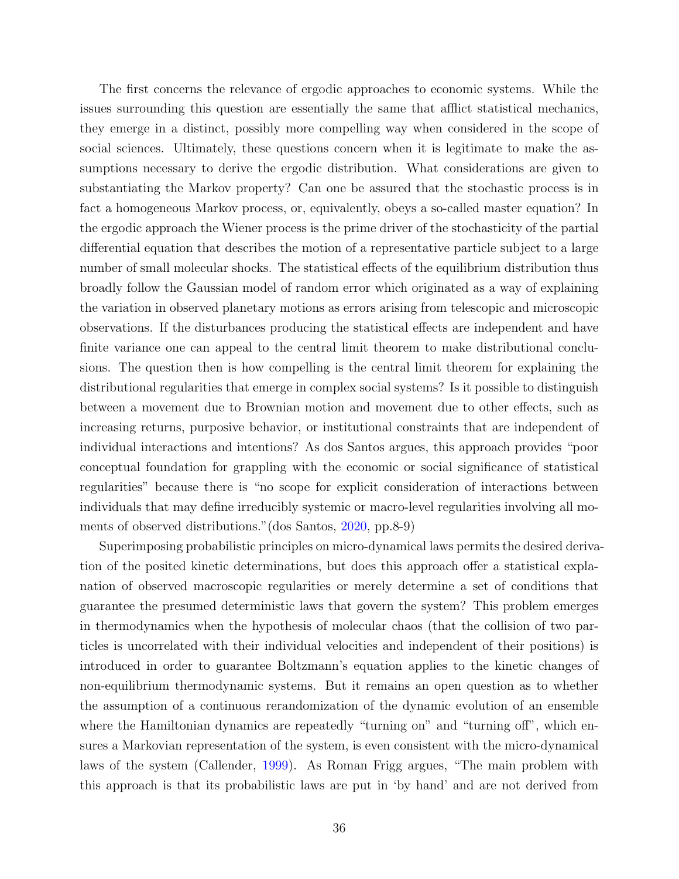The first concerns the relevance of ergodic approaches to economic systems. While the issues surrounding this question are essentially the same that afflict statistical mechanics, they emerge in a distinct, possibly more compelling way when considered in the scope of social sciences. Ultimately, these questions concern when it is legitimate to make the assumptions necessary to derive the ergodic distribution. What considerations are given to substantiating the Markov property? Can one be assured that the stochastic process is in fact a homogeneous Markov process, or, equivalently, obeys a so-called master equation? In the ergodic approach the Wiener process is the prime driver of the stochasticity of the partial differential equation that describes the motion of a representative particle subject to a large number of small molecular shocks. The statistical effects of the equilibrium distribution thus broadly follow the Gaussian model of random error which originated as a way of explaining the variation in observed planetary motions as errors arising from telescopic and microscopic observations. If the disturbances producing the statistical effects are independent and have finite variance one can appeal to the central limit theorem to make distributional conclusions. The question then is how compelling is the central limit theorem for explaining the distributional regularities that emerge in complex social systems? Is it possible to distinguish between a movement due to Brownian motion and movement due to other effects, such as increasing returns, purposive behavior, or institutional constraints that are independent of individual interactions and intentions? As dos Santos argues, this approach provides "poor conceptual foundation for grappling with the economic or social significance of statistical regularities" because there is "no scope for explicit consideration of interactions between individuals that may define irreducibly systemic or macro-level regularities involving all moments of observed distributions."(dos Santos, 2020, pp.8-9)

Superimposing probabilistic principles on micro-dynamical laws permits the desired derivation of the posited kinetic determinations, but does this approach offer a statistical explanation of observed macroscopic regularities or merely determine a set of conditions that guarantee the presumed deterministic laws that govern the system? This problem emerges in thermodynamics when the hypothesis of molecular chaos (that the collision of two particles is uncorrelated with their individual velocities and independent of their positions) is introduced in order to guarantee Boltzmann's equation applies to the kinetic changes of non-equilibrium thermodynamic systems. But it remains an open question as to whether the assumption of a continuous rerandomization of the dynamic evolution of an ensemble where the Hamiltonian dynamics are repeatedly "turning on" and "turning off", which ensures a Markovian representation of the system, is even consistent with the micro-dynamical laws of the system (Callender, 1999). As Roman Frigg argues, "The main problem with this approach is that its probabilistic laws are put in 'by hand' and are not derived from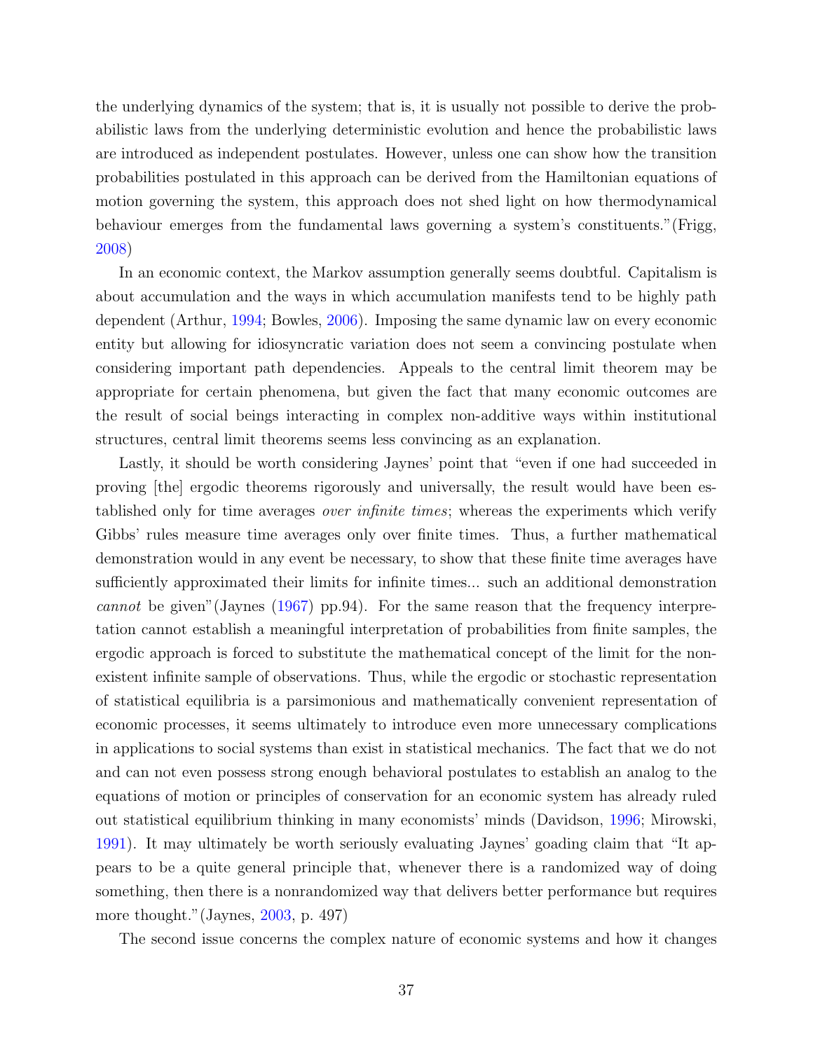the underlying dynamics of the system; that is, it is usually not possible to derive the probabilistic laws from the underlying deterministic evolution and hence the probabilistic laws are introduced as independent postulates. However, unless one can show how the transition probabilities postulated in this approach can be derived from the Hamiltonian equations of motion governing the system, this approach does not shed light on how thermodynamical behaviour emerges from the fundamental laws governing a system's constituents."(Frigg, 2008)

In an economic context, the Markov assumption generally seems doubtful. Capitalism is about accumulation and the ways in which accumulation manifests tend to be highly path dependent (Arthur, 1994; Bowles, 2006). Imposing the same dynamic law on every economic entity but allowing for idiosyncratic variation does not seem a convincing postulate when considering important path dependencies. Appeals to the central limit theorem may be appropriate for certain phenomena, but given the fact that many economic outcomes are the result of social beings interacting in complex non-additive ways within institutional structures, central limit theorems seems less convincing as an explanation.

Lastly, it should be worth considering Jaynes' point that "even if one had succeeded in proving [the] ergodic theorems rigorously and universally, the result would have been established only for time averages *over infinite times*; whereas the experiments which verify Gibbs' rules measure time averages only over finite times. Thus, a further mathematical demonstration would in any event be necessary, to show that these finite time averages have sufficiently approximated their limits for infinite times... such an additional demonstration *cannot* be given"(Jaynes (1967) pp.94). For the same reason that the frequency interpretation cannot establish a meaningful interpretation of probabilities from finite samples, the ergodic approach is forced to substitute the mathematical concept of the limit for the non-existent infinite sample of observations. Thus, while the ergodic or stochastic representation of statistical equilibria is a parsimonious and mathematically convenient representation of economic processes, it seems ultimately to introduce even more unnecessary complications in applications to social systems than exist in statistical mechanics. The fact that we do not and can not even possess strong enough behavioral postulates to establish an analog to the equations of motion or principles of conservation for an economic system has already ruled out statistical equilibrium thinking in many economists' minds (Davidson, 1996; Mirowski, 1991). It may ultimately be worth seriously evaluating Jaynes' goading claim that "It appears to be a quite general principle that, whenever there is a randomized way of doing something, then there is a nonrandomized way that delivers better performance but requires more thought."(Jaynes, 2003, p. 497)

The second issue concerns the complex nature of economic systems and how it changes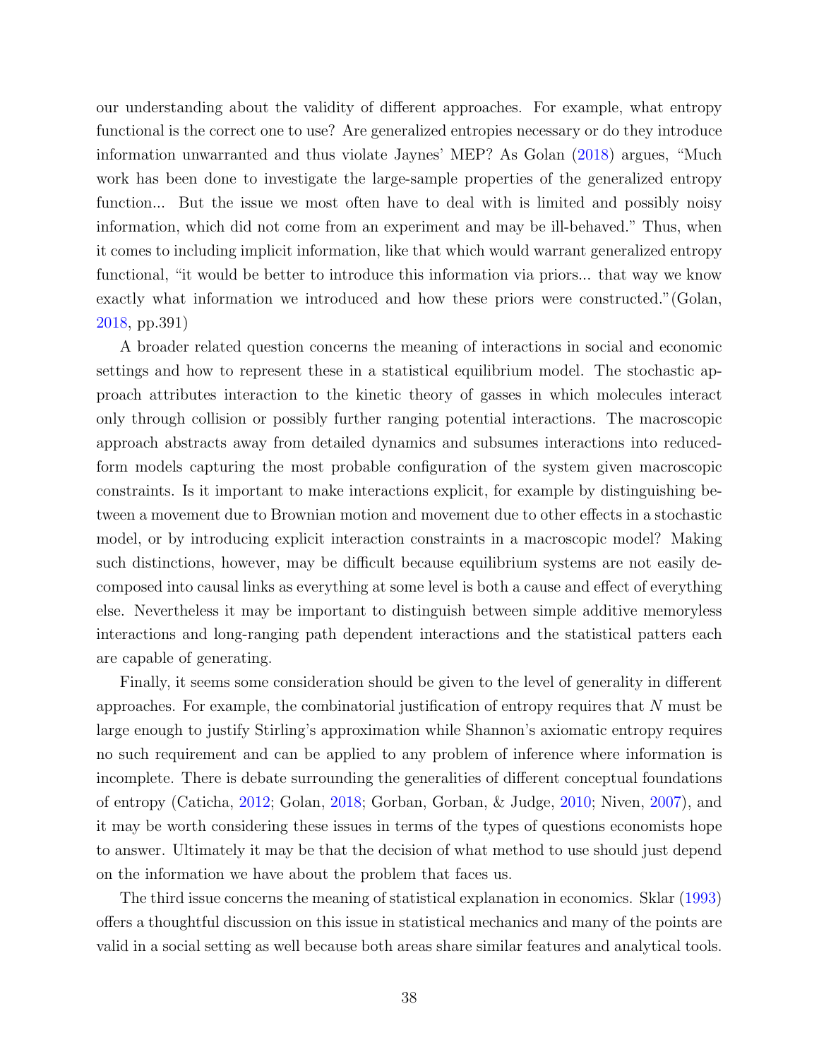our understanding about the validity of different approaches. For example, what entropy functional is the correct one to use? Are generalized entropies necessary or do they introduce information unwarranted and thus violate Jaynes' MEP? As Golan (2018) argues, "Much work has been done to investigate the large-sample properties of the generalized entropy function... But the issue we most often have to deal with is limited and possibly noisy information, which did not come from an experiment and may be ill-behaved." Thus, when it comes to including implicit information, like that which would warrant generalized entropy functional, "it would be better to introduce this information via priors... that way we know exactly what information we introduced and how these priors were constructed."(Golan, 2018, pp.391)

A broader related question concerns the meaning of interactions in social and economic settings and how to represent these in a statistical equilibrium model. The stochastic approach attributes interaction to the kinetic theory of gasses in which molecules interact only through collision or possibly further ranging potential interactions. The macroscopic approach abstracts away from detailed dynamics and subsumes interactions into reduced-form models capturing the most probable configuration of the system given macroscopic constraints. Is it important to make interactions explicit, for example by distinguishing between a movement due to Brownian motion and movement due to other effects in a stochastic model, or by introducing explicit interaction constraints in a macroscopic model? Making such distinctions, however, may be difficult because equilibrium systems are not easily decomposed into causal links as everything at some level is both a cause and effect of everything else. Nevertheless it may be important to distinguish between simple additive memoryless interactions and long-ranging path dependent interactions and the statistical patters each are capable of generating.

Finally, it seems some consideration should be given to the level of generality in different approaches. For example, the combinatorial justification of entropy requires that $N$ must be large enough to justify Stirling's approximation while Shannon's axiomatic entropy requires no such requirement and can be applied to any problem of inference where information is incomplete. There is debate surrounding the generalities of different conceptual foundations of entropy (Caticha, 2012; Golan, 2018; Gorban, Gorban, & Judge, 2010; Niven, 2007), and it may be worth considering these issues in terms of the types of questions economists hope to answer. Ultimately it may be that the decision of what method to use should just depend on the information we have about the problem that faces us.

The third issue concerns the meaning of statistical explanation in economics. Sklar (1993) offers a thoughtful discussion on this issue in statistical mechanics and many of the points are valid in a social setting as well because both areas share similar features and analytical tools.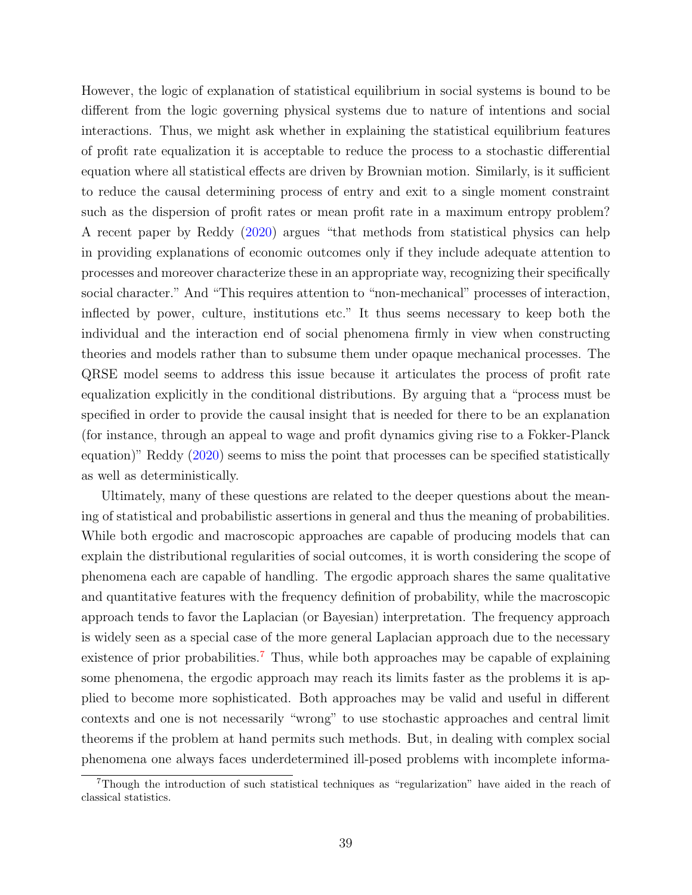However, the logic of explanation of statistical equilibrium in social systems is bound to be different from the logic governing physical systems due to nature of intentions and social interactions. Thus, we might ask whether in explaining the statistical equilibrium features of profit rate equalization it is acceptable to reduce the process to a stochastic differential equation where all statistical effects are driven by Brownian motion. Similarly, is it sufficient to reduce the causal determining process of entry and exit to a single moment constraint such as the dispersion of profit rates or mean profit rate in a maximum entropy problem? A recent paper by Reddy (2020) argues "that methods from statistical physics can help in providing explanations of economic outcomes only if they include adequate attention to processes and moreover characterize these in an appropriate way, recognizing their specifically social character." And "This requires attention to "non-mechanical" processes of interaction, inflected by power, culture, institutions etc." It thus seems necessary to keep both the individual and the interaction end of social phenomena firmly in view when constructing theories and models rather than to subsume them under opaque mechanical processes. The QRSE model seems to address this issue because it articulates the process of profit rate equalization explicitly in the conditional distributions. By arguing that a "process must be specified in order to provide the causal insight that is needed for there to be an explanation (for instance, through an appeal to wage and profit dynamics giving rise to a Fokker-Planck equation)" Reddy (2020) seems to miss the point that processes can be specified statistically as well as deterministically.

Ultimately, many of these questions are related to the deeper questions about the meaning of statistical and probabilistic assertions in general and thus the meaning of probabilities. While both ergodic and macroscopic approaches are capable of producing models that can explain the distributional regularities of social outcomes, it is worth considering the scope of phenomena each are capable of handling. The ergodic approach shares the same qualitative and quantitative features with the frequency definition of probability, while the macroscopic approach tends to favor the Laplacian (or Bayesian) interpretation. The frequency approach is widely seen as a special case of the more general Laplacian approach due to the necessary existence of prior probabilities.[7] Thus, while both approaches may be capable of explaining some phenomena, the ergodic approach may reach its limits faster as the problems it is applied to become more sophisticated. Both approaches may be valid and useful in different contexts and one is not necessarily "wrong" to use stochastic approaches and central limit theorems if the problem at hand permits such methods. But, in dealing with complex social phenomena one always faces underdetermined ill-posed problems with incomplete informa-

[7] Though the introduction of such statistical techniques as "regularization" have aided in the reach of classical statistics.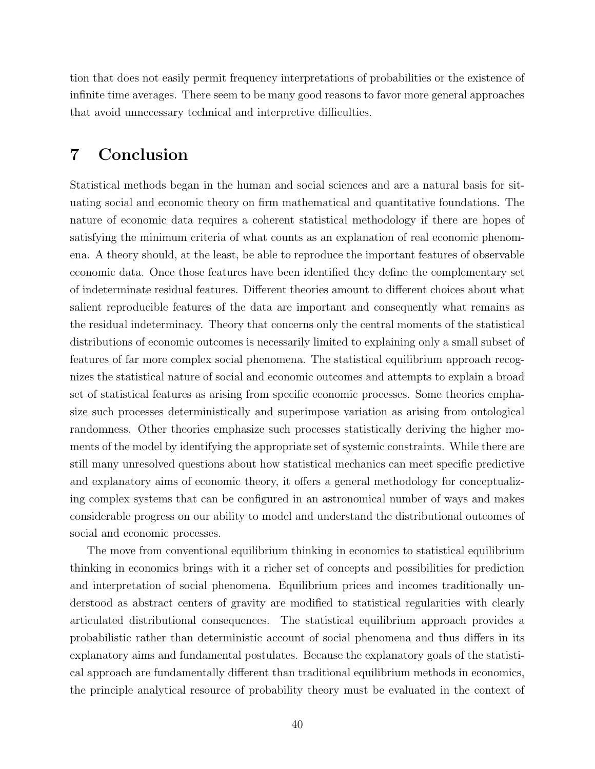tion that does not easily permit frequency interpretations of probabilities or the existence of infinite time averages. There seem to be many good reasons to favor more general approaches that avoid unnecessary technical and interpretive difficulties.

## 7 Conclusion

Statistical methods began in the human and social sciences and are a natural basis for situating social and economic theory on firm mathematical and quantitative foundations. The nature of economic data requires a coherent statistical methodology if there are hopes of satisfying the minimum criteria of what counts as an explanation of real economic phenomena. A theory should, at the least, be able to reproduce the important features of observable economic data. Once those features have been identified they define the complementary set of indeterminate residual features. Different theories amount to different choices about what salient reproducible features of the data are important and consequently what remains as the residual indeterminacy. Theory that concerns only the central moments of the statistical distributions of economic outcomes is necessarily limited to explaining only a small subset of features of far more complex social phenomena. The statistical equilibrium approach recognizes the statistical nature of social and economic outcomes and attempts to explain a broad set of statistical features as arising from specific economic processes. Some theories emphasize such processes deterministically and superimpose variation as arising from ontological randomness. Other theories emphasize such processes statistically deriving the higher moments of the model by identifying the appropriate set of systemic constraints. While there are still many unresolved questions about how statistical mechanics can meet specific predictive and explanatory aims of economic theory, it offers a general methodology for conceptualizing complex systems that can be configured in an astronomical number of ways and makes considerable progress on our ability to model and understand the distributional outcomes of social and economic processes.

The move from conventional equilibrium thinking in economics to statistical equilibrium thinking in economics brings with it a richer set of concepts and possibilities for prediction and interpretation of social phenomena. Equilibrium prices and incomes traditionally understood as abstract centers of gravity are modified to statistical regularities with clearly articulated distributional consequences. The statistical equilibrium approach provides a probabilistic rather than deterministic account of social phenomena and thus differs in its explanatory aims and fundamental postulates. Because the explanatory goals of the statistical approach are fundamentally different than traditional equilibrium methods in economics, the principle analytical resource of probability theory must be evaluated in the context of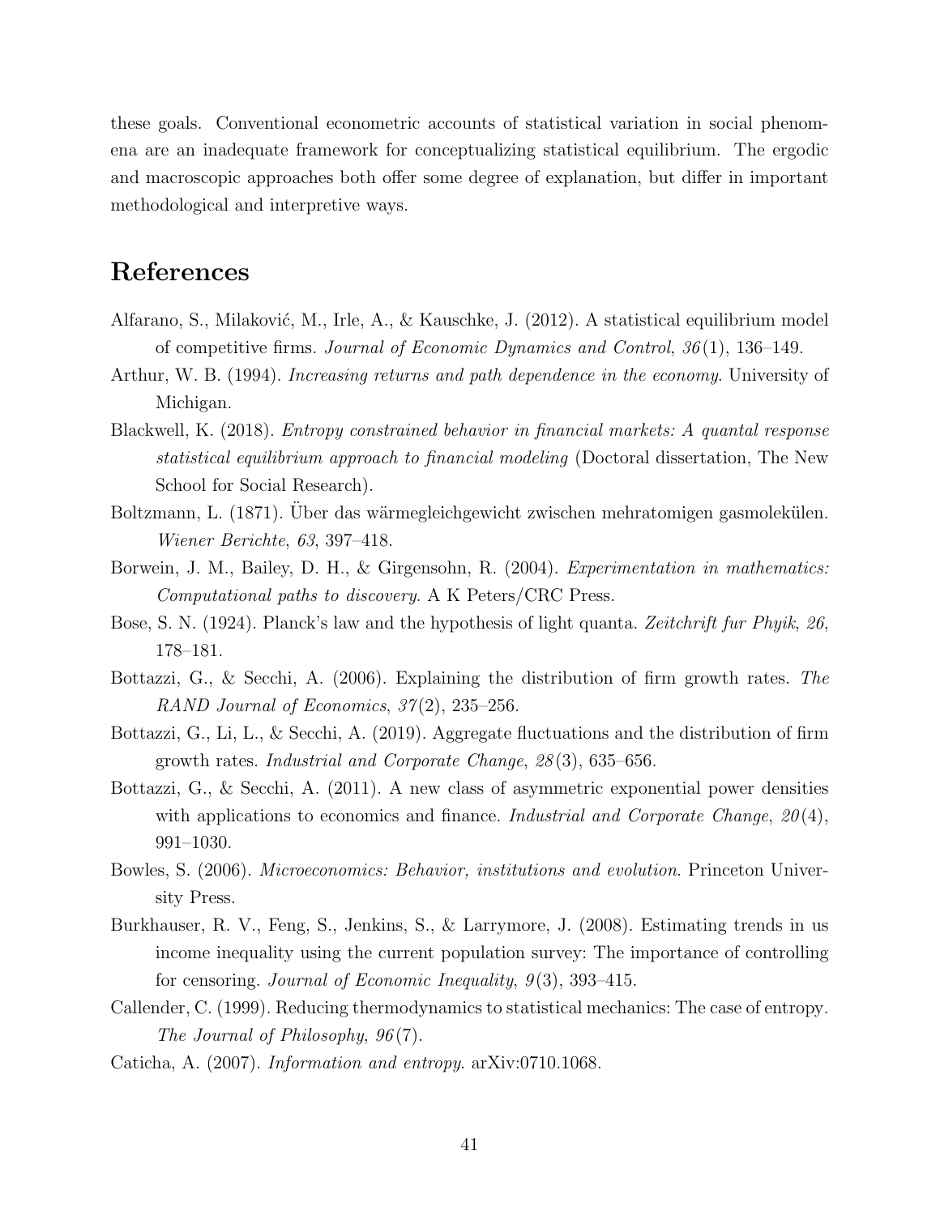these goals. Conventional econometric accounts of statistical variation in social phenomena are an inadequate framework for conceptualizing statistical equilibrium. The ergodic and macroscopic approaches both offer some degree of explanation, but differ in important methodological and interpretive ways.

# References

Alfarano, S., Milaković, M., Irle, A., & Kauschke, J. (2012). A statistical equilibrium model of competitive firms. *Journal of Economic Dynamics and Control*, *36*(1), 136–149.

Arthur, W. B. (1994). *Increasing returns and path dependence in the economy*. University of Michigan.

Blackwell, K. (2018). *Entropy constrained behavior in financial markets: A quantal response statistical equilibrium approach to financial modeling* (Doctoral dissertation, The New School for Social Research).

Boltzmann, L. (1871). Über das wärmegleichgewicht zwischen mehratomigen gasmolekülen. *Wiener Berichte*, *63*, 397–418.

Borwein, J. M., Bailey, D. H., & Girgensohn, R. (2004). *Experimentation in mathematics: Computational paths to discovery*. A K Peters/CRC Press.

Bose, S. N. (1924). Planck's law and the hypothesis of light quanta. *Zeitchrift fur Phyik*, *26*, 178–181.

Bottazzi, G., & Secchi, A. (2006). Explaining the distribution of firm growth rates. *The RAND Journal of Economics*, *37*(2), 235–256.

Bottazzi, G., Li, L., & Secchi, A. (2019). Aggregate fluctuations and the distribution of firm growth rates. *Industrial and Corporate Change*, *28*(3), 635–656.

Bottazzi, G., & Secchi, A. (2011). A new class of asymmetric exponential power densities with applications to economics and finance. *Industrial and Corporate Change*, *20*(4), 991–1030.

Bowles, S. (2006). *Microeconomics: Behavior, institutions and evolution*. Princeton University Press.

Burkhauser, R. V., Feng, S., Jenkins, S., & Larrymore, J. (2008). Estimating trends in us income inequality using the current population survey: The importance of controlling for censoring. *Journal of Economic Inequality*, *9*(3), 393–415.

Callender, C. (1999). Reducing thermodynamics to statistical mechanics: The case of entropy. *The Journal of Philosophy*, *96*(7).

Caticha, A. (2007). *Information and entropy*. arXiv:0710.1068.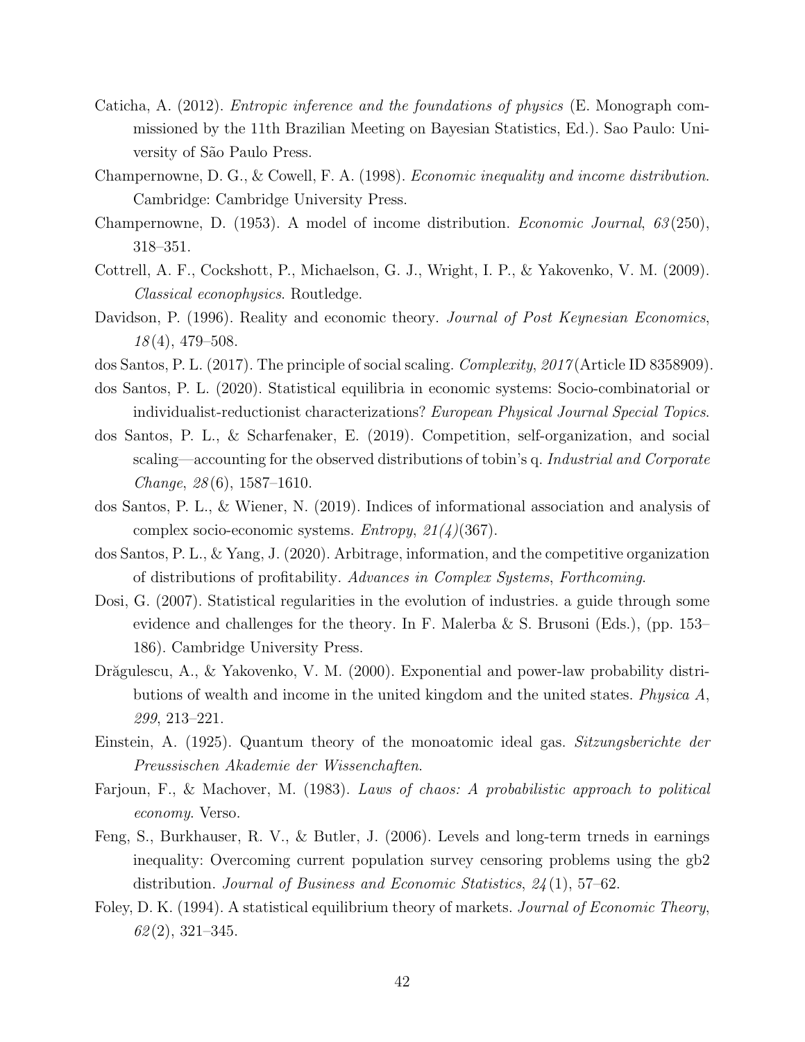Caticha, A. (2012). *Entropic inference and the foundations of physics* (E. Monograph commissioned by the 11th Brazilian Meeting on Bayesian Statistics, Ed.). Sao Paulo: University of São Paulo Press.

Champernowne, D. G., & Cowell, F. A. (1998). *Economic inequality and income distribution*. Cambridge: Cambridge University Press.

Champernowne, D. (1953). A model of income distribution. *Economic Journal*, *63*(250), 318–351.

Cottrell, A. F., Cockshott, P., Michaelson, G. J., Wright, I. P., & Yakovenko, V. M. (2009). *Classical econophysics*. Routledge.

Davidson, P. (1996). Reality and economic theory. *Journal of Post Keynesian Economics*, *18*(4), 479–508.

dos Santos, P. L. (2017). The principle of social scaling. *Complexity*, *2017*(Article ID 8358909).

dos Santos, P. L. (2020). Statistical equilibria in economic systems: Socio-combinatorial or individualist-reductionist characterizations? *European Physical Journal Special Topics*.

dos Santos, P. L., & Scharfenaker, E. (2019). Competition, self-organization, and social scaling—accounting for the observed distributions of tobin's q. *Industrial and Corporate Change*, *28*(6), 1587–1610.

dos Santos, P. L., & Wiener, N. (2019). Indices of informational association and analysis of complex socio-economic systems. *Entropy*, *21(4)*(367).

dos Santos, P. L., & Yang, J. (2020). Arbitrage, information, and the competitive organization of distributions of profitability. *Advances in Complex Systems*, *Forthcoming*.

Dosi, G. (2007). Statistical regularities in the evolution of industries. a guide through some evidence and challenges for the theory. In F. Malerba & S. Brusoni (Eds.), (pp. 153–186). Cambridge University Press.

Drăgulescu, A., & Yakovenko, V. M. (2000). Exponential and power-law probability distributions of wealth and income in the united kingdom and the united states. *Physica A*, *299*, 213–221.

Einstein, A. (1925). Quantum theory of the monoatomic ideal gas. *Sitzungsberichte der Preussischen Akademie der Wissenschaften*.

Farjoun, F., & Machover, M. (1983). *Laws of chaos: A probabilistic approach to political economy*. Verso.

Feng, S., Burkhauser, R. V., & Butler, J. (2006). Levels and long-term trneds in earnings inequality: Overcoming current population survey censoring problems using the gb2 distribution. *Journal of Business and Economic Statistics*, *24*(1), 57–62.

Foley, D. K. (1994). A statistical equilibrium theory of markets. *Journal of Economic Theory*, *62*(2), 321–345.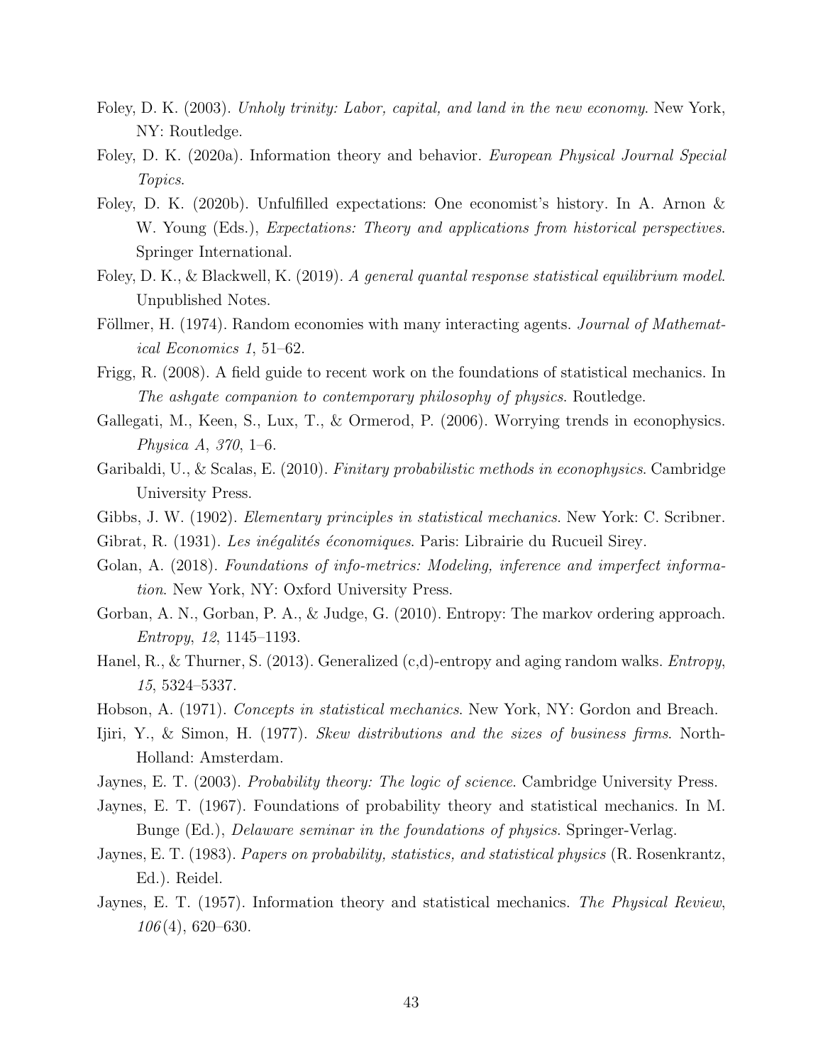Foley, D. K. (2003). *Unholy trinity: Labor, capital, and land in the new economy*. New York, NY: Routledge.

Foley, D. K. (2020a). Information theory and behavior. *European Physical Journal Special Topics*.

Foley, D. K. (2020b). Unfulfilled expectations: One economist's history. In A. Arnon & W. Young (Eds.), *Expectations: Theory and applications from historical perspectives*. Springer International.

Foley, D. K., & Blackwell, K. (2019). *A general quantal response statistical equilibrium model*. Unpublished Notes.

Föllmer, H. (1974). Random economies with many interacting agents. *Journal of Mathematical Economics 1*, 51–62.

Frigg, R. (2008). A field guide to recent work on the foundations of statistical mechanics. In *The ashgate companion to contemporary philosophy of physics*. Routledge.

Gallegati, M., Keen, S., Lux, T., & Ormerod, P. (2006). Worrying trends in econophysics. *Physica A*, *370*, 1–6.

Garibaldi, U., & Scalas, E. (2010). *Finitary probabilistic methods in econophysics*. Cambridge University Press.

Gibbs, J. W. (1902). *Elementary principles in statistical mechanics*. New York: C. Scribner.

Gibrat, R. (1931). *Les inégalités économiques*. Paris: Librairie du Rucueil Sirey.

Golan, A. (2018). *Foundations of info-metrics: Modeling, inference and imperfect information*. New York, NY: Oxford University Press.

Gorban, A. N., Gorban, P. A., & Judge, G. (2010). Entropy: The markov ordering approach. *Entropy*, *12*, 1145–1193.

Hanel, R., & Thurner, S. (2013). Generalized (c,d)-entropy and aging random walks. *Entropy*, *15*, 5324–5337.

Hobson, A. (1971). *Concepts in statistical mechanics*. New York, NY: Gordon and Breach.

Ijiri, Y., & Simon, H. (1977). *Skew distributions and the sizes of business firms*. North-Holland: Amsterdam.

Jaynes, E. T. (2003). *Probability theory: The logic of science*. Cambridge University Press.

Jaynes, E. T. (1967). Foundations of probability theory and statistical mechanics. In M. Bunge (Ed.), *Delaware seminar in the foundations of physics*. Springer-Verlag.

Jaynes, E. T. (1983). *Papers on probability, statistics, and statistical physics* (R. Rosenkrantz, Ed.). Reidel.

Jaynes, E. T. (1957). Information theory and statistical mechanics. *The Physical Review*, *106*(4), 620–630.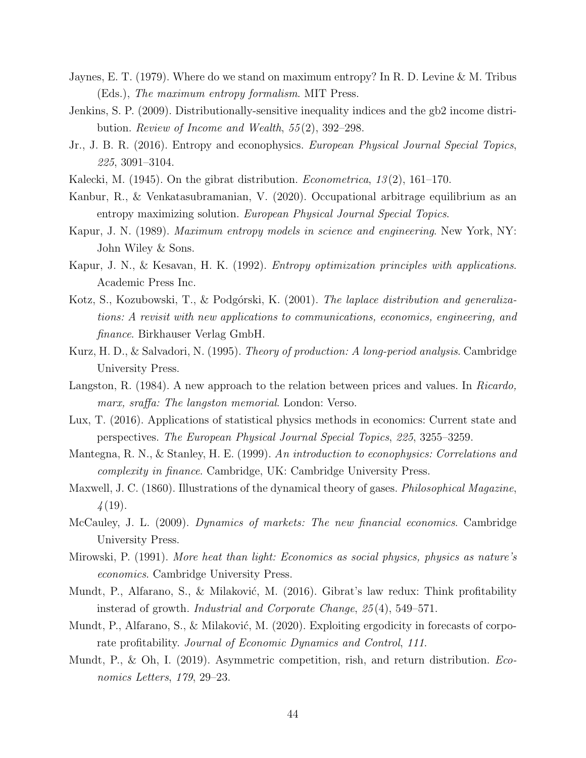Jaynes, E. T. (1979). Where do we stand on maximum entropy? In R. D. Levine & M. Tribus (Eds.), *The maximum entropy formalism*. MIT Press.

Jenkins, S. P. (2009). Distributionally-sensitive inequality indices and the gb2 income distribution. *Review of Income and Wealth*, *55*(2), 392–298.

Jr., J. B. R. (2016). Entropy and econophysics. *European Physical Journal Special Topics*, *225*, 3091–3104.

Kalecki, M. (1945). On the gibrat distribution. *Econometrica*, *13*(2), 161–170.

Kanbur, R., & Venkatasubramanian, V. (2020). Occupational arbitrage equilibrium as an entropy maximizing solution. *European Physical Journal Special Topics*.

Kapur, J. N. (1989). *Maximum entropy models in science and engineering*. New York, NY: John Wiley & Sons.

Kapur, J. N., & Kesavan, H. K. (1992). *Entropy optimization principles with applications*. Academic Press Inc.

Kotz, S., Kozubowski, T., & Podgórski, K. (2001). *The laplace distribution and generalizations: A revisit with new applications to communications, economics, engineering, and finance*. Birkhauser Verlag GmbH.

Kurz, H. D., & Salvadori, N. (1995). *Theory of production: A long-period analysis*. Cambridge University Press.

Langston, R. (1984). A new approach to the relation between prices and values. In *Ricardo, marx, sraffa: The langston memorial*. London: Verso.

Lux, T. (2016). Applications of statistical physics methods in economics: Current state and perspectives. *The European Physical Journal Special Topics*, *225*, 3255–3259.

Mantegna, R. N., & Stanley, H. E. (1999). *An introduction to econophysics: Correlations and complexity in finance*. Cambridge, UK: Cambridge University Press.

Maxwell, J. C. (1860). Illustrations of the dynamical theory of gases. *Philosophical Magazine*, *4*(19).

McCauley, J. L. (2009). *Dynamics of markets: The new financial economics*. Cambridge University Press.

Mirowski, P. (1991). *More heat than light: Economics as social physics, physics as nature's economics*. Cambridge University Press.

Mundt, P., Alfarano, S., & Milaković, M. (2016). Gibrat's law redux: Think profitability insterad of growth. *Industrial and Corporate Change*, *25*(4), 549–571.

Mundt, P., Alfarano, S., & Milaković, M. (2020). Exploiting ergodicity in forecasts of corporate profitability. *Journal of Economic Dynamics and Control*, *111*.

Mundt, P., & Oh, I. (2019). Asymmetric competition, rish, and return distribution. *Economics Letters*, *179*, 29–23.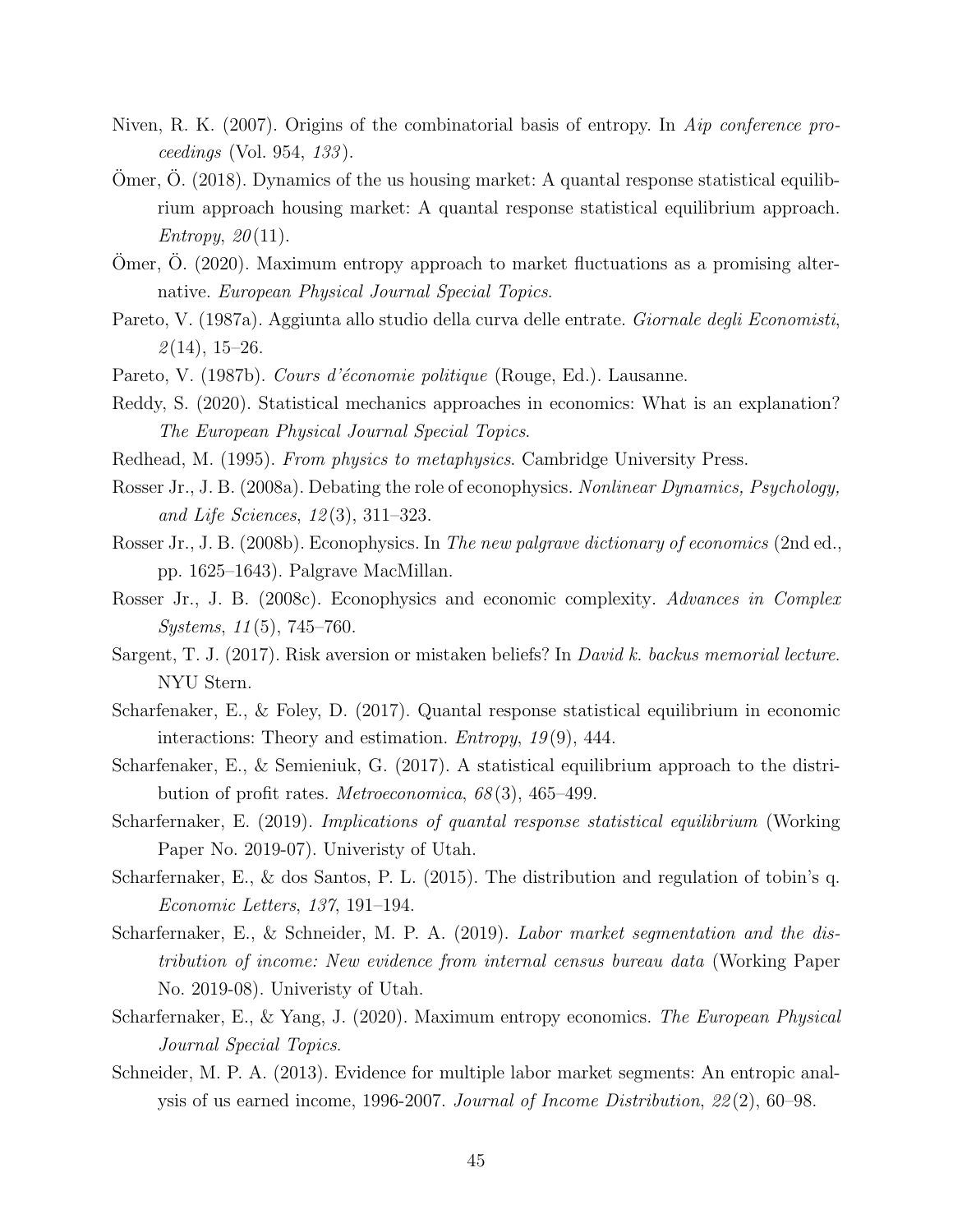Niven, R. K. (2007). Origins of the combinatorial basis of entropy. In *Aip conference proceedings* (Vol. 954, *133*).

Ömer, Ö. (2018). Dynamics of the us housing market: A quantal response statistical equilibrium approach housing market: A quantal response statistical equilibrium approach. *Entropy*, *20*(11).

Ömer, Ö. (2020). Maximum entropy approach to market fluctuations as a promising alternative. *European Physical Journal Special Topics*.

Pareto, V. (1987a). Aggiunta allo studio della curva delle entrate. *Giornale degli Economisti*, *2*(14), 15–26.

Pareto, V. (1987b). *Cours d'économie politique* (Rouge, Ed.). Lausanne.

Reddy, S. (2020). Statistical mechanics approaches in economics: What is an explanation? *The European Physical Journal Special Topics*.

Redhead, M. (1995). *From physics to metaphysics*. Cambridge University Press.

Rosser Jr., J. B. (2008a). Debating the role of econophysics. *Nonlinear Dynamics, Psychology, and Life Sciences*, *12*(3), 311–323.

Rosser Jr., J. B. (2008b). Econophysics. In *The new palgrave dictionary of economics* (2nd ed., pp. 1625–1643). Palgrave MacMillan.

Rosser Jr., J. B. (2008c). Econophysics and economic complexity. *Advances in Complex Systems*, *11*(5), 745–760.

Sargent, T. J. (2017). Risk aversion or mistaken beliefs? In *David k. backus memorial lecture*. NYU Stern.

Scharfenaker, E., & Foley, D. (2017). Quantal response statistical equilibrium in economic interactions: Theory and estimation. *Entropy*, *19*(9), 444.

Scharfenaker, E., & Semieniuk, G. (2017). A statistical equilibrium approach to the distribution of profit rates. *Metroeconomica*, *68*(3), 465–499.

Scharfernaker, E. (2019). *Implications of quantal response statistical equilibrium* (Working Paper No. 2019-07). Univeristy of Utah.

Scharfernaker, E., & dos Santos, P. L. (2015). The distribution and regulation of tobin's q. *Economic Letters*, *137*, 191–194.

Scharfernaker, E., & Schneider, M. P. A. (2019). *Labor market segmentation and the distribution of income: New evidence from internal census bureau data* (Working Paper No. 2019-08). Univeristy of Utah.

Scharfernaker, E., & Yang, J. (2020). Maximum entropy economics. *The European Physical Journal Special Topics*.

Schneider, M. P. A. (2013). Evidence for multiple labor market segments: An entropic analysis of us earned income, 1996-2007. *Journal of Income Distribution*, *22*(2), 60–98.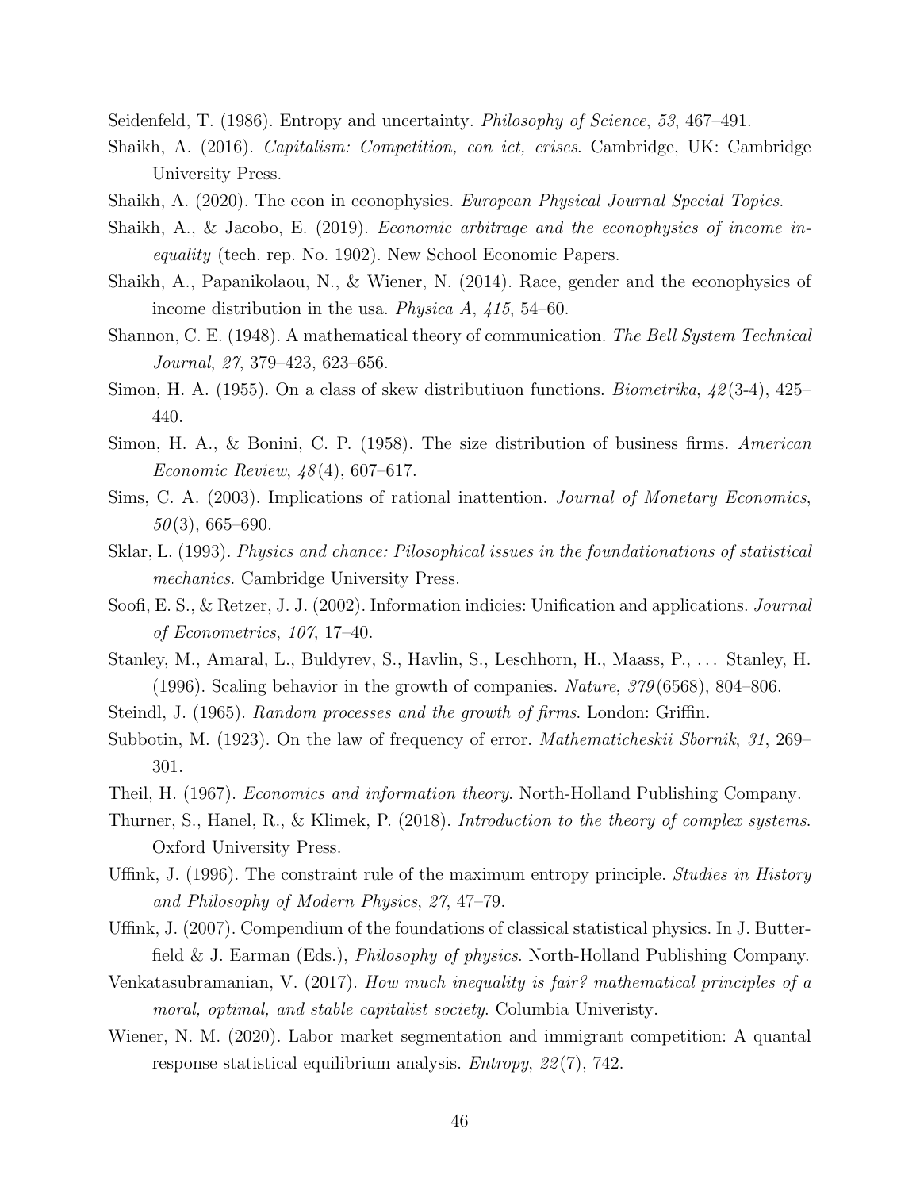Seidenfeld, T. (1986). Entropy and uncertainty. *Philosophy of Science*, *53*, 467–491.

Shaikh, A. (2016). *Capitalism: Competition, con ict, crises*. Cambridge, UK: Cambridge University Press.

Shaikh, A. (2020). The econ in econophysics. *European Physical Journal Special Topics*.

Shaikh, A., & Jacobo, E. (2019). *Economic arbitrage and the econophysics of income inequality* (tech. rep. No. 1902). New School Economic Papers.

Shaikh, A., Papanikolaou, N., & Wiener, N. (2014). Race, gender and the econophysics of income distribution in the usa. *Physica A*, *415*, 54–60.

Shannon, C. E. (1948). A mathematical theory of communication. *The Bell System Technical Journal*, *27*, 379–423, 623–656.

Simon, H. A. (1955). On a class of skew distributiuon functions. *Biometrika*, *42*(3-4), 425–440.

Simon, H. A., & Bonini, C. P. (1958). The size distribution of business firms. *American Economic Review*, *48*(4), 607–617.

Sims, C. A. (2003). Implications of rational inattention. *Journal of Monetary Economics*, *50*(3), 665–690.

Sklar, L. (1993). *Physics and chance: Pilosophical issues in the foundationations of statistical mechanics*. Cambridge University Press.

Soofi, E. S., & Retzer, J. J. (2002). Information indicies: Unification and applications. *Journal of Econometrics*, *107*, 17–40.

Stanley, M., Amaral, L., Buldyrev, S., Havlin, S., Leschhorn, H., Maass, P., … Stanley, H. (1996). Scaling behavior in the growth of companies. *Nature*, *379*(6568), 804–806.

Steindl, J. (1965). *Random processes and the growth of firms*. London: Griffin.

Subbotin, M. (1923). On the law of frequency of error. *Mathematicheskii Sbornik*, *31*, 269–301.

Theil, H. (1967). *Economics and information theory*. North-Holland Publishing Company.

Thurner, S., Hanel, R., & Klimek, P. (2018). *Introduction to the theory of complex systems*. Oxford University Press.

Uffink, J. (1996). The constraint rule of the maximum entropy principle. *Studies in History and Philosophy of Modern Physics*, *27*, 47–79.

Uffink, J. (2007). Compendium of the foundations of classical statistical physics. In J. Butterfield & J. Earman (Eds.), *Philosophy of physics*. North-Holland Publishing Company.

Venkatasubramanian, V. (2017). *How much inequality is fair? mathematical principles of a moral, optimal, and stable capitalist society*. Columbia Univeristy.

Wiener, N. M. (2020). Labor market segmentation and immigrant competition: A quantal response statistical equilibrium analysis. *Entropy*, *22*(7), 742.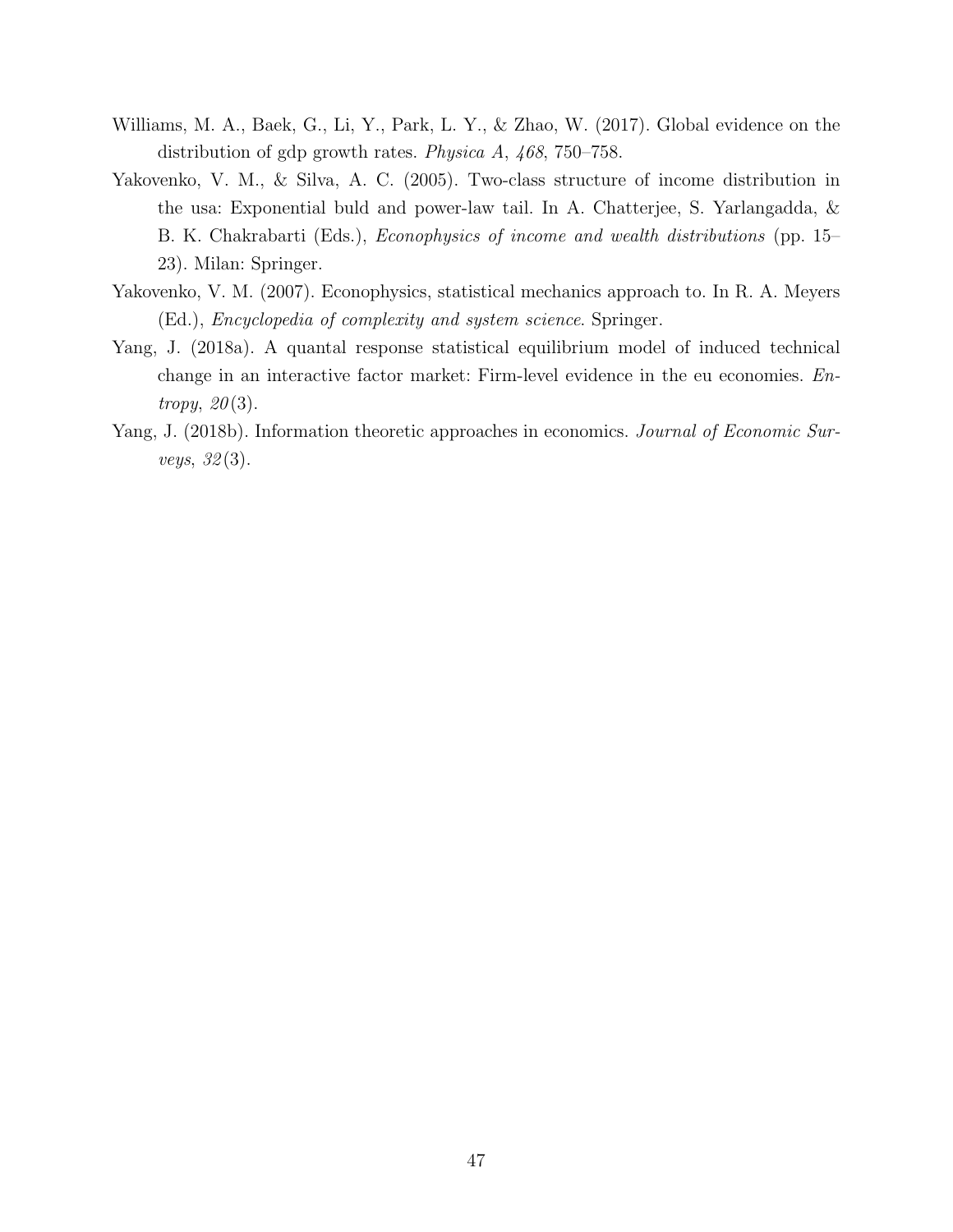Williams, M. A., Baek, G., Li, Y., Park, L. Y., & Zhao, W. (2017). Global evidence on the distribution of gdp growth rates. *Physica A*, *468*, 750–758.

Yakovenko, V. M., & Silva, A. C. (2005). Two-class structure of income distribution in the usa: Exponential buld and power-law tail. In A. Chatterjee, S. Yarlangadda, & B. K. Chakrabarti (Eds.), *Econophysics of income and wealth distributions* (pp. 15–23). Milan: Springer.

Yakovenko, V. M. (2007). Econophysics, statistical mechanics approach to. In R. A. Meyers (Ed.), *Encyclopedia of complexity and system science*. Springer.

Yang, J. (2018a). A quantal response statistical equilibrium model of induced technical change in an interactive factor market: Firm-level evidence in the eu economies. *Entropy*, *20*(3).

Yang, J. (2018b). Information theoretic approaches in economics. *Journal of Economic Surveys*, *32*(3).